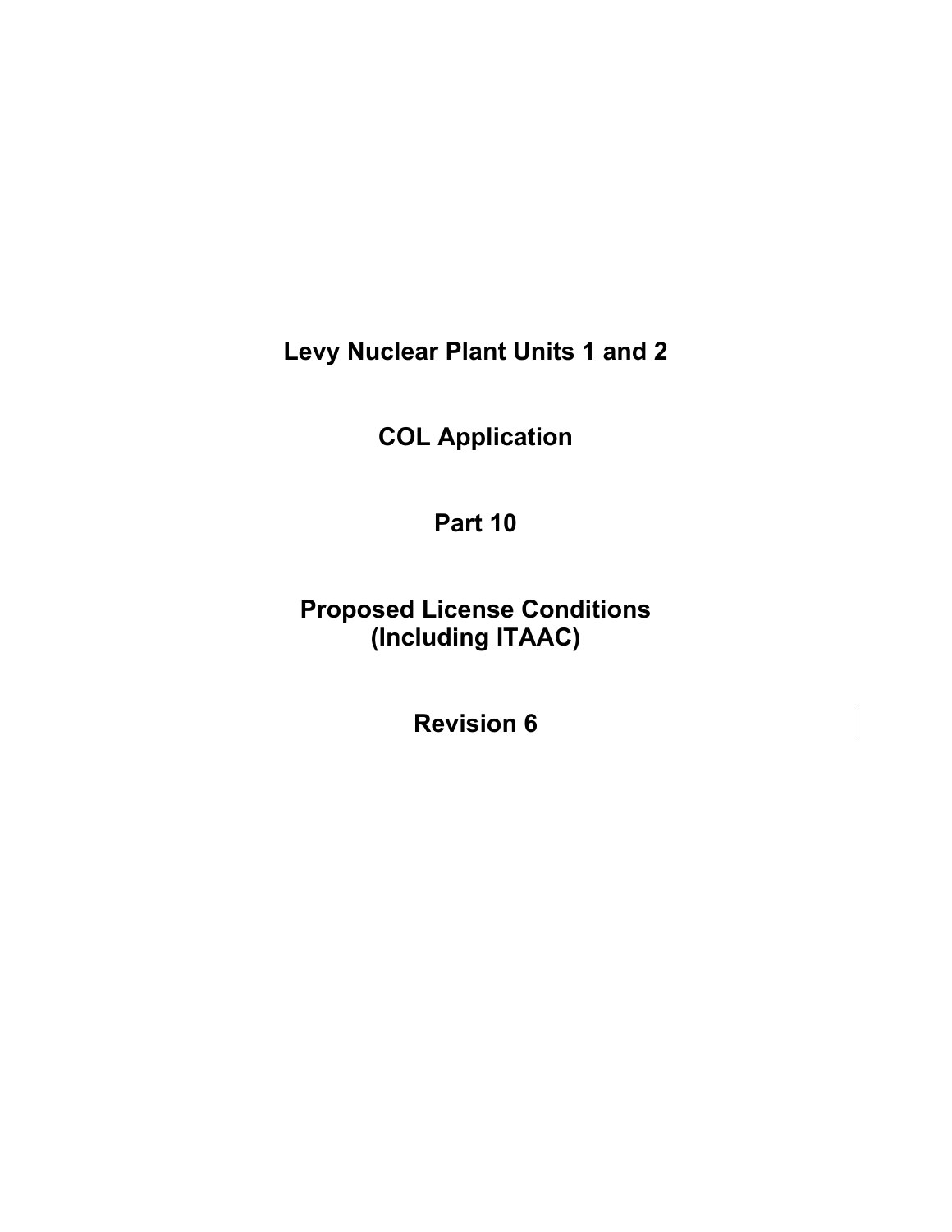# Levy Nuclear Plant Units 1 and 2

# COL Application

# Part 10

# Proposed License Conditions (Including ITAAC)

# Revision 6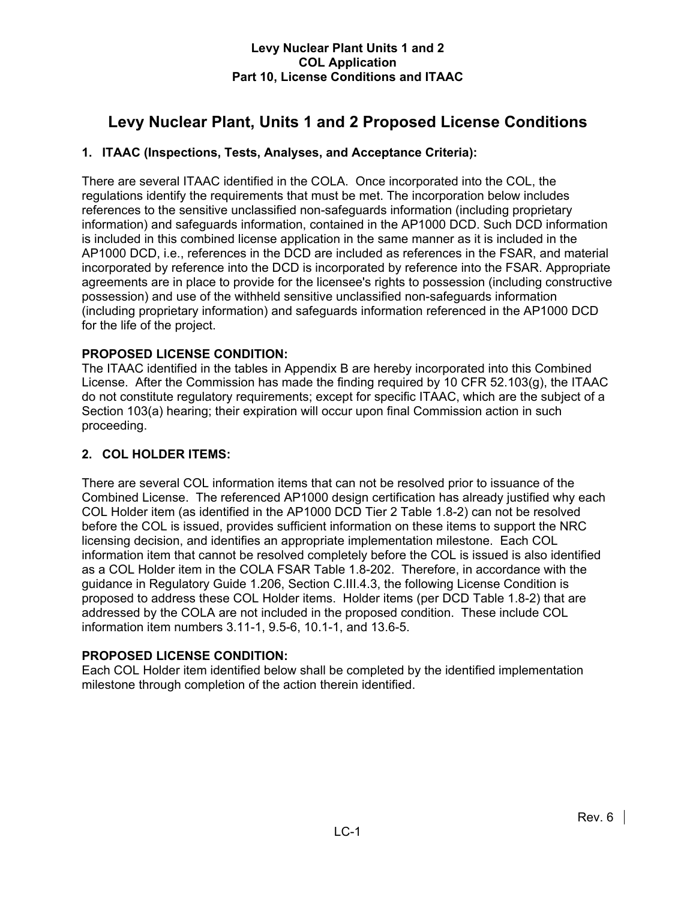# Levy Nuclear Plant, Units 1 and 2 Proposed License Conditions

## 1. ITAAC (Inspections, Tests, Analyses, and Acceptance Criteria):

There are several ITAAC identified in the COLA. Once incorporated into the COL, the regulations identify the requirements that must be met. The incorporation below includes references to the sensitive unclassified non-safeguards information (including proprietary information) and safeguards information, contained in the AP1000 DCD. Such DCD information is included in this combined license application in the same manner as it is included in the AP1000 DCD, i.e., references in the DCD are included as references in the FSAR, and material incorporated by reference into the DCD is incorporated by reference into the FSAR. Appropriate agreements are in place to provide for the licensee's rights to possession (including constructive possession) and use of the withheld sensitive unclassified non-safeguards information (including proprietary information) and safeguards information referenced in the AP1000 DCD for the life of the project.

**PROPOSED LICENSE CONDITION:**
The ITAAC identified in the tables in Appendix B are hereby incorporated into this Combined License. After the Commission has made the finding required by 10 CFR 52.103(g), the ITAAC do not constitute regulatory requirements; except for specific ITAAC, which are the subject of a Section 103(a) hearing; their expiration will occur upon final Commission action in such proceeding.

## 2. COL HOLDER ITEMS:

There are several COL information items that can not be resolved prior to issuance of the Combined License. The referenced AP1000 design certification has already justified why each COL Holder item (as identified in the AP1000 DCD Tier 2 Table 1.8-2) can not be resolved before the COL is issued, provides sufficient information on these items to support the NRC licensing decision, and identifies an appropriate implementation milestone. Each COL information item that cannot be resolved completely before the COL is issued is also identified as a COL Holder item in the COLA FSAR Table 1.8-202. Therefore, in accordance with the guidance in Regulatory Guide 1.206, Section C.III.4.3, the following License Condition is proposed to address these COL Holder items. Holder items (per DCD Table 1.8-2) that are addressed by the COLA are not included in the proposed condition. These include COL information item numbers 3.11-1, 9.5-6, 10.1-1, and 13.6-5.

**PROPOSED LICENSE CONDITION:**
Each COL Holder item identified below shall be completed by the identified implementation milestone through completion of the action therein identified.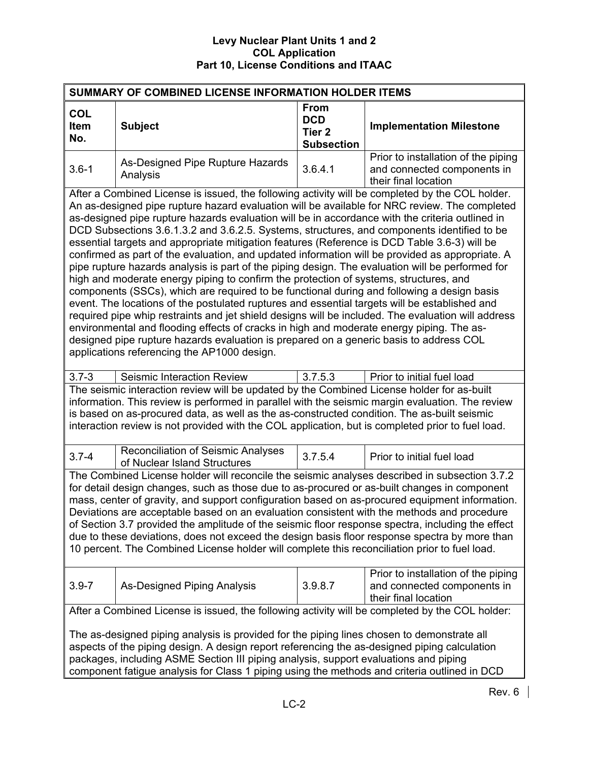| SUMMARY OF COMBINED LICENSE INFORMATION HOLDER ITEMS | | | |
|---|---|---|---|
| **COL Item No.** | **Subject** | **From DCD Tier 2 Subsection** | **Implementation Milestone** |
| 3.6-1 | As-Designed Pipe Rupture Hazards Analysis | 3.6.4.1 | Prior to installation of the piping and connected components in their final location |
| After a Combined License is issued, the following activity will be completed by the COL holder. An as-designed pipe rupture hazard evaluation will be available for NRC review. The completed as-designed pipe rupture hazards evaluation will be in accordance with the criteria outlined in DCD Subsections 3.6.1.3.2 and 3.6.2.5. Systems, structures, and components identified to be essential targets and appropriate mitigation features (Reference is DCD Table 3.6-3) will be confirmed as part of the evaluation, and updated information will be provided as appropriate. A pipe rupture hazards analysis is part of the piping design. The evaluation will be performed for high and moderate energy piping to confirm the protection of systems, structures, and components (SSCs), which are required to be functional during and following a design basis event. The locations of the postulated ruptures and essential targets will be established and required pipe whip restraints and jet shield designs will be included. The evaluation will address environmental and flooding effects of cracks in high and moderate energy piping. The as-designed pipe rupture hazards evaluation is prepared on a generic basis to address COL applications referencing the AP1000 design. | | | |
| 3.7-3 | Seismic Interaction Review | 3.7.5.3 | Prior to initial fuel load |
| The seismic interaction review will be updated by the Combined License holder for as-built information. This review is performed in parallel with the seismic margin evaluation. The review is based on as-procured data, as well as the as-constructed condition. The as-built seismic interaction review is not provided with the COL application, but is completed prior to fuel load. | | | |
| 3.7-4 | Reconciliation of Seismic Analyses of Nuclear Island Structures | 3.7.5.4 | Prior to initial fuel load |
| The Combined License holder will reconcile the seismic analyses described in subsection 3.7.2 for detail design changes, such as those due to as-procured or as-built changes in component mass, center of gravity, and support configuration based on as-procured equipment information. Deviations are acceptable based on an evaluation consistent with the methods and procedure of Section 3.7 provided the amplitude of the seismic floor response spectra, including the effect due to these deviations, does not exceed the design basis floor response spectra by more than 10 percent. The Combined License holder will complete this reconciliation prior to fuel load. | | | |
| 3.9-7 | As-Designed Piping Analysis | 3.9.8.7 | Prior to installation of the piping and connected components in their final location |
| After a Combined License is issued, the following activity will be completed by the COL holder:<br><br>The as-designed piping analysis is provided for the piping lines chosen to demonstrate all aspects of the piping design. A design report referencing the as-designed piping calculation packages, including ASME Section III piping analysis, support evaluations and piping component fatigue analysis for Class 1 piping using the methods and criteria outlined in DCD | | | |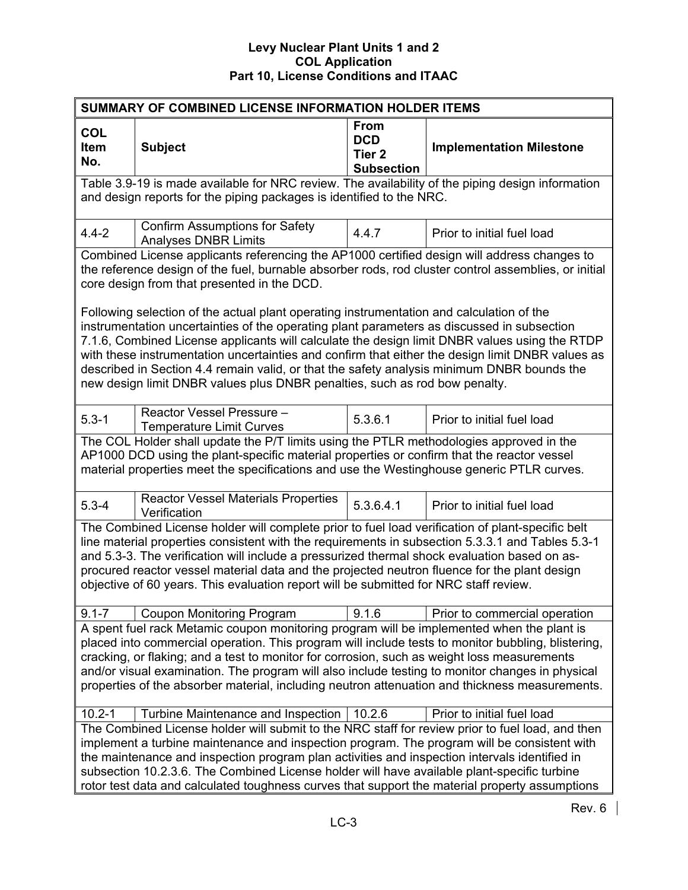| SUMMARY OF COMBINED LICENSE INFORMATION HOLDER ITEMS | | | |
|---|---|---|---|
| **COL Item No.** | **Subject** | **From DCD Tier 2 Subsection** | **Implementation Milestone** |
| Table 3.9-19 is made available for NRC review. The availability of the piping design information and design reports for the piping packages is identified to the NRC. | | | |
| 4.4-2 | Confirm Assumptions for Safety Analyses DNBR Limits | 4.4.7 | Prior to initial fuel load |
| Combined License applicants referencing the AP1000 certified design will address changes to the reference design of the fuel, burnable absorber rods, rod cluster control assemblies, or initial core design from that presented in the DCD.<br><br>Following selection of the actual plant operating instrumentation and calculation of the instrumentation uncertainties of the operating plant parameters as discussed in subsection 7.1.6, Combined License applicants will calculate the design limit DNBR values using the RTDP with these instrumentation uncertainties and confirm that either the design limit DNBR values as described in Section 4.4 remain valid, or that the safety analysis minimum DNBR bounds the new design limit DNBR values plus DNBR penalties, such as rod bow penalty. | | | |
| 5.3-1 | Reactor Vessel Pressure – Temperature Limit Curves | 5.3.6.1 | Prior to initial fuel load |
| The COL Holder shall update the P/T limits using the PTLR methodologies approved in the AP1000 DCD using the plant-specific material properties or confirm that the reactor vessel material properties meet the specifications and use the Westinghouse generic PTLR curves. | | | |
| 5.3-4 | Reactor Vessel Materials Properties Verification | 5.3.6.4.1 | Prior to initial fuel load |
| The Combined License holder will complete prior to fuel load verification of plant-specific belt line material properties consistent with the requirements in subsection 5.3.3.1 and Tables 5.3-1 and 5.3-3. The verification will include a pressurized thermal shock evaluation based on as-procured reactor vessel material data and the projected neutron fluence for the plant design objective of 60 years. This evaluation report will be submitted for NRC staff review. | | | |
| 9.1-7 | Coupon Monitoring Program | 9.1.6 | Prior to commercial operation |
| A spent fuel rack Metamic coupon monitoring program will be implemented when the plant is placed into commercial operation. This program will include tests to monitor bubbling, blistering, cracking, or flaking; and a test to monitor for corrosion, such as weight loss measurements and/or visual examination. The program will also include testing to monitor changes in physical properties of the absorber material, including neutron attenuation and thickness measurements. | | | |
| 10.2-1 | Turbine Maintenance and Inspection | 10.2.6 | Prior to initial fuel load |
| The Combined License holder will submit to the NRC staff for review prior to fuel load, and then implement a turbine maintenance and inspection program. The program will be consistent with the maintenance and inspection program plan activities and inspection intervals identified in subsection 10.2.3.6. The Combined License holder will have available plant-specific turbine rotor test data and calculated toughness curves that support the material property assumptions | | | |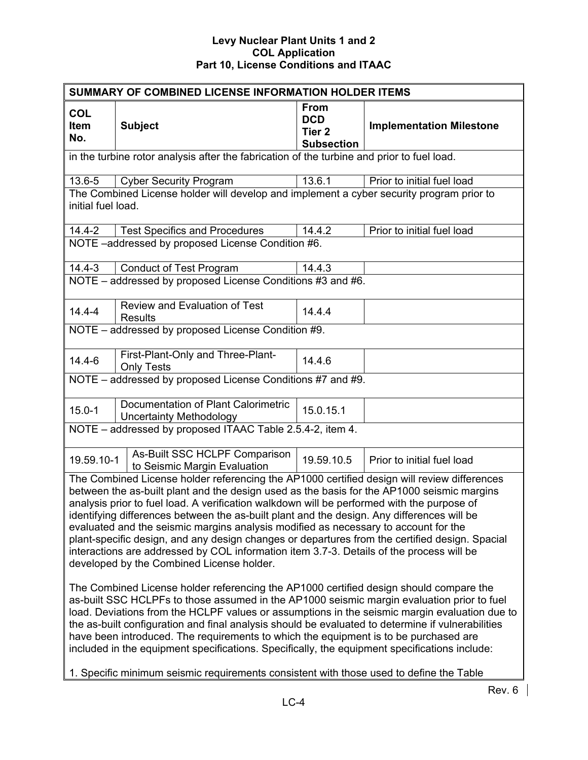**Levy Nuclear Plant Units 1 and 2**
**COL Application**
**Part 10, License Conditions and ITAAC**

| SUMMARY OF COMBINED LICENSE INFORMATION HOLDER ITEMS | | | |
|---|---|---|---|
| **COL Item No.** | **Subject** | **From DCD Tier 2 Subsection** | **Implementation Milestone** |
| in the turbine rotor analysis after the fabrication of the turbine and prior to fuel load. | | | |
| 13.6-5 | Cyber Security Program | 13.6.1 | Prior to initial fuel load |
| The Combined License holder will develop and implement a cyber security program prior to initial fuel load. | | | |
| 14.4-2 | Test Specifics and Procedures | 14.4.2 | Prior to initial fuel load |
| NOTE –addressed by proposed License Condition #6. | | | |
| 14.4-3 | Conduct of Test Program | 14.4.3 | |
| NOTE – addressed by proposed License Conditions #3 and #6. | | | |
| 14.4-4 | Review and Evaluation of Test Results | 14.4.4 | |
| NOTE – addressed by proposed License Condition #9. | | | |
| 14.4-6 | First-Plant-Only and Three-Plant-Only Tests | 14.4.6 | |
| NOTE – addressed by proposed License Conditions #7 and #9. | | | |
| 15.0-1 | Documentation of Plant Calorimetric Uncertainty Methodology | 15.0.15.1 | |
| NOTE – addressed by proposed ITAAC Table 2.5.4-2, item 4. | | | |
| 19.59.10-1 | As-Built SSC HCLPF Comparison to Seismic Margin Evaluation | 19.59.10.5 | Prior to initial fuel load |
| The Combined License holder referencing the AP1000 certified design will review differences between the as-built plant and the design used as the basis for the AP1000 seismic margins analysis prior to fuel load. A verification walkdown will be performed with the purpose of identifying differences between the as-built plant and the design. Any differences will be evaluated and the seismic margins analysis modified as necessary to account for the plant-specific design, and any design changes or departures from the certified design. Spacial interactions are addressed by COL information item 3.7-3. Details of the process will be developed by the Combined License holder.<br><br>The Combined License holder referencing the AP1000 certified design should compare the as-built SSC HCLPFs to those assumed in the AP1000 seismic margin evaluation prior to fuel load. Deviations from the HCLPF values or assumptions in the seismic margin evaluation due to the as-built configuration and final analysis should be evaluated to determine if vulnerabilities have been introduced. The requirements to which the equipment is to be purchased are included in the equipment specifications. Specifically, the equipment specifications include:<br><br>1. Specific minimum seismic requirements consistent with those used to define the Table | | | |

Rev. 6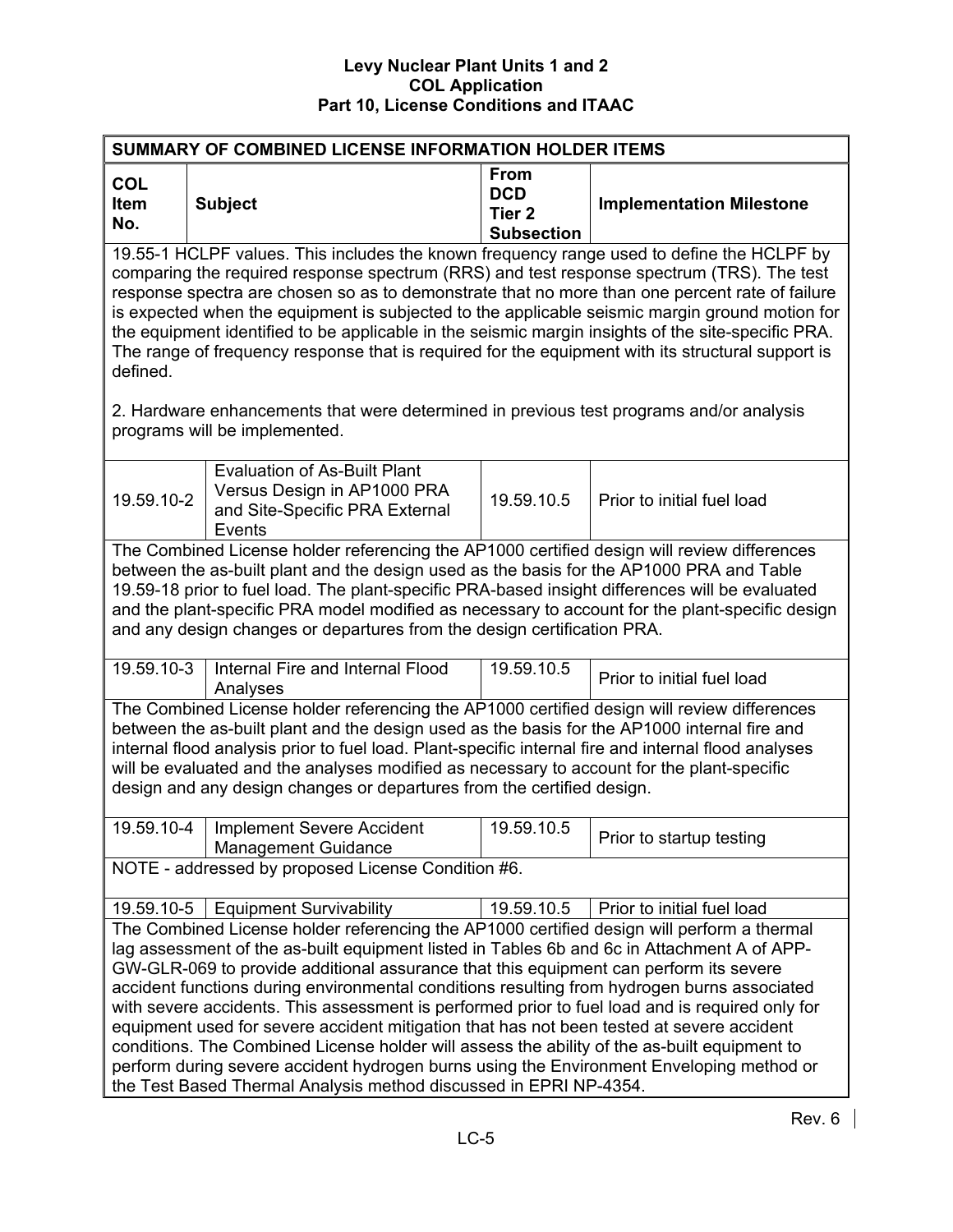| SUMMARY OF COMBINED LICENSE INFORMATION HOLDER ITEMS | | | |
|---|---|---|---|
| **COL Item No.** | **Subject** | **From DCD Tier 2 Subsection** | **Implementation Milestone** |
| 19.55-1 HCLPF values. This includes the known frequency range used to define the HCLPF by comparing the required response spectrum (RRS) and test response spectrum (TRS). The test response spectra are chosen so as to demonstrate that no more than one percent rate of failure is expected when the equipment is subjected to the applicable seismic margin ground motion for the equipment identified to be applicable in the seismic margin insights of the site-specific PRA. The range of frequency response that is required for the equipment with its structural support is defined.<br><br>2. Hardware enhancements that were determined in previous test programs and/or analysis programs will be implemented. | | | |
| 19.59.10-2 | Evaluation of As-Built Plant Versus Design in AP1000 PRA and Site-Specific PRA External Events | 19.59.10.5 | Prior to initial fuel load |
| The Combined License holder referencing the AP1000 certified design will review differences between the as-built plant and the design used as the basis for the AP1000 PRA and Table 19.59-18 prior to fuel load. The plant-specific PRA-based insight differences will be evaluated and the plant-specific PRA model modified as necessary to account for the plant-specific design and any design changes or departures from the design certification PRA. | | | |
| 19.59.10-3 | Internal Fire and Internal Flood Analyses | 19.59.10.5 | Prior to initial fuel load |
| The Combined License holder referencing the AP1000 certified design will review differences between the as-built plant and the design used as the basis for the AP1000 internal fire and internal flood analysis prior to fuel load. Plant-specific internal fire and internal flood analyses will be evaluated and the analyses modified as necessary to account for the plant-specific design and any design changes or departures from the certified design. | | | |
| 19.59.10-4 | Implement Severe Accident Management Guidance | 19.59.10.5 | Prior to startup testing |
| NOTE - addressed by proposed License Condition #6. | | | |
| 19.59.10-5 | Equipment Survivability | 19.59.10.5 | Prior to initial fuel load |
| The Combined License holder referencing the AP1000 certified design will perform a thermal lag assessment of the as-built equipment listed in Tables 6b and 6c in Attachment A of APP-GW-GLR-069 to provide additional assurance that this equipment can perform its severe accident functions during environmental conditions resulting from hydrogen burns associated with severe accidents. This assessment is performed prior to fuel load and is required only for equipment used for severe accident mitigation that has not been tested at severe accident conditions. The Combined License holder will assess the ability of the as-built equipment to perform during severe accident hydrogen burns using the Environment Enveloping method or the Test Based Thermal Analysis method discussed in EPRI NP-4354. | | | |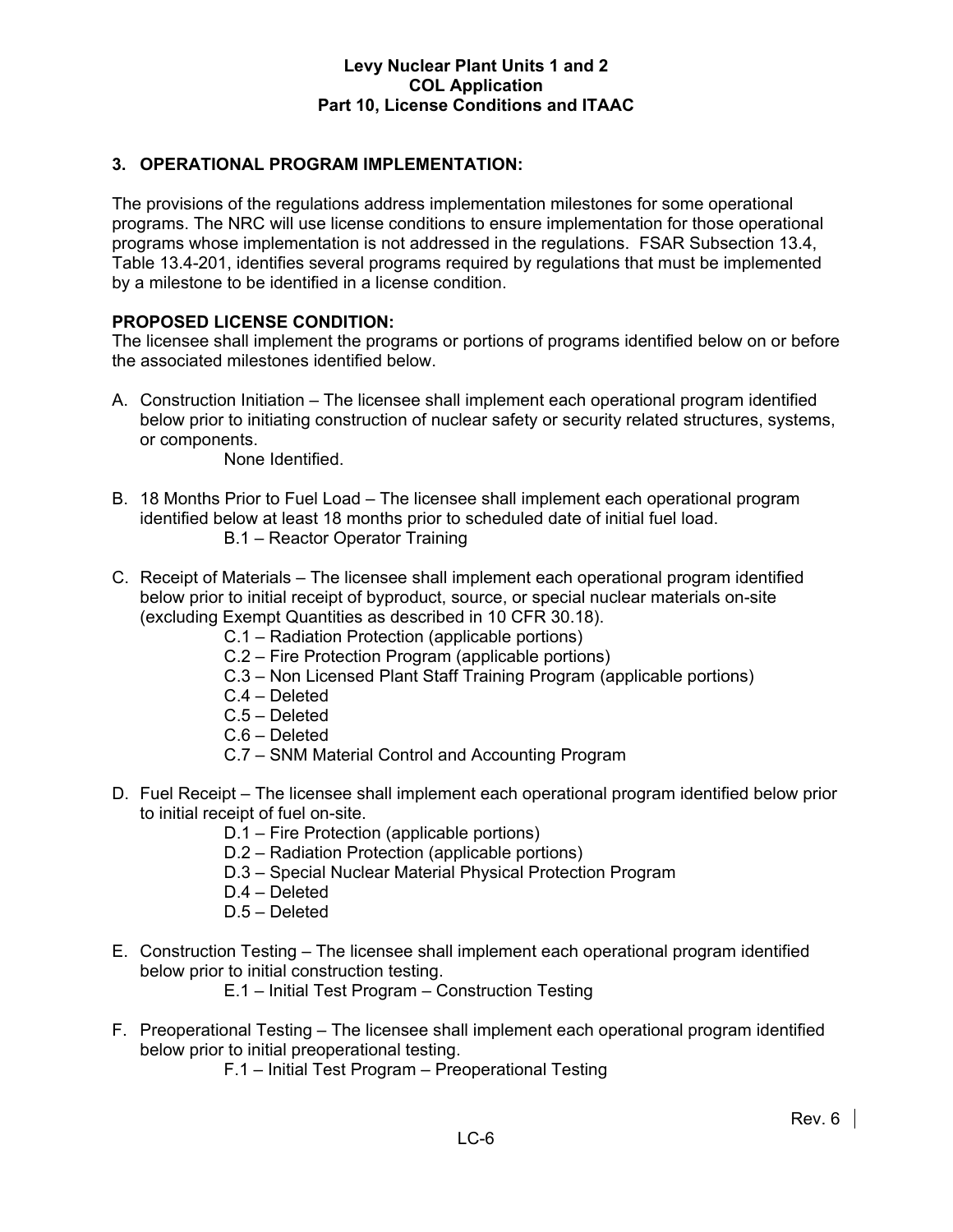## 3. OPERATIONAL PROGRAM IMPLEMENTATION:

The provisions of the regulations address implementation milestones for some operational programs. The NRC will use license conditions to ensure implementation for those operational programs whose implementation is not addressed in the regulations. FSAR Subsection 13.4, Table 13.4-201, identifies several programs required by regulations that must be implemented by a milestone to be identified in a license condition.

**PROPOSED LICENSE CONDITION:**
The licensee shall implement the programs or portions of programs identified below on or before the associated milestones identified below.

A. Construction Initiation – The licensee shall implement each operational program identified below prior to initiating construction of nuclear safety or security related structures, systems, or components.
   - None Identified.

B. 18 Months Prior to Fuel Load – The licensee shall implement each operational program identified below at least 18 months prior to scheduled date of initial fuel load.
   - B.1 – Reactor Operator Training

C. Receipt of Materials – The licensee shall implement each operational program identified below prior to initial receipt of byproduct, source, or special nuclear materials on-site (excluding Exempt Quantities as described in 10 CFR 30.18).
   - C.1 – Radiation Protection (applicable portions)
   - C.2 – Fire Protection Program (applicable portions)
   - C.3 – Non Licensed Plant Staff Training Program (applicable portions)
   - C.4 – Deleted
   - C.5 – Deleted
   - C.6 – Deleted
   - C.7 – SNM Material Control and Accounting Program

D. Fuel Receipt – The licensee shall implement each operational program identified below prior to initial receipt of fuel on-site.
   - D.1 – Fire Protection (applicable portions)
   - D.2 – Radiation Protection (applicable portions)
   - D.3 – Special Nuclear Material Physical Protection Program
   - D.4 – Deleted
   - D.5 – Deleted

E. Construction Testing – The licensee shall implement each operational program identified below prior to initial construction testing.
   - E.1 – Initial Test Program – Construction Testing

F. Preoperational Testing – The licensee shall implement each operational program identified below prior to initial preoperational testing.
   - F.1 – Initial Test Program – Preoperational Testing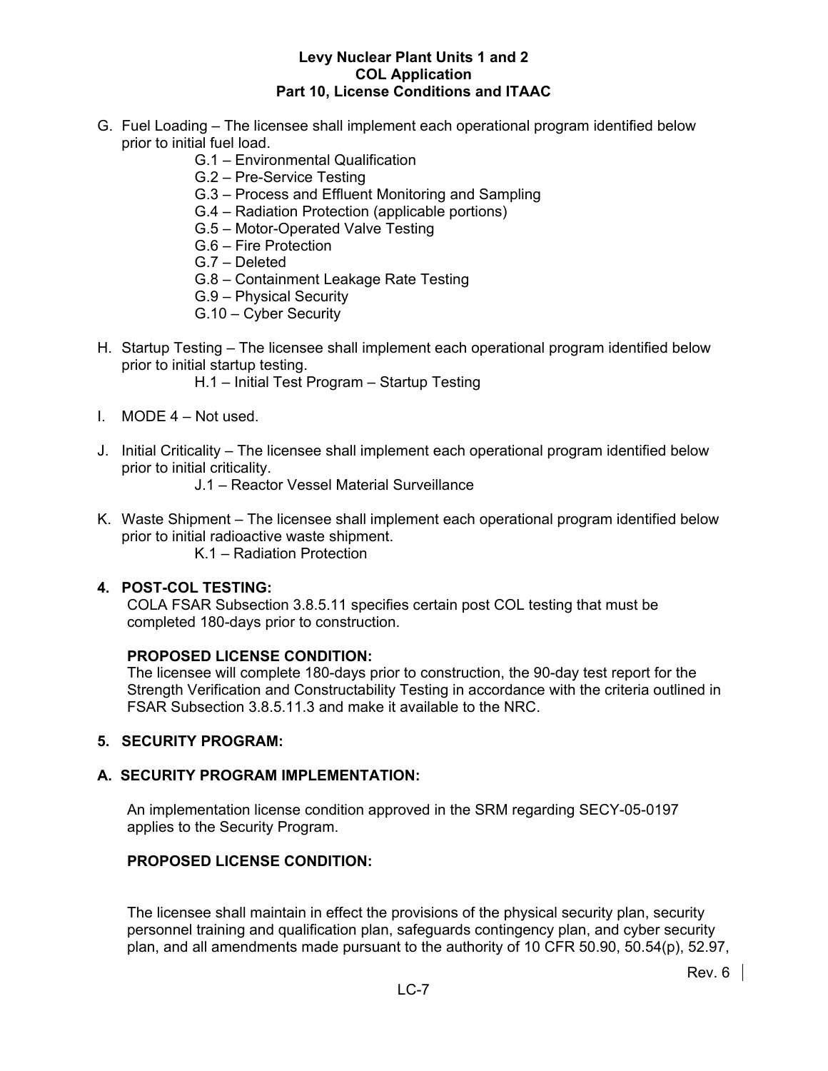G. Fuel Loading – The licensee shall implement each operational program identified below prior to initial fuel load.

  - G.1 – Environmental Qualification
  - G.2 – Pre-Service Testing
  - G.3 – Process and Effluent Monitoring and Sampling
  - G.4 – Radiation Protection (applicable portions)
  - G.5 – Motor-Operated Valve Testing
  - G.6 – Fire Protection
  - G.7 – Deleted
  - G.8 – Containment Leakage Rate Testing
  - G.9 – Physical Security
  - G.10 – Cyber Security

H. Startup Testing – The licensee shall implement each operational program identified below prior to initial startup testing.

  - H.1 – Initial Test Program – Startup Testing

I. MODE 4 – Not used.

J. Initial Criticality – The licensee shall implement each operational program identified below prior to initial criticality.

  - J.1 – Reactor Vessel Material Surveillance

K. Waste Shipment – The licensee shall implement each operational program identified below prior to initial radioactive waste shipment.

  - K.1 – Radiation Protection

**4. POST-COL TESTING:**

COLA FSAR Subsection 3.8.5.11 specifies certain post COL testing that must be completed 180-days prior to construction.

**PROPOSED LICENSE CONDITION:**

The licensee will complete 180-days prior to construction, the 90-day test report for the Strength Verification and Constructability Testing in accordance with the criteria outlined in FSAR Subsection 3.8.5.11.3 and make it available to the NRC.

**5. SECURITY PROGRAM:**

**A. SECURITY PROGRAM IMPLEMENTATION:**

An implementation license condition approved in the SRM regarding SECY-05-0197 applies to the Security Program.

**PROPOSED LICENSE CONDITION:**

The licensee shall maintain in effect the provisions of the physical security plan, security personnel training and qualification plan, safeguards contingency plan, and cyber security plan, and all amendments made pursuant to the authority of 10 CFR 50.90, 50.54(p), 52.97,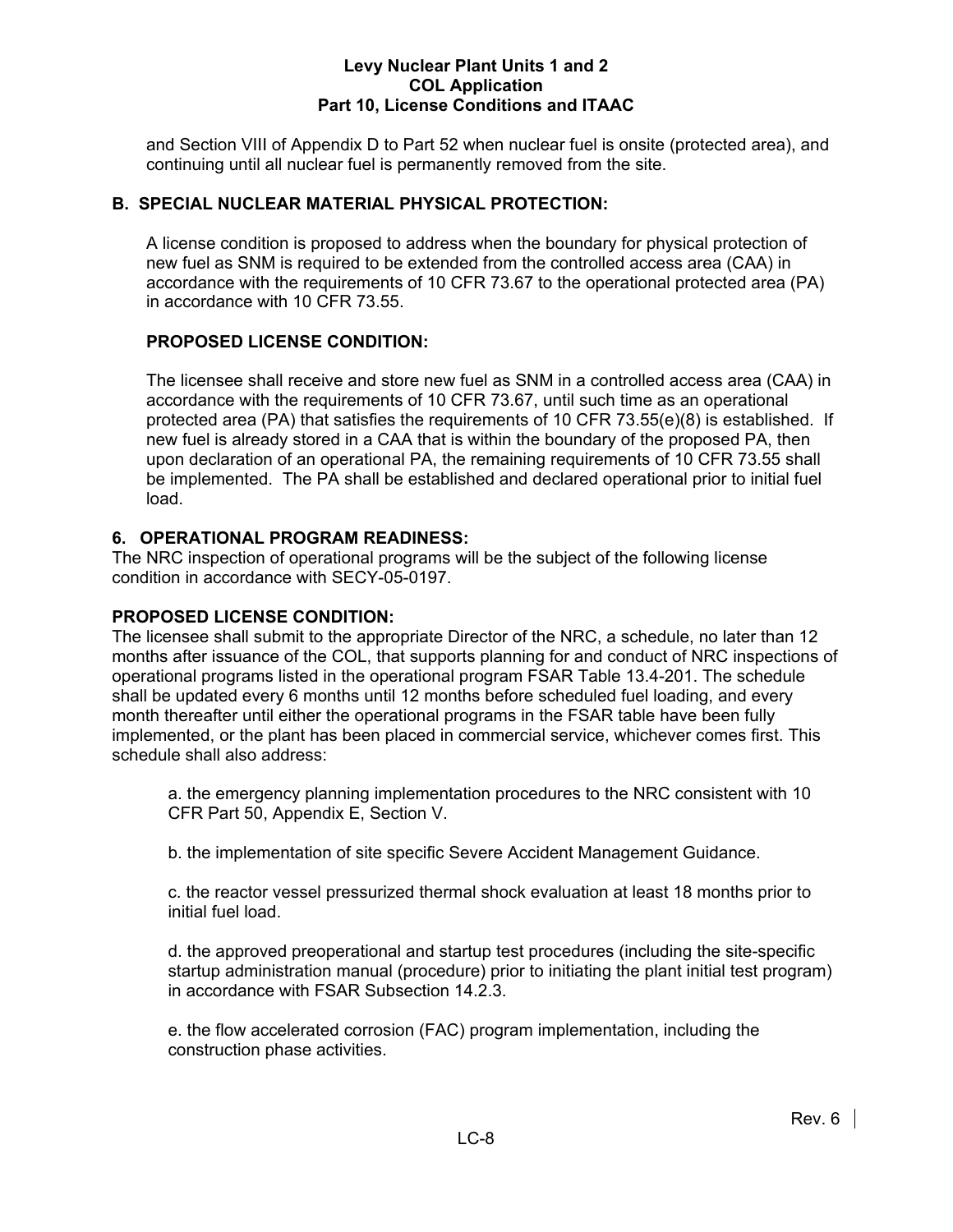and Section VIII of Appendix D to Part 52 when nuclear fuel is onsite (protected area), and continuing until all nuclear fuel is permanently removed from the site.

## B. SPECIAL NUCLEAR MATERIAL PHYSICAL PROTECTION:

A license condition is proposed to address when the boundary for physical protection of new fuel as SNM is required to be extended from the controlled access area (CAA) in accordance with the requirements of 10 CFR 73.67 to the operational protected area (PA) in accordance with 10 CFR 73.55.

### PROPOSED LICENSE CONDITION:

The licensee shall receive and store new fuel as SNM in a controlled access area (CAA) in accordance with the requirements of 10 CFR 73.67, until such time as an operational protected area (PA) that satisfies the requirements of 10 CFR 73.55(e)(8) is established. If new fuel is already stored in a CAA that is within the boundary of the proposed PA, then upon declaration of an operational PA, the remaining requirements of 10 CFR 73.55 shall be implemented. The PA shall be established and declared operational prior to initial fuel load.

## 6. OPERATIONAL PROGRAM READINESS:

The NRC inspection of operational programs will be the subject of the following license condition in accordance with SECY-05-0197.

### PROPOSED LICENSE CONDITION:

The licensee shall submit to the appropriate Director of the NRC, a schedule, no later than 12 months after issuance of the COL, that supports planning for and conduct of NRC inspections of operational programs listed in the operational program FSAR Table 13.4-201. The schedule shall be updated every 6 months until 12 months before scheduled fuel loading, and every month thereafter until either the operational programs in the FSAR table have been fully implemented, or the plant has been placed in commercial service, whichever comes first. This schedule shall also address:

a. the emergency planning implementation procedures to the NRC consistent with 10 CFR Part 50, Appendix E, Section V.

b. the implementation of site specific Severe Accident Management Guidance.

c. the reactor vessel pressurized thermal shock evaluation at least 18 months prior to initial fuel load.

d. the approved preoperational and startup test procedures (including the site-specific startup administration manual (procedure) prior to initiating the plant initial test program) in accordance with FSAR Subsection 14.2.3.

e. the flow accelerated corrosion (FAC) program implementation, including the construction phase activities.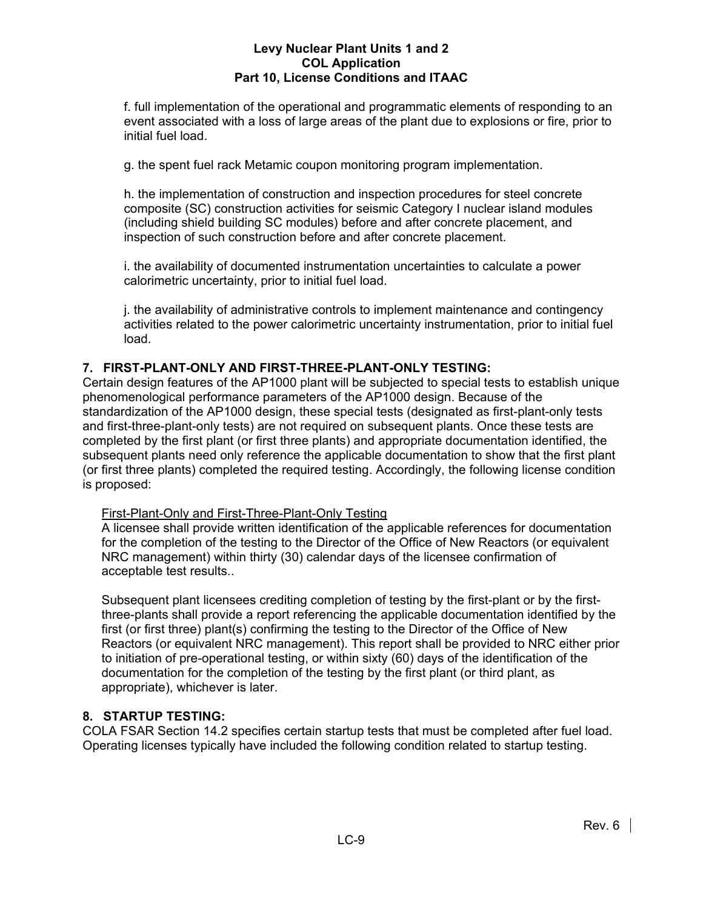f. full implementation of the operational and programmatic elements of responding to an event associated with a loss of large areas of the plant due to explosions or fire, prior to initial fuel load.

g. the spent fuel rack Metamic coupon monitoring program implementation.

h. the implementation of construction and inspection procedures for steel concrete composite (SC) construction activities for seismic Category I nuclear island modules (including shield building SC modules) before and after concrete placement, and inspection of such construction before and after concrete placement.

i. the availability of documented instrumentation uncertainties to calculate a power calorimetric uncertainty, prior to initial fuel load.

j. the availability of administrative controls to implement maintenance and contingency activities related to the power calorimetric uncertainty instrumentation, prior to initial fuel load.

## 7. FIRST-PLANT-ONLY AND FIRST-THREE-PLANT-ONLY TESTING:

Certain design features of the AP1000 plant will be subjected to special tests to establish unique phenomenological performance parameters of the AP1000 design. Because of the standardization of the AP1000 design, these special tests (designated as first-plant-only tests and first-three-plant-only tests) are not required on subsequent plants. Once these tests are completed by the first plant (or first three plants) and appropriate documentation identified, the subsequent plants need only reference the applicable documentation to show that the first plant (or first three plants) completed the required testing. Accordingly, the following license condition is proposed:

<u>First-Plant-Only and First-Three-Plant-Only Testing</u>
A licensee shall provide written identification of the applicable references for documentation for the completion of the testing to the Director of the Office of New Reactors (or equivalent NRC management) within thirty (30) calendar days of the licensee confirmation of acceptable test results..

Subsequent plant licensees crediting completion of testing by the first-plant or by the first-three-plants shall provide a report referencing the applicable documentation identified by the first (or first three) plant(s) confirming the testing to the Director of the Office of New Reactors (or equivalent NRC management). This report shall be provided to NRC either prior to initiation of pre-operational testing, or within sixty (60) days of the identification of the documentation for the completion of the testing by the first plant (or third plant, as appropriate), whichever is later.

## 8. STARTUP TESTING:

COLA FSAR Section 14.2 specifies certain startup tests that must be completed after fuel load. Operating licenses typically have included the following condition related to startup testing.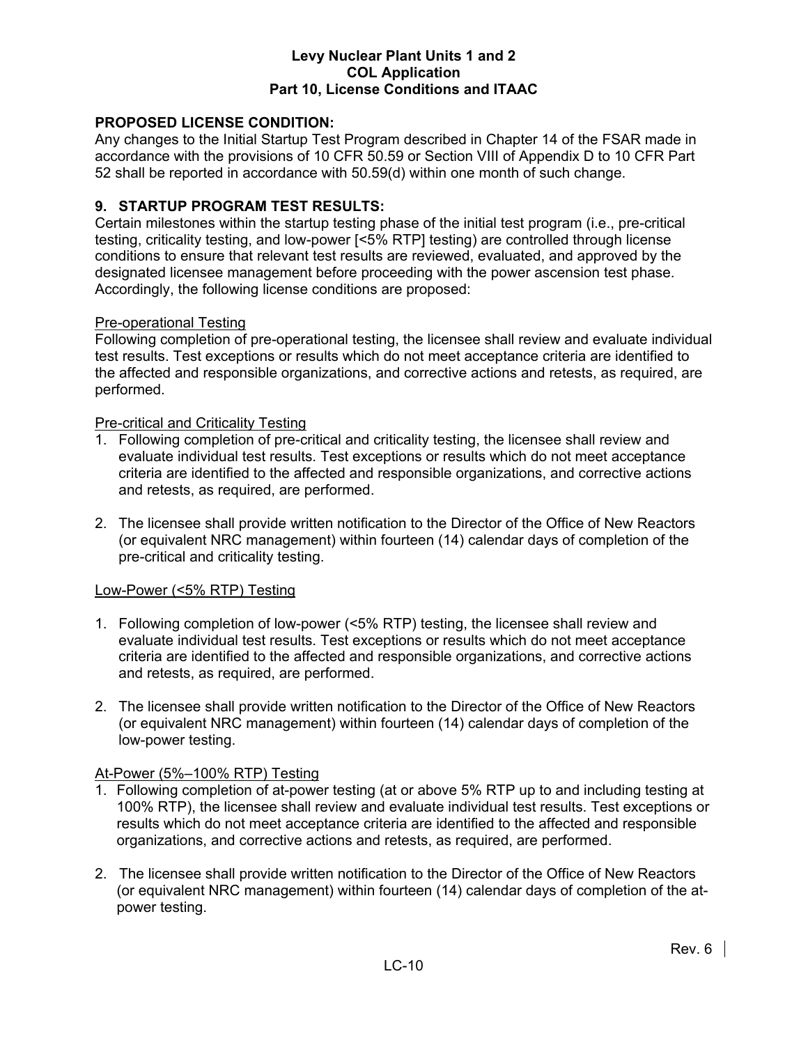**PROPOSED LICENSE CONDITION:**
Any changes to the Initial Startup Test Program described in Chapter 14 of the FSAR made in accordance with the provisions of 10 CFR 50.59 or Section VIII of Appendix D to 10 CFR Part 52 shall be reported in accordance with 50.59(d) within one month of such change.

## 9. STARTUP PROGRAM TEST RESULTS:

Certain milestones within the startup testing phase of the initial test program (i.e., pre-critical testing, criticality testing, and low-power [<5% RTP] testing) are controlled through license conditions to ensure that relevant test results are reviewed, evaluated, and approved by the designated licensee management before proceeding with the power ascension test phase. Accordingly, the following license conditions are proposed:

<u>Pre-operational Testing</u>
Following completion of pre-operational testing, the licensee shall review and evaluate individual test results. Test exceptions or results which do not meet acceptance criteria are identified to the affected and responsible organizations, and corrective actions and retests, as required, are performed.

<u>Pre-critical and Criticality Testing</u>

1. Following completion of pre-critical and criticality testing, the licensee shall review and evaluate individual test results. Test exceptions or results which do not meet acceptance criteria are identified to the affected and responsible organizations, and corrective actions and retests, as required, are performed.

2. The licensee shall provide written notification to the Director of the Office of New Reactors (or equivalent NRC management) within fourteen (14) calendar days of completion of the pre-critical and criticality testing.

<u>Low-Power (<5% RTP) Testing</u>

1. Following completion of low-power (<5% RTP) testing, the licensee shall review and evaluate individual test results. Test exceptions or results which do not meet acceptance criteria are identified to the affected and responsible organizations, and corrective actions and retests, as required, are performed.

2. The licensee shall provide written notification to the Director of the Office of New Reactors (or equivalent NRC management) within fourteen (14) calendar days of completion of the low-power testing.

<u>At-Power (5%–100% RTP) Testing</u>

1. Following completion of at-power testing (at or above 5% RTP up to and including testing at 100% RTP), the licensee shall review and evaluate individual test results. Test exceptions or results which do not meet acceptance criteria are identified to the affected and responsible organizations, and corrective actions and retests, as required, are performed.

2. The licensee shall provide written notification to the Director of the Office of New Reactors (or equivalent NRC management) within fourteen (14) calendar days of completion of the at-power testing.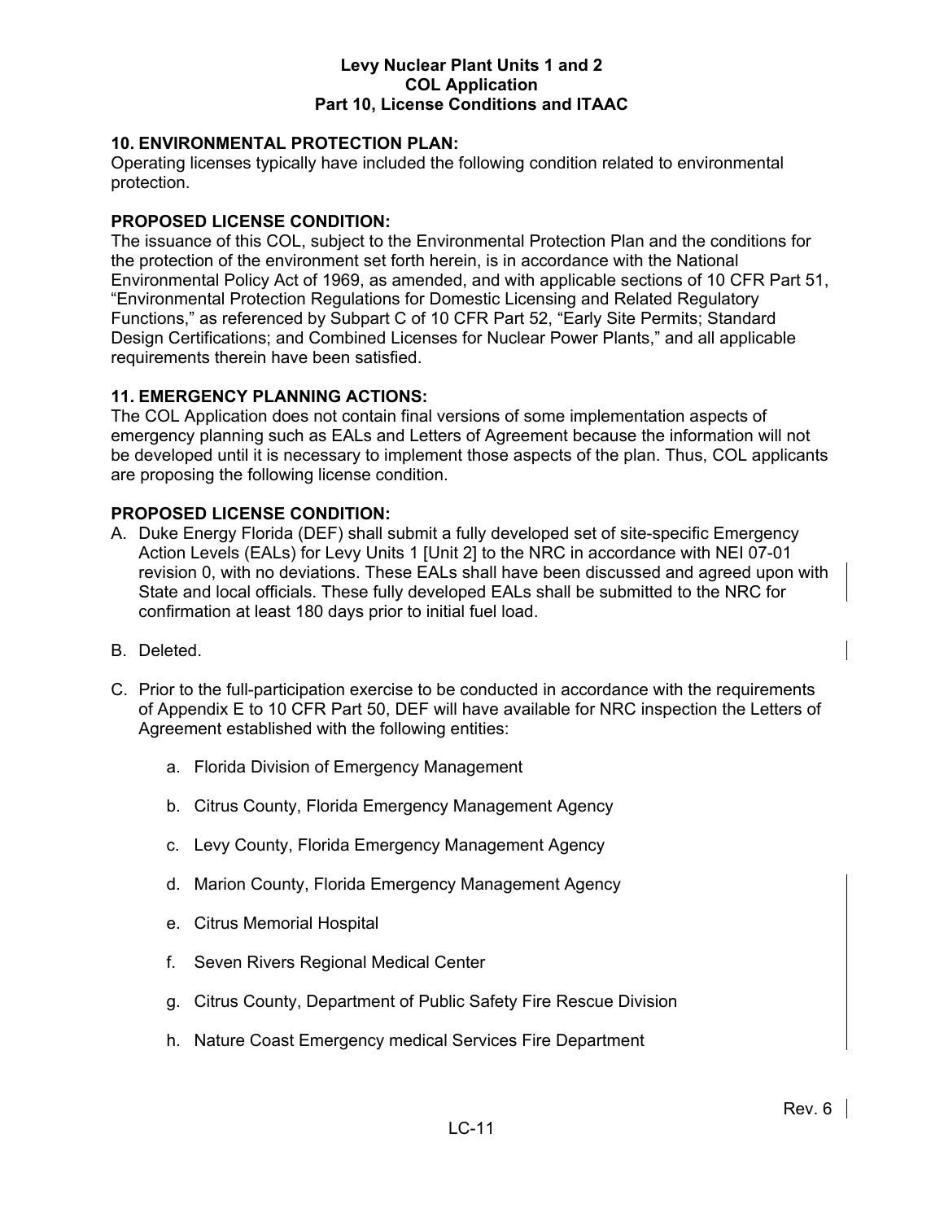## 10. ENVIRONMENTAL PROTECTION PLAN:

Operating licenses typically have included the following condition related to environmental protection.

### PROPOSED LICENSE CONDITION:

The issuance of this COL, subject to the Environmental Protection Plan and the conditions for the protection of the environment set forth herein, is in accordance with the National Environmental Policy Act of 1969, as amended, and with applicable sections of 10 CFR Part 51, "Environmental Protection Regulations for Domestic Licensing and Related Regulatory Functions," as referenced by Subpart C of 10 CFR Part 52, "Early Site Permits; Standard Design Certifications; and Combined Licenses for Nuclear Power Plants," and all applicable requirements therein have been satisfied.

## 11. EMERGENCY PLANNING ACTIONS:

The COL Application does not contain final versions of some implementation aspects of emergency planning such as EALs and Letters of Agreement because the information will not be developed until it is necessary to implement those aspects of the plan. Thus, COL applicants are proposing the following license condition.

### PROPOSED LICENSE CONDITION:

A. Duke Energy Florida (DEF) shall submit a fully developed set of site-specific Emergency Action Levels (EALs) for Levy Units 1 [Unit 2] to the NRC in accordance with NEI 07-01 revision 0, with no deviations. These EALs shall have been discussed and agreed upon with State and local officials. These fully developed EALs shall be submitted to the NRC for confirmation at least 180 days prior to initial fuel load.

B. Deleted.

C. Prior to the full-participation exercise to be conducted in accordance with the requirements of Appendix E to 10 CFR Part 50, DEF will have available for NRC inspection the Letters of Agreement established with the following entities:

   a. Florida Division of Emergency Management

   b. Citrus County, Florida Emergency Management Agency

   c. Levy County, Florida Emergency Management Agency

   d. Marion County, Florida Emergency Management Agency

   e. Citrus Memorial Hospital

   f. Seven Rivers Regional Medical Center

   g. Citrus County, Department of Public Safety Fire Rescue Division

   h. Nature Coast Emergency medical Services Fire Department

Rev. 6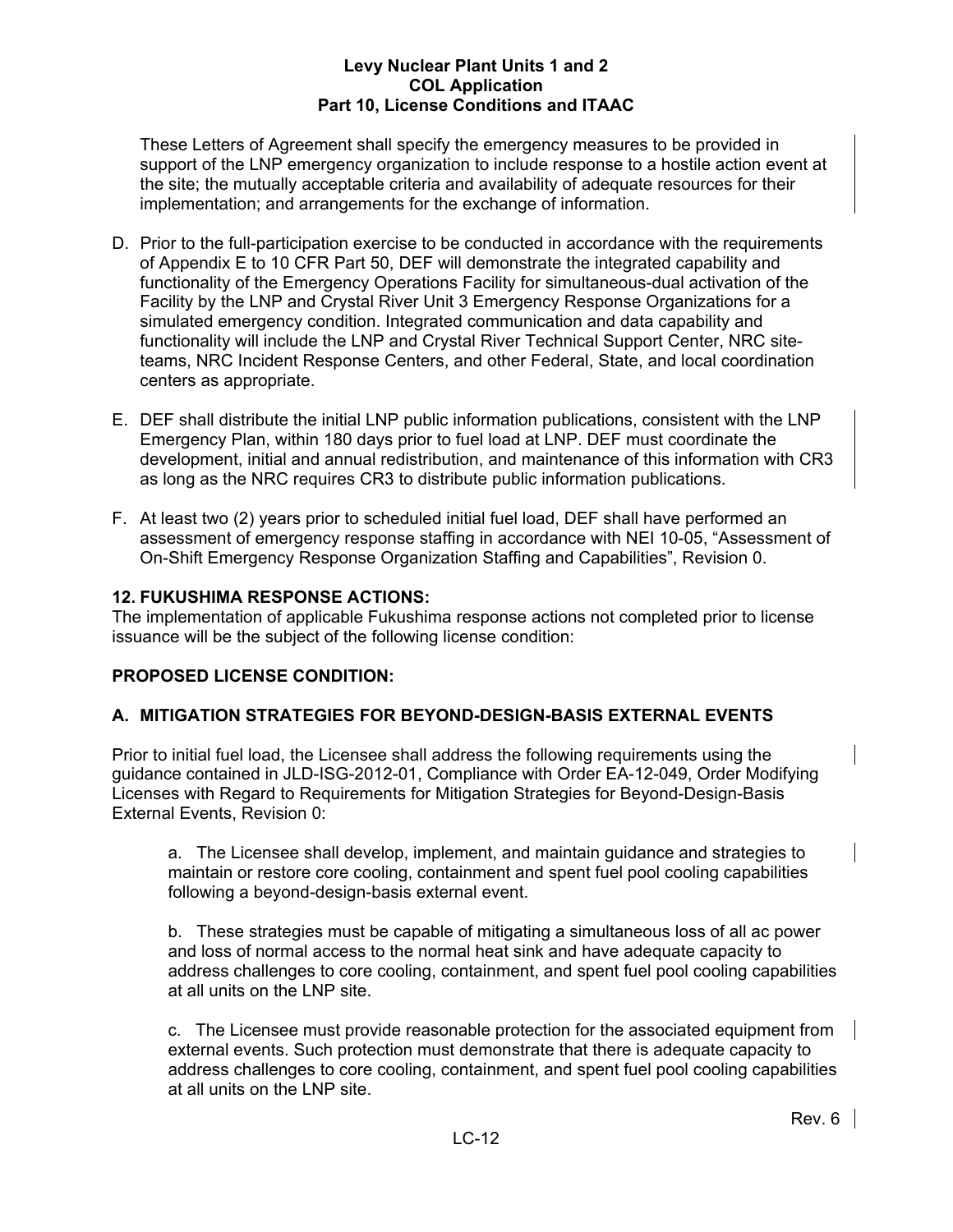These Letters of Agreement shall specify the emergency measures to be provided in support of the LNP emergency organization to include response to a hostile action event at the site; the mutually acceptable criteria and availability of adequate resources for their implementation; and arrangements for the exchange of information.

D. Prior to the full-participation exercise to be conducted in accordance with the requirements of Appendix E to 10 CFR Part 50, DEF will demonstrate the integrated capability and functionality of the Emergency Operations Facility for simultaneous-dual activation of the Facility by the LNP and Crystal River Unit 3 Emergency Response Organizations for a simulated emergency condition. Integrated communication and data capability and functionality will include the LNP and Crystal River Technical Support Center, NRC site-teams, NRC Incident Response Centers, and other Federal, State, and local coordination centers as appropriate.

E. DEF shall distribute the initial LNP public information publications, consistent with the LNP Emergency Plan, within 180 days prior to fuel load at LNP. DEF must coordinate the development, initial and annual redistribution, and maintenance of this information with CR3 as long as the NRC requires CR3 to distribute public information publications.

F. At least two (2) years prior to scheduled initial fuel load, DEF shall have performed an assessment of emergency response staffing in accordance with NEI 10-05, "Assessment of On-Shift Emergency Response Organization Staffing and Capabilities", Revision 0.

**12. FUKUSHIMA RESPONSE ACTIONS:**
The implementation of applicable Fukushima response actions not completed prior to license issuance will be the subject of the following license condition:

**PROPOSED LICENSE CONDITION:**

**A. MITIGATION STRATEGIES FOR BEYOND-DESIGN-BASIS EXTERNAL EVENTS**

Prior to initial fuel load, the Licensee shall address the following requirements using the guidance contained in JLD-ISG-2012-01, Compliance with Order EA-12-049, Order Modifying Licenses with Regard to Requirements for Mitigation Strategies for Beyond-Design-Basis External Events, Revision 0:

a. The Licensee shall develop, implement, and maintain guidance and strategies to maintain or restore core cooling, containment and spent fuel pool cooling capabilities following a beyond-design-basis external event.

b. These strategies must be capable of mitigating a simultaneous loss of all ac power and loss of normal access to the normal heat sink and have adequate capacity to address challenges to core cooling, containment, and spent fuel pool cooling capabilities at all units on the LNP site.

c. The Licensee must provide reasonable protection for the associated equipment from external events. Such protection must demonstrate that there is adequate capacity to address challenges to core cooling, containment, and spent fuel pool cooling capabilities at all units on the LNP site.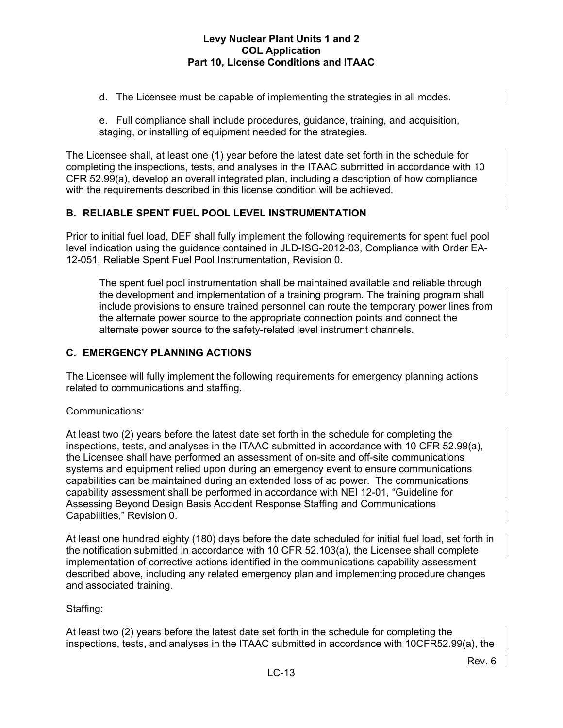d. The Licensee must be capable of implementing the strategies in all modes.

e. Full compliance shall include procedures, guidance, training, and acquisition, staging, or installing of equipment needed for the strategies.

The Licensee shall, at least one (1) year before the latest date set forth in the schedule for completing the inspections, tests, and analyses in the ITAAC submitted in accordance with 10 CFR 52.99(a), develop an overall integrated plan, including a description of how compliance with the requirements described in this license condition will be achieved.

## B. RELIABLE SPENT FUEL POOL LEVEL INSTRUMENTATION

Prior to initial fuel load, DEF shall fully implement the following requirements for spent fuel pool level indication using the guidance contained in JLD-ISG-2012-03, Compliance with Order EA-12-051, Reliable Spent Fuel Pool Instrumentation, Revision 0.

> The spent fuel pool instrumentation shall be maintained available and reliable through the development and implementation of a training program. The training program shall include provisions to ensure trained personnel can route the temporary power lines from the alternate power source to the appropriate connection points and connect the alternate power source to the safety-related level instrument channels.

## C. EMERGENCY PLANNING ACTIONS

The Licensee will fully implement the following requirements for emergency planning actions related to communications and staffing.

Communications:

At least two (2) years before the latest date set forth in the schedule for completing the inspections, tests, and analyses in the ITAAC submitted in accordance with 10 CFR 52.99(a), the Licensee shall have performed an assessment of on-site and off-site communications systems and equipment relied upon during an emergency event to ensure communications capabilities can be maintained during an extended loss of ac power. The communications capability assessment shall be performed in accordance with NEI 12-01, "Guideline for Assessing Beyond Design Basis Accident Response Staffing and Communications Capabilities," Revision 0.

At least one hundred eighty (180) days before the date scheduled for initial fuel load, set forth in the notification submitted in accordance with 10 CFR 52.103(a), the Licensee shall complete implementation of corrective actions identified in the communications capability assessment described above, including any related emergency plan and implementing procedure changes and associated training.

Staffing:

At least two (2) years before the latest date set forth in the schedule for completing the inspections, tests, and analyses in the ITAAC submitted in accordance with 10CFR52.99(a), the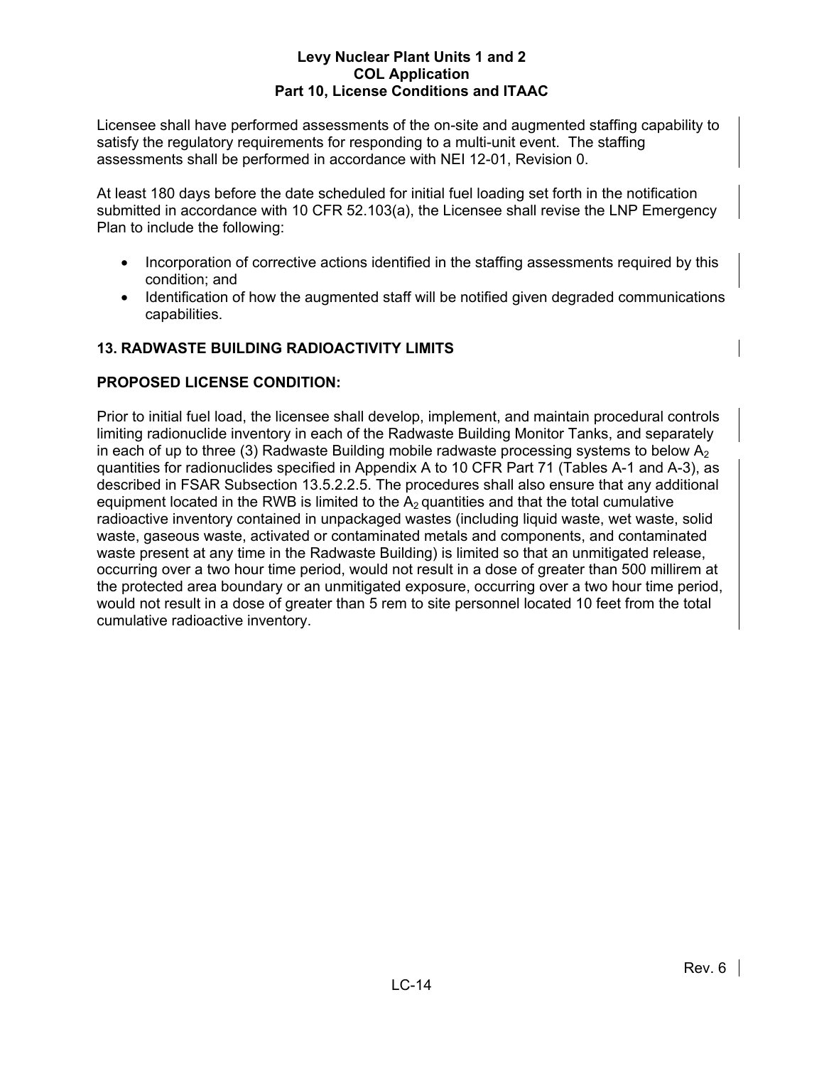Licensee shall have performed assessments of the on-site and augmented staffing capability to satisfy the regulatory requirements for responding to a multi-unit event. The staffing assessments shall be performed in accordance with NEI 12-01, Revision 0.

At least 180 days before the date scheduled for initial fuel loading set forth in the notification submitted in accordance with 10 CFR 52.103(a), the Licensee shall revise the LNP Emergency Plan to include the following:

- Incorporation of corrective actions identified in the staffing assessments required by this condition; and
- Identification of how the augmented staff will be notified given degraded communications capabilities.

## 13. RADWASTE BUILDING RADIOACTIVITY LIMITS

**PROPOSED LICENSE CONDITION:**

Prior to initial fuel load, the licensee shall develop, implement, and maintain procedural controls limiting radionuclide inventory in each of the Radwaste Building Monitor Tanks, and separately in each of up to three (3) Radwaste Building mobile radwaste processing systems to below $A_2$ quantities for radionuclides specified in Appendix A to 10 CFR Part 71 (Tables A-1 and A-3), as described in FSAR Subsection 13.5.2.2.5. The procedures shall also ensure that any additional equipment located in the RWB is limited to the $A_2$ quantities and that the total cumulative radioactive inventory contained in unpackaged wastes (including liquid waste, wet waste, solid waste, gaseous waste, activated or contaminated metals and components, and contaminated waste present at any time in the Radwaste Building) is limited so that an unmitigated release, occurring over a two hour time period, would not result in a dose of greater than 500 millirem at the protected area boundary or an unmitigated exposure, occurring over a two hour time period, would not result in a dose of greater than 5 rem to site personnel located 10 feet from the total cumulative radioactive inventory.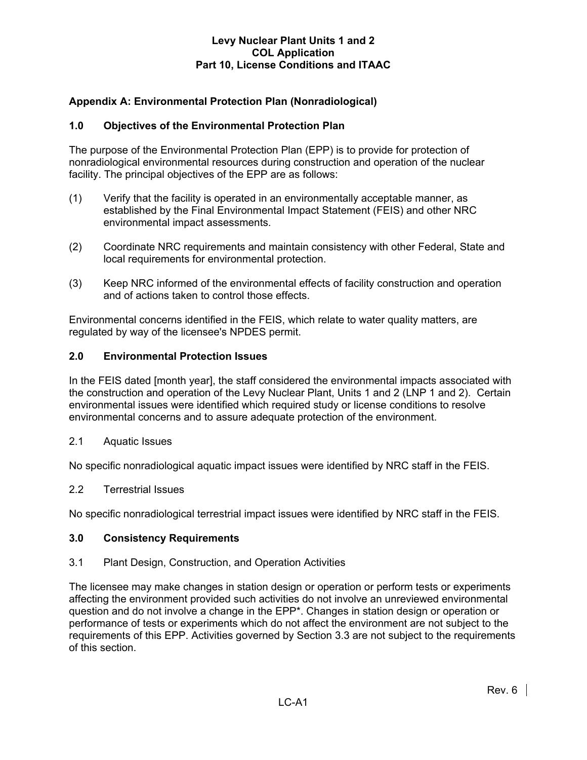## Appendix A: Environmental Protection Plan (Nonradiological)

### 1.0 Objectives of the Environmental Protection Plan

The purpose of the Environmental Protection Plan (EPP) is to provide for protection of nonradiological environmental resources during construction and operation of the nuclear facility. The principal objectives of the EPP are as follows:

(1) Verify that the facility is operated in an environmentally acceptable manner, as established by the Final Environmental Impact Statement (FEIS) and other NRC environmental impact assessments.

(2) Coordinate NRC requirements and maintain consistency with other Federal, State and local requirements for environmental protection.

(3) Keep NRC informed of the environmental effects of facility construction and operation and of actions taken to control those effects.

Environmental concerns identified in the FEIS, which relate to water quality matters, are regulated by way of the licensee's NPDES permit.

### 2.0 Environmental Protection Issues

In the FEIS dated [month year], the staff considered the environmental impacts associated with the construction and operation of the Levy Nuclear Plant, Units 1 and 2 (LNP 1 and 2). Certain environmental issues were identified which required study or license conditions to resolve environmental concerns and to assure adequate protection of the environment.

2.1 Aquatic Issues

No specific nonradiological aquatic impact issues were identified by NRC staff in the FEIS.

2.2 Terrestrial Issues

No specific nonradiological terrestrial impact issues were identified by NRC staff in the FEIS.

### 3.0 Consistency Requirements

3.1 Plant Design, Construction, and Operation Activities

The licensee may make changes in station design or operation or perform tests or experiments affecting the environment provided such activities do not involve an unreviewed environmental question and do not involve a change in the EPP*. Changes in station design or operation or performance of tests or experiments which do not affect the environment are not subject to the requirements of this EPP. Activities governed by Section 3.3 are not subject to the requirements of this section.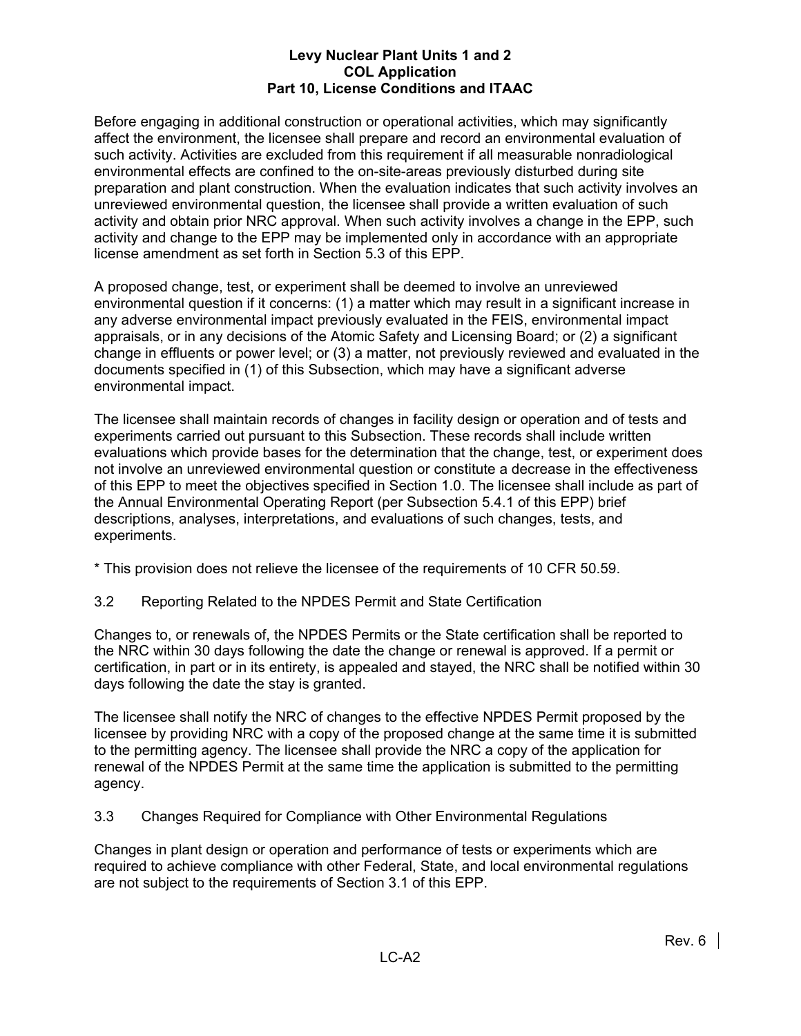Before engaging in additional construction or operational activities, which may significantly affect the environment, the licensee shall prepare and record an environmental evaluation of such activity. Activities are excluded from this requirement if all measurable nonradiological environmental effects are confined to the on-site-areas previously disturbed during site preparation and plant construction. When the evaluation indicates that such activity involves an unreviewed environmental question, the licensee shall provide a written evaluation of such activity and obtain prior NRC approval. When such activity involves a change in the EPP, such activity and change to the EPP may be implemented only in accordance with an appropriate license amendment as set forth in Section 5.3 of this EPP.

A proposed change, test, or experiment shall be deemed to involve an unreviewed environmental question if it concerns: (1) a matter which may result in a significant increase in any adverse environmental impact previously evaluated in the FEIS, environmental impact appraisals, or in any decisions of the Atomic Safety and Licensing Board; or (2) a significant change in effluents or power level; or (3) a matter, not previously reviewed and evaluated in the documents specified in (1) of this Subsection, which may have a significant adverse environmental impact.

The licensee shall maintain records of changes in facility design or operation and of tests and experiments carried out pursuant to this Subsection. These records shall include written evaluations which provide bases for the determination that the change, test, or experiment does not involve an unreviewed environmental question or constitute a decrease in the effectiveness of this EPP to meet the objectives specified in Section 1.0. The licensee shall include as part of the Annual Environmental Operating Report (per Subsection 5.4.1 of this EPP) brief descriptions, analyses, interpretations, and evaluations of such changes, tests, and experiments.

* This provision does not relieve the licensee of the requirements of 10 CFR 50.59.

3.2 Reporting Related to the NPDES Permit and State Certification

Changes to, or renewals of, the NPDES Permits or the State certification shall be reported to the NRC within 30 days following the date the change or renewal is approved. If a permit or certification, in part or in its entirety, is appealed and stayed, the NRC shall be notified within 30 days following the date the stay is granted.

The licensee shall notify the NRC of changes to the effective NPDES Permit proposed by the licensee by providing NRC with a copy of the proposed change at the same time it is submitted to the permitting agency. The licensee shall provide the NRC a copy of the application for renewal of the NPDES Permit at the same time the application is submitted to the permitting agency.

3.3 Changes Required for Compliance with Other Environmental Regulations

Changes in plant design or operation and performance of tests or experiments which are required to achieve compliance with other Federal, State, and local environmental regulations are not subject to the requirements of Section 3.1 of this EPP.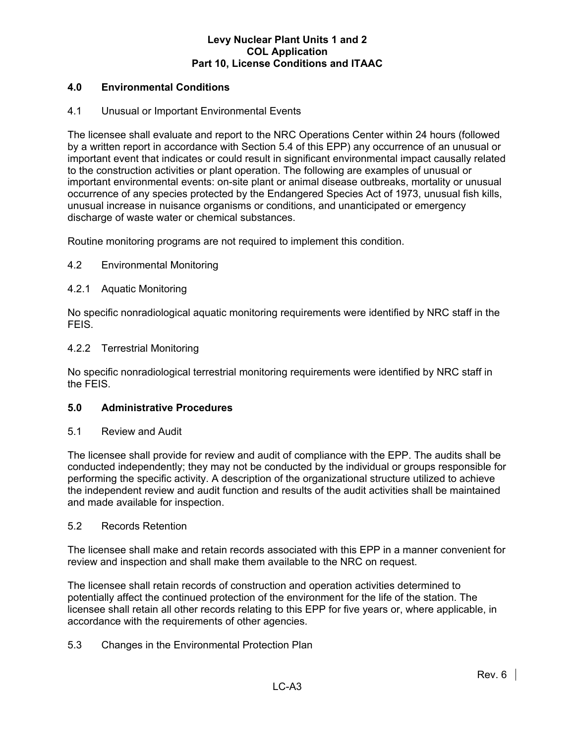## 4.0 Environmental Conditions

### 4.1 Unusual or Important Environmental Events

The licensee shall evaluate and report to the NRC Operations Center within 24 hours (followed by a written report in accordance with Section 5.4 of this EPP) any occurrence of an unusual or important event that indicates or could result in significant environmental impact causally related to the construction activities or plant operation. The following are examples of unusual or important environmental events: on-site plant or animal disease outbreaks, mortality or unusual occurrence of any species protected by the Endangered Species Act of 1973, unusual fish kills, unusual increase in nuisance organisms or conditions, and unanticipated or emergency discharge of waste water or chemical substances.

Routine monitoring programs are not required to implement this condition.

### 4.2 Environmental Monitoring

#### 4.2.1 Aquatic Monitoring

No specific nonradiological aquatic monitoring requirements were identified by NRC staff in the FEIS.

#### 4.2.2 Terrestrial Monitoring

No specific nonradiological terrestrial monitoring requirements were identified by NRC staff in the FEIS.

## 5.0 Administrative Procedures

### 5.1 Review and Audit

The licensee shall provide for review and audit of compliance with the EPP. The audits shall be conducted independently; they may not be conducted by the individual or groups responsible for performing the specific activity. A description of the organizational structure utilized to achieve the independent review and audit function and results of the audit activities shall be maintained and made available for inspection.

### 5.2 Records Retention

The licensee shall make and retain records associated with this EPP in a manner convenient for review and inspection and shall make them available to the NRC on request.

The licensee shall retain records of construction and operation activities determined to potentially affect the continued protection of the environment for the life of the station. The licensee shall retain all other records relating to this EPP for five years or, where applicable, in accordance with the requirements of other agencies.

### 5.3 Changes in the Environmental Protection Plan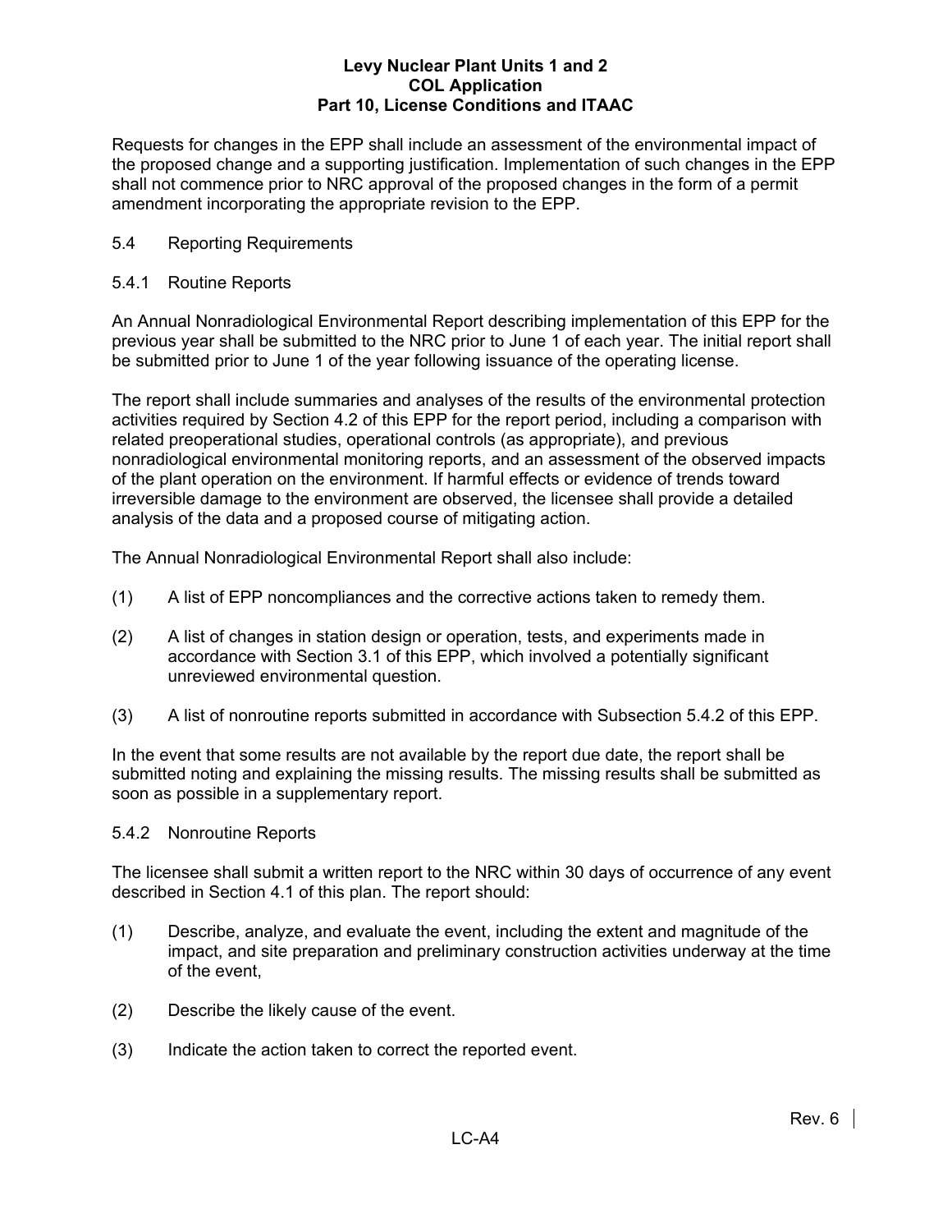Requests for changes in the EPP shall include an assessment of the environmental impact of the proposed change and a supporting justification. Implementation of such changes in the EPP shall not commence prior to NRC approval of the proposed changes in the form of a permit amendment incorporating the appropriate revision to the EPP.

## 5.4 Reporting Requirements

### 5.4.1 Routine Reports

An Annual Nonradiological Environmental Report describing implementation of this EPP for the previous year shall be submitted to the NRC prior to June 1 of each year. The initial report shall be submitted prior to June 1 of the year following issuance of the operating license.

The report shall include summaries and analyses of the results of the environmental protection activities required by Section 4.2 of this EPP for the report period, including a comparison with related preoperational studies, operational controls (as appropriate), and previous nonradiological environmental monitoring reports, and an assessment of the observed impacts of the plant operation on the environment. If harmful effects or evidence of trends toward irreversible damage to the environment are observed, the licensee shall provide a detailed analysis of the data and a proposed course of mitigating action.

The Annual Nonradiological Environmental Report shall also include:

(1) A list of EPP noncompliances and the corrective actions taken to remedy them.

(2) A list of changes in station design or operation, tests, and experiments made in accordance with Section 3.1 of this EPP, which involved a potentially significant unreviewed environmental question.

(3) A list of nonroutine reports submitted in accordance with Subsection 5.4.2 of this EPP.

In the event that some results are not available by the report due date, the report shall be submitted noting and explaining the missing results. The missing results shall be submitted as soon as possible in a supplementary report.

### 5.4.2 Nonroutine Reports

The licensee shall submit a written report to the NRC within 30 days of occurrence of any event described in Section 4.1 of this plan. The report should:

(1) Describe, analyze, and evaluate the event, including the extent and magnitude of the impact, and site preparation and preliminary construction activities underway at the time of the event,

(2) Describe the likely cause of the event.

(3) Indicate the action taken to correct the reported event.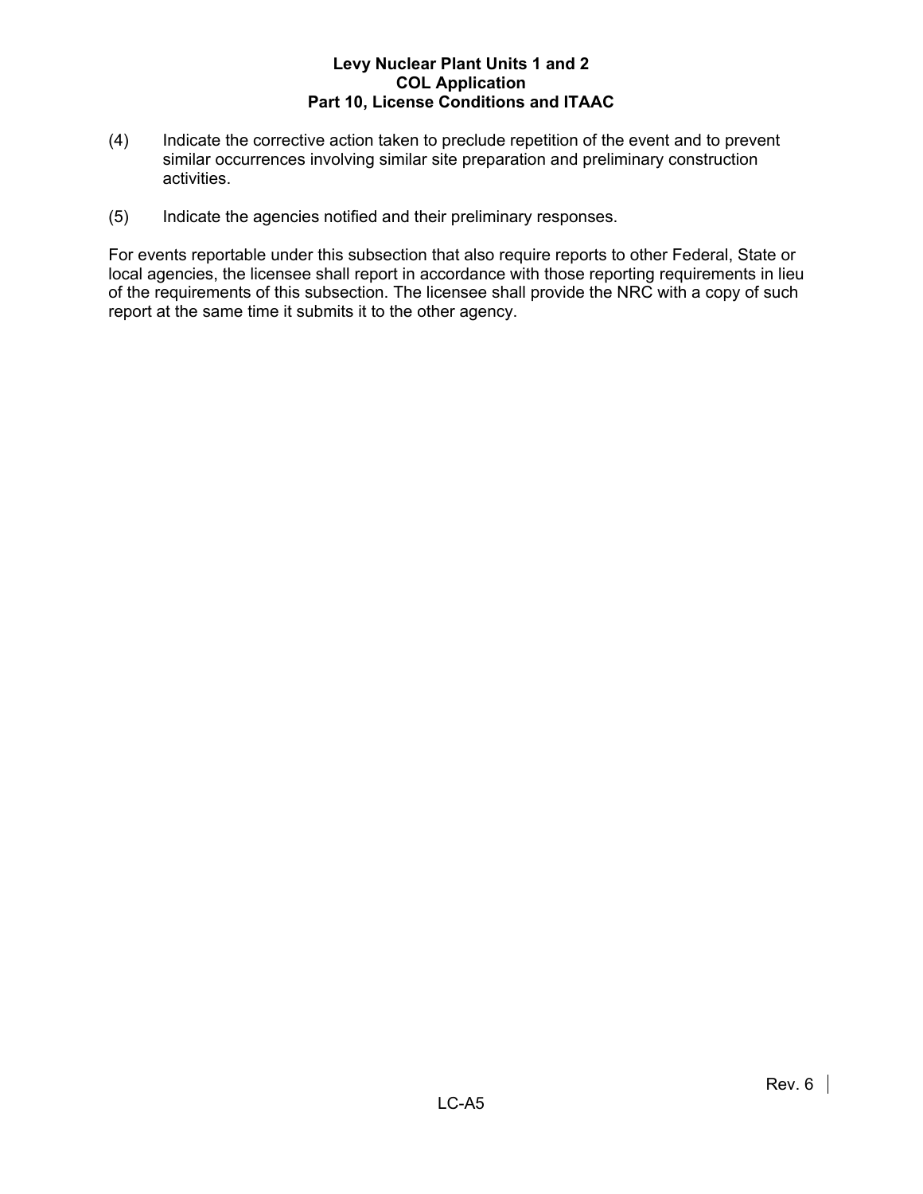(4) Indicate the corrective action taken to preclude repetition of the event and to prevent similar occurrences involving similar site preparation and preliminary construction activities.

(5) Indicate the agencies notified and their preliminary responses.

For events reportable under this subsection that also require reports to other Federal, State or local agencies, the licensee shall report in accordance with those reporting requirements in lieu of the requirements of this subsection. The licensee shall provide the NRC with a copy of such report at the same time it submits it to the other agency.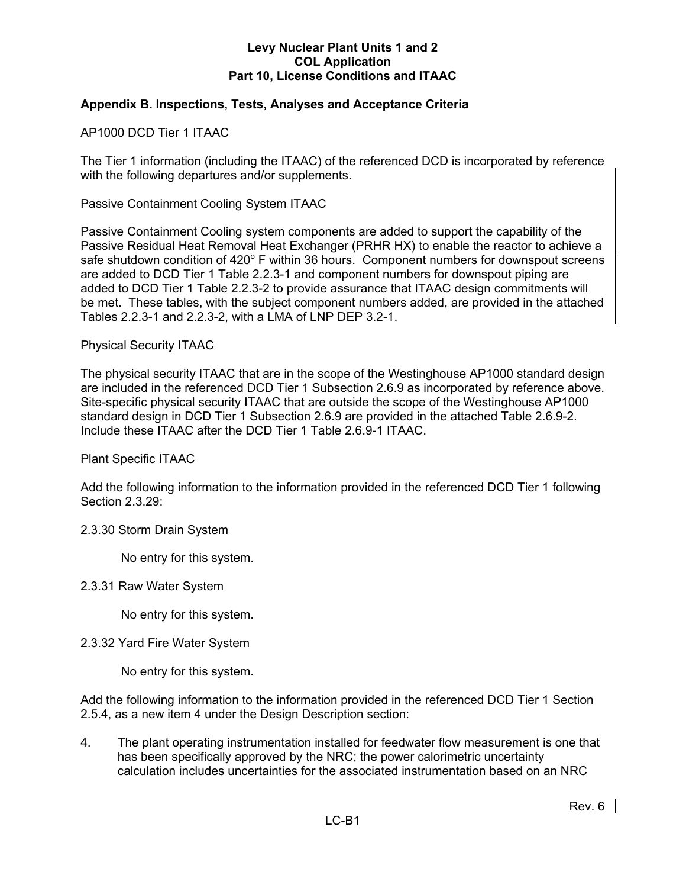## Appendix B. Inspections, Tests, Analyses and Acceptance Criteria

AP1000 DCD Tier 1 ITAAC

The Tier 1 information (including the ITAAC) of the referenced DCD is incorporated by reference with the following departures and/or supplements.

Passive Containment Cooling System ITAAC

Passive Containment Cooling system components are added to support the capability of the Passive Residual Heat Removal Heat Exchanger (PRHR HX) to enable the reactor to achieve a safe shutdown condition of 420$^{o}$ F within 36 hours. Component numbers for downspout screens are added to DCD Tier 1 Table 2.2.3-1 and component numbers for downspout piping are added to DCD Tier 1 Table 2.2.3-2 to provide assurance that ITAAC design commitments will be met. These tables, with the subject component numbers added, are provided in the attached Tables 2.2.3-1 and 2.2.3-2, with a LMA of LNP DEP 3.2-1.

Physical Security ITAAC

The physical security ITAAC that are in the scope of the Westinghouse AP1000 standard design are included in the referenced DCD Tier 1 Subsection 2.6.9 as incorporated by reference above. Site-specific physical security ITAAC that are outside the scope of the Westinghouse AP1000 standard design in DCD Tier 1 Subsection 2.6.9 are provided in the attached Table 2.6.9-2. Include these ITAAC after the DCD Tier 1 Table 2.6.9-1 ITAAC.

Plant Specific ITAAC

Add the following information to the information provided in the referenced DCD Tier 1 following Section 2.3.29:

2.3.30 Storm Drain System

No entry for this system.

2.3.31 Raw Water System

No entry for this system.

2.3.32 Yard Fire Water System

No entry for this system.

Add the following information to the information provided in the referenced DCD Tier 1 Section 2.5.4, as a new item 4 under the Design Description section:

4. The plant operating instrumentation installed for feedwater flow measurement is one that has been specifically approved by the NRC; the power calorimetric uncertainty calculation includes uncertainties for the associated instrumentation based on an NRC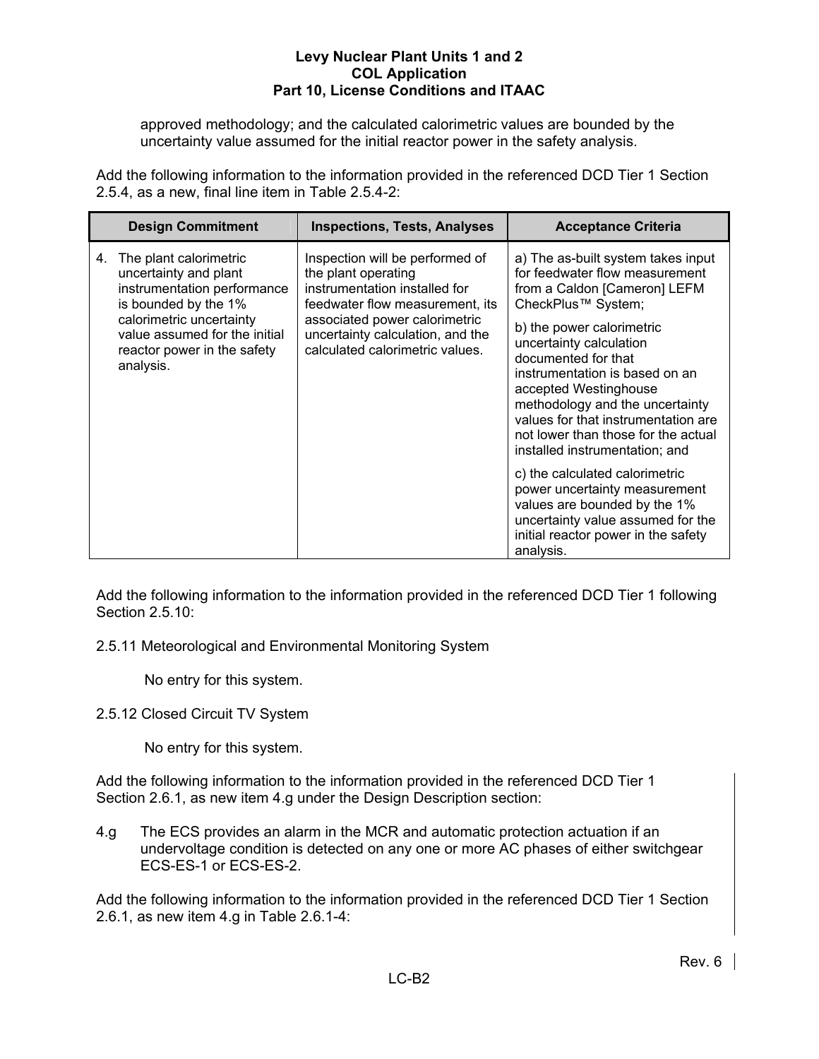approved methodology; and the calculated calorimetric values are bounded by the uncertainty value assumed for the initial reactor power in the safety analysis.

Add the following information to the information provided in the referenced DCD Tier 1 Section 2.5.4, as a new, final line item in Table 2.5.4-2:

| Design Commitment | Inspections, Tests, Analyses | Acceptance Criteria |
|---|---|---|
| 4. The plant calorimetric uncertainty and plant instrumentation performance is bounded by the 1% calorimetric uncertainty value assumed for the initial reactor power in the safety analysis. | Inspection will be performed of the plant operating instrumentation installed for feedwater flow measurement, its associated power calorimetric uncertainty calculation, and the calculated calorimetric values. | a) The as-built system takes input for feedwater flow measurement from a Caldon [Cameron] LEFM CheckPlus™ System;<br><br>b) the power calorimetric uncertainty calculation documented for that instrumentation is based on an accepted Westinghouse methodology and the uncertainty values for that instrumentation are not lower than those for the actual installed instrumentation; and<br><br>c) the calculated calorimetric power uncertainty measurement values are bounded by the 1% uncertainty value assumed for the initial reactor power in the safety analysis. |

Add the following information to the information provided in the referenced DCD Tier 1 following Section 2.5.10:

2.5.11 Meteorological and Environmental Monitoring System

No entry for this system.

2.5.12 Closed Circuit TV System

No entry for this system.

Add the following information to the information provided in the referenced DCD Tier 1 Section 2.6.1, as new item 4.g under the Design Description section:

4.g The ECS provides an alarm in the MCR and automatic protection actuation if an undervoltage condition is detected on any one or more AC phases of either switchgear ECS-ES-1 or ECS-ES-2.

Add the following information to the information provided in the referenced DCD Tier 1 Section 2.6.1, as new item 4.g in Table 2.6.1-4: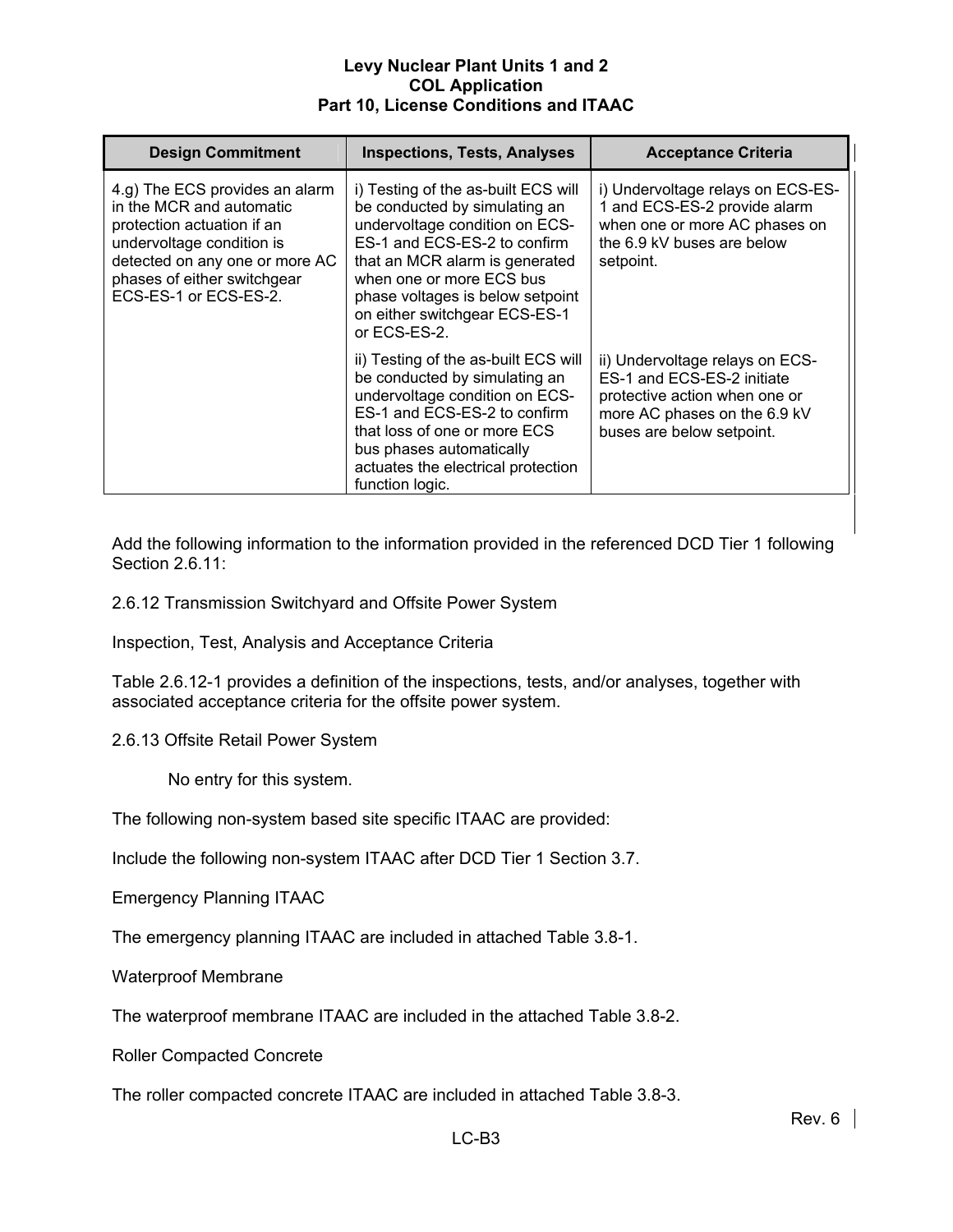| Design Commitment | Inspections, Tests, Analyses | Acceptance Criteria |
|---|---|---|
| 4.g) The ECS provides an alarm in the MCR and automatic protection actuation if an undervoltage condition is detected on any one or more AC phases of either switchgear ECS-ES-1 or ECS-ES-2. | i) Testing of the as-built ECS will be conducted by simulating an undervoltage condition on ECS-ES-1 and ECS-ES-2 to confirm that an MCR alarm is generated when one or more ECS bus phase voltages is below setpoint on either switchgear ECS-ES-1 or ECS-ES-2. | i) Undervoltage relays on ECS-ES-1 and ECS-ES-2 provide alarm when one or more AC phases on the 6.9 kV buses are below setpoint. |
| | ii) Testing of the as-built ECS will be conducted by simulating an undervoltage condition on ECS-ES-1 and ECS-ES-2 to confirm that loss of one or more ECS bus phases automatically actuates the electrical protection function logic. | ii) Undervoltage relays on ECS-ES-1 and ECS-ES-2 initiate protective action when one or more AC phases on the 6.9 kV buses are below setpoint. |

Add the following information to the information provided in the referenced DCD Tier 1 following Section 2.6.11:

2.6.12 Transmission Switchyard and Offsite Power System

Inspection, Test, Analysis and Acceptance Criteria

Table 2.6.12-1 provides a definition of the inspections, tests, and/or analyses, together with associated acceptance criteria for the offsite power system.

2.6.13 Offsite Retail Power System

No entry for this system.

The following non-system based site specific ITAAC are provided:

Include the following non-system ITAAC after DCD Tier 1 Section 3.7.

Emergency Planning ITAAC

The emergency planning ITAAC are included in attached Table 3.8-1.

Waterproof Membrane

The waterproof membrane ITAAC are included in the attached Table 3.8-2.

Roller Compacted Concrete

The roller compacted concrete ITAAC are included in attached Table 3.8-3.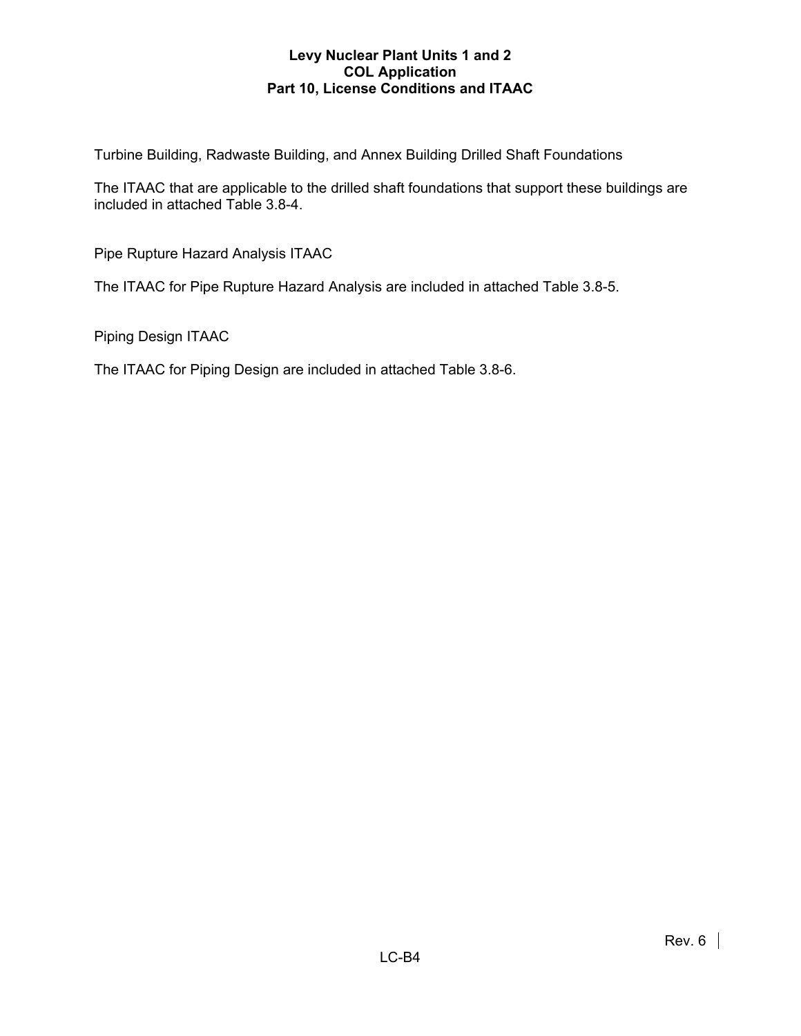Turbine Building, Radwaste Building, and Annex Building Drilled Shaft Foundations

The ITAAC that are applicable to the drilled shaft foundations that support these buildings are included in attached Table 3.8-4.

Pipe Rupture Hazard Analysis ITAAC

The ITAAC for Pipe Rupture Hazard Analysis are included in attached Table 3.8-5.

Piping Design ITAAC

The ITAAC for Piping Design are included in attached Table 3.8-6.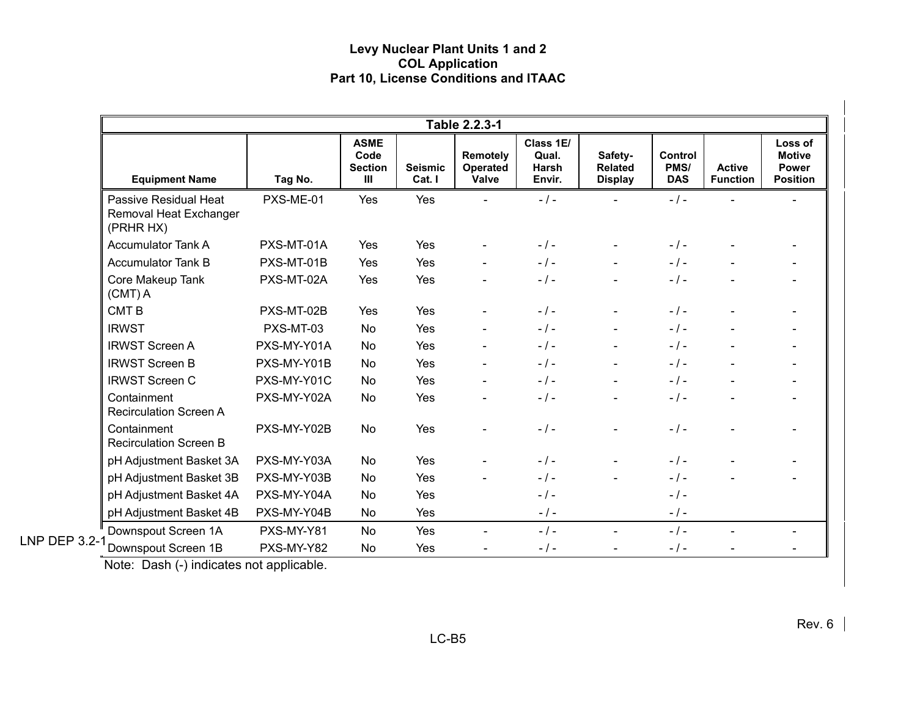| Table 2.2.3-1 | | | | | | | | | |
|---|---|---|---|---|---|---|---|---|---|
| Equipment Name | Tag No. | ASME Code Section III | Seismic Cat. I | Remotely Operated Valve | Class 1E/ Qual. Harsh Envir. | Safety-Related Display | Control PMS/ DAS | Active Function | Loss of Motive Power Position |
| Passive Residual Heat Removal Heat Exchanger (PRHR HX) | PXS-ME-01 | Yes | Yes | - | - / - | - | - / - | - | - |
| Accumulator Tank A | PXS-MT-01A | Yes | Yes | - | - / - | - | - / - | - | - |
| Accumulator Tank B | PXS-MT-01B | Yes | Yes | - | - / - | - | - / - | - | - |
| Core Makeup Tank (CMT) A | PXS-MT-02A | Yes | Yes | - | - / - | - | - / - | - | - |
| CMT B | PXS-MT-02B | Yes | Yes | - | - / - | - | - / - | - | - |
| IRWST | PXS-MT-03 | No | Yes | - | - / - | - | - / - | - | - |
| IRWST Screen A | PXS-MY-Y01A | No | Yes | - | - / - | - | - / - | - | - |
| IRWST Screen B | PXS-MY-Y01B | No | Yes | - | - / - | - | - / - | - | - |
| IRWST Screen C | PXS-MY-Y01C | No | Yes | - | - / - | - | - / - | - | - |
| Containment Recirculation Screen A | PXS-MY-Y02A | No | Yes | - | - / - | - | - / - | - | - |
| Containment Recirculation Screen B | PXS-MY-Y02B | No | Yes | - | - / - | - | - / - | - | - |
| pH Adjustment Basket 3A | PXS-MY-Y03A | No | Yes | - | - / - | - | - / - | - | - |
| pH Adjustment Basket 3B | PXS-MY-Y03B | No | Yes | - | - / - | - | - / - | - | - |
| pH Adjustment Basket 4A | PXS-MY-Y04A | No | Yes | | - / - | | - / - | | |
| pH Adjustment Basket 4B | PXS-MY-Y04B | No | Yes | | - / - | | - / - | | |
| Downspout Screen 1A | PXS-MY-Y81 | No | Yes | - | - / - | - | - / - | - | - |
| Downspout Screen 1B | PXS-MY-Y82 | No | Yes | - | - / - | - | - / - | - | - |

LNP DEP 3.2-1

Note: Dash (-) indicates not applicable.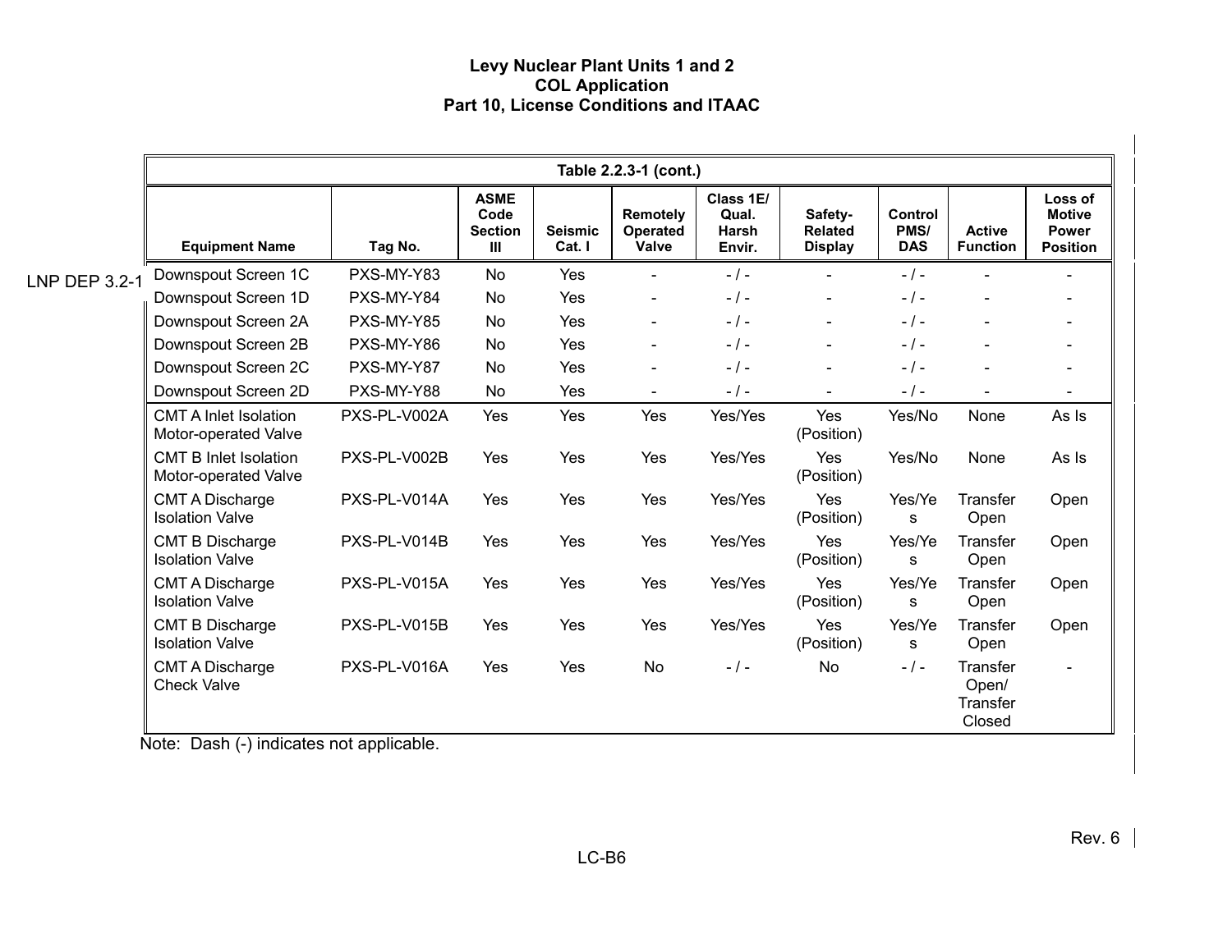LNP DEP 3.2-1

| Table 2.2.3-1 (cont.) | | | | | | | | | |
|---|---|---|---|---|---|---|---|---|---|
| **Equipment Name** | **Tag No.** | **ASME Code Section III** | **Seismic Cat. I** | **Remotely Operated Valve** | **Class 1E/ Qual. Harsh Envir.** | **Safety-Related Display** | **Control PMS/ DAS** | **Active Function** | **Loss of Motive Power Position** |
| Downspout Screen 1C | PXS-MY-Y83 | No | Yes | - | - / - | - | - / - | - | - |
| Downspout Screen 1D | PXS-MY-Y84 | No | Yes | - | - / - | - | - / - | - | - |
| Downspout Screen 2A | PXS-MY-Y85 | No | Yes | - | - / - | - | - / - | - | - |
| Downspout Screen 2B | PXS-MY-Y86 | No | Yes | - | - / - | - | - / - | - | - |
| Downspout Screen 2C | PXS-MY-Y87 | No | Yes | - | - / - | - | - / - | - | - |
| Downspout Screen 2D | PXS-MY-Y88 | No | Yes | - | - / - | - | - / - | - | - |
| CMT A Inlet Isolation Motor-operated Valve | PXS-PL-V002A | Yes | Yes | Yes | Yes/Yes | Yes (Position) | Yes/No | None | As Is |
| CMT B Inlet Isolation Motor-operated Valve | PXS-PL-V002B | Yes | Yes | Yes | Yes/Yes | Yes (Position) | Yes/No | None | As Is |
| CMT A Discharge Isolation Valve | PXS-PL-V014A | Yes | Yes | Yes | Yes/Yes | Yes (Position) | Yes/Yes | Transfer Open | Open |
| CMT B Discharge Isolation Valve | PXS-PL-V014B | Yes | Yes | Yes | Yes/Yes | Yes (Position) | Yes/Yes | Transfer Open | Open |
| CMT A Discharge Isolation Valve | PXS-PL-V015A | Yes | Yes | Yes | Yes/Yes | Yes (Position) | Yes/Yes | Transfer Open | Open |
| CMT B Discharge Isolation Valve | PXS-PL-V015B | Yes | Yes | Yes | Yes/Yes | Yes (Position) | Yes/Yes | Transfer Open | Open |
| CMT A Discharge Check Valve | PXS-PL-V016A | Yes | Yes | No | - / - | No | - / - | Transfer Open/ Transfer Closed | - |

Note: Dash (-) indicates not applicable.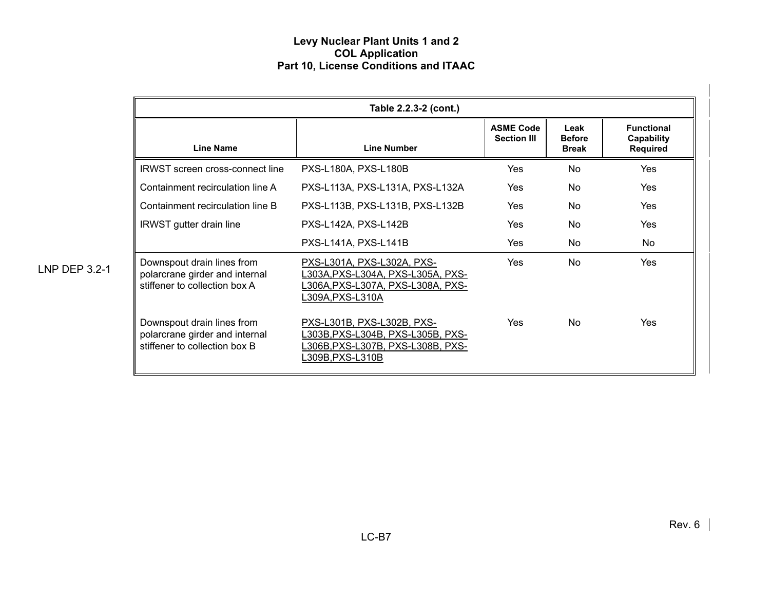| Table 2.2.3-2 (cont.) | | | | |
|---|---|---|---|---|
| Line Name | Line Number | ASME Code Section III | Leak Before Break | Functional Capability Required |
| IRWST screen cross-connect line | PXS-L180A, PXS-L180B | Yes | No | Yes |
| Containment recirculation line A | PXS-L113A, PXS-L131A, PXS-L132A | Yes | No | Yes |
| Containment recirculation line B | PXS-L113B, PXS-L131B, PXS-L132B | Yes | No | Yes |
| IRWST gutter drain line | PXS-L142A, PXS-L142B | Yes | No | Yes |
| | PXS-L141A, PXS-L141B | Yes | No | No |
| Downspout drain lines from polarcrane girder and internal stiffener to collection box A | PXS-L301A, PXS-L302A, PXS-L303A,PXS-L304A, PXS-L305A, PXS-L306A,PXS-L307A, PXS-L308A, PXS-L309A,PXS-L310A | Yes | No | Yes |
| Downspout drain lines from polarcrane girder and internal stiffener to collection box B | PXS-L301B, PXS-L302B, PXS-L303B,PXS-L304B, PXS-L305B, PXS-L306B,PXS-L307B, PXS-L308B, PXS-L309B,PXS-L310B | Yes | No | Yes |

LNP DEP 3.2-1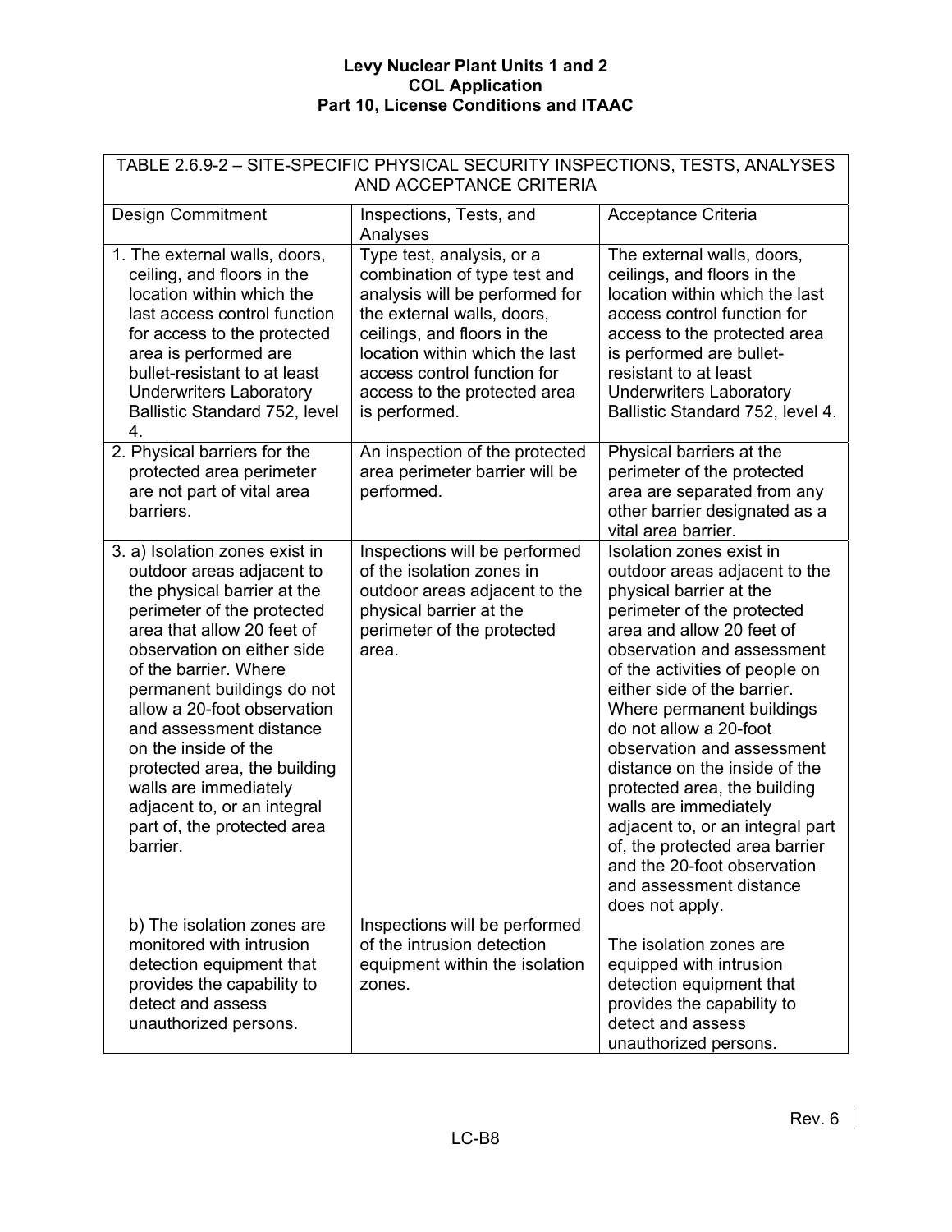| TABLE 2.6.9-2 – SITE-SPECIFIC PHYSICAL SECURITY INSPECTIONS, TESTS, ANALYSES AND ACCEPTANCE CRITERIA | | |
|---|---|---|
| Design Commitment | Inspections, Tests, and Analyses | Acceptance Criteria |
| 1. The external walls, doors, ceiling, and floors in the location within which the last access control function for access to the protected area is performed are bullet-resistant to at least Underwriters Laboratory Ballistic Standard 752, level 4. | Type test, analysis, or a combination of type test and analysis will be performed for the external walls, doors, ceilings, and floors in the location within which the last access control function for access to the protected area is performed. | The external walls, doors, ceilings, and floors in the location within which the last access control function for access to the protected area is performed are bullet-resistant to at least Underwriters Laboratory Ballistic Standard 752, level 4. |
| 2. Physical barriers for the protected area perimeter are not part of vital area barriers. | An inspection of the protected area perimeter barrier will be performed. | Physical barriers at the perimeter of the protected area are separated from any other barrier designated as a vital area barrier. |
| 3. a) Isolation zones exist in outdoor areas adjacent to the physical barrier at the perimeter of the protected area that allow 20 feet of observation on either side of the barrier. Where permanent buildings do not allow a 20-foot observation and assessment distance on the inside of the protected area, the building walls are immediately adjacent to, or an integral part of, the protected area barrier. | Inspections will be performed of the isolation zones in outdoor areas adjacent to the physical barrier at the perimeter of the protected area. | Isolation zones exist in outdoor areas adjacent to the physical barrier at the perimeter of the protected area and allow 20 feet of observation and assessment of the activities of people on either side of the barrier. Where permanent buildings do not allow a 20-foot observation and assessment distance on the inside of the protected area, the building walls are immediately adjacent to, or an integral part of, the protected area barrier and the 20-foot observation and assessment distance does not apply. |
| b) The isolation zones are monitored with intrusion detection equipment that provides the capability to detect and assess unauthorized persons. | Inspections will be performed of the intrusion detection equipment within the isolation zones. | The isolation zones are equipped with intrusion detection equipment that provides the capability to detect and assess unauthorized persons. |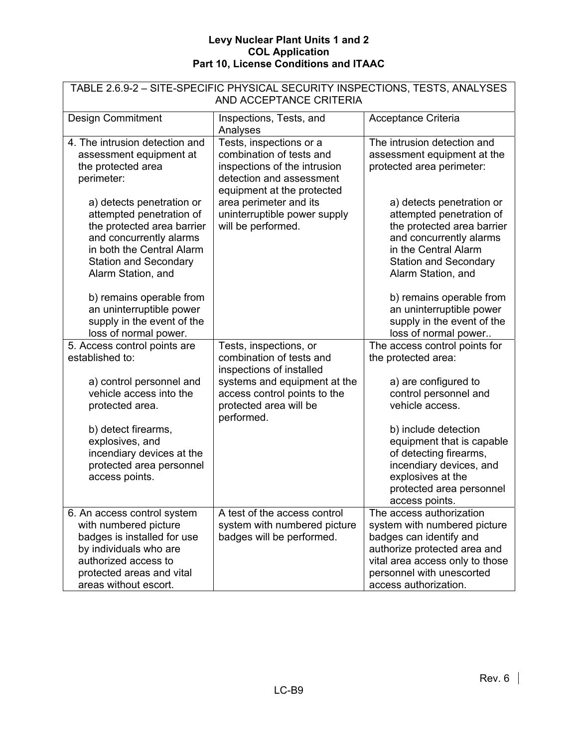| TABLE 2.6.9-2 – SITE-SPECIFIC PHYSICAL SECURITY INSPECTIONS, TESTS, ANALYSES AND ACCEPTANCE CRITERIA | | |
|---|---|---|
| Design Commitment | Inspections, Tests, and Analyses | Acceptance Criteria |
| 4. The intrusion detection and assessment equipment at the protected area perimeter:<br><br>a) detects penetration or attempted penetration of the protected area barrier and concurrently alarms in both the Central Alarm Station and Secondary Alarm Station, and<br><br>b) remains operable from an uninterruptible power supply in the event of the loss of normal power. | Tests, inspections or a combination of tests and inspections of the intrusion detection and assessment equipment at the protected area perimeter and its uninterruptible power supply will be performed. | The intrusion detection and assessment equipment at the protected area perimeter:<br><br>a) detects penetration or attempted penetration of the protected area barrier and concurrently alarms in the Central Alarm Station and Secondary Alarm Station, and<br><br>b) remains operable from an uninterruptible power supply in the event of the loss of normal power.. |
| 5. Access control points are established to:<br><br>a) control personnel and vehicle access into the protected area.<br><br>b) detect firearms, explosives, and incendiary devices at the protected area personnel access points. | Tests, inspections, or combination of tests and inspections of installed systems and equipment at the access control points to the protected area will be performed. | The access control points for the protected area:<br><br>a) are configured to control personnel and vehicle access.<br><br>b) include detection equipment that is capable of detecting firearms, incendiary devices, and explosives at the protected area personnel access points. |
| 6. An access control system with numbered picture badges is installed for use by individuals who are authorized access to protected areas and vital areas without escort. | A test of the access control system with numbered picture badges will be performed. | The access authorization system with numbered picture badges can identify and authorize protected area and vital area access only to those personnel with unescorted access authorization. |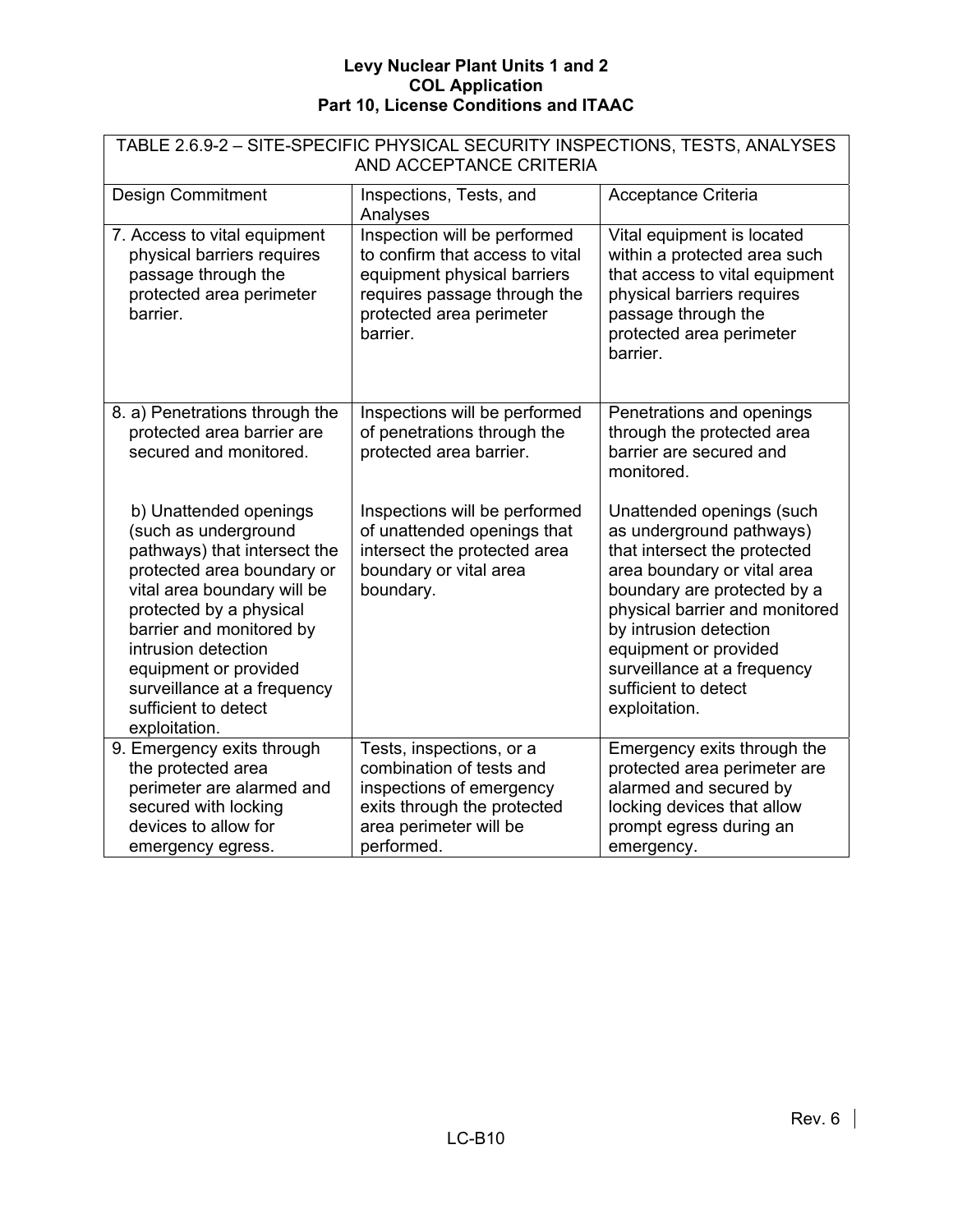| TABLE 2.6.9-2 – SITE-SPECIFIC PHYSICAL SECURITY INSPECTIONS, TESTS, ANALYSES AND ACCEPTANCE CRITERIA | | |
|---|---|---|
| Design Commitment | Inspections, Tests, and Analyses | Acceptance Criteria |
| 7. Access to vital equipment physical barriers requires passage through the protected area perimeter barrier. | Inspection will be performed to confirm that access to vital equipment physical barriers requires passage through the protected area perimeter barrier. | Vital equipment is located within a protected area such that access to vital equipment physical barriers requires passage through the protected area perimeter barrier. |
| 8. a) Penetrations through the protected area barrier are secured and monitored. | Inspections will be performed of penetrations through the protected area barrier. | Penetrations and openings through the protected area barrier are secured and monitored. |
| b) Unattended openings (such as underground pathways) that intersect the protected area boundary or vital area boundary will be protected by a physical barrier and monitored by intrusion detection equipment or provided surveillance at a frequency sufficient to detect exploitation. | Inspections will be performed of unattended openings that intersect the protected area boundary or vital area boundary. | Unattended openings (such as underground pathways) that intersect the protected area boundary or vital area boundary are protected by a physical barrier and monitored by intrusion detection equipment or provided surveillance at a frequency sufficient to detect exploitation. |
| 9. Emergency exits through the protected area perimeter are alarmed and secured with locking devices to allow for emergency egress. | Tests, inspections, or a combination of tests and inspections of emergency exits through the protected area perimeter will be performed. | Emergency exits through the protected area perimeter are alarmed and secured by locking devices that allow prompt egress during an emergency. |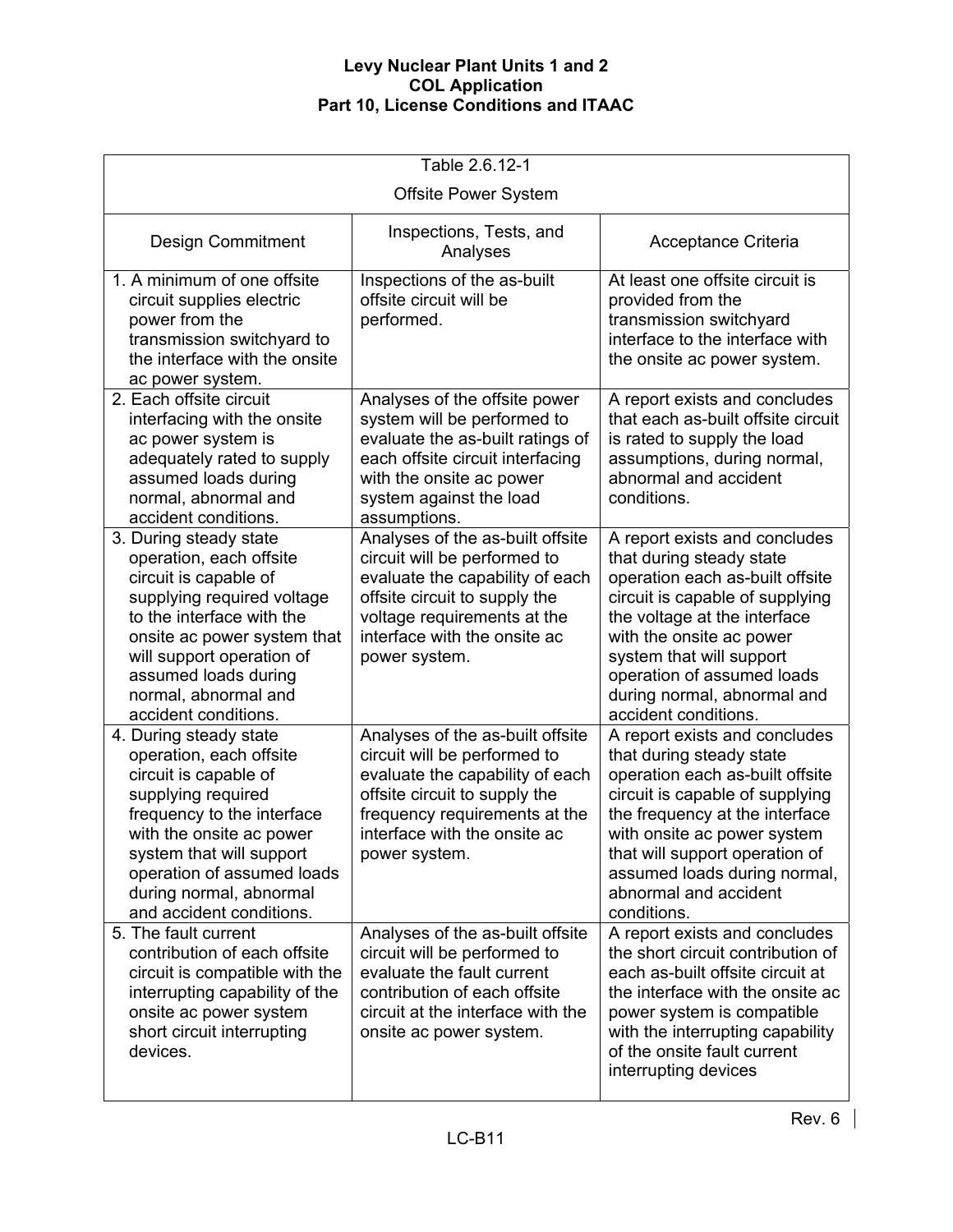| Table 2.6.12-1 Offsite Power System | | |
|---|---|---|
| Design Commitment | Inspections, Tests, and Analyses | Acceptance Criteria |
| 1. A minimum of one offsite circuit supplies electric power from the transmission switchyard to the interface with the onsite ac power system. | Inspections of the as-built offsite circuit will be performed. | At least one offsite circuit is provided from the transmission switchyard interface to the interface with the onsite ac power system. |
| 2. Each offsite circuit interfacing with the onsite ac power system is adequately rated to supply assumed loads during normal, abnormal and accident conditions. | Analyses of the offsite power system will be performed to evaluate the as-built ratings of each offsite circuit interfacing with the onsite ac power system against the load assumptions. | A report exists and concludes that each as-built offsite circuit is rated to supply the load assumptions, during normal, abnormal and accident conditions. |
| 3. During steady state operation, each offsite circuit is capable of supplying required voltage to the interface with the onsite ac power system that will support operation of assumed loads during normal, abnormal and accident conditions. | Analyses of the as-built offsite circuit will be performed to evaluate the capability of each offsite circuit to supply the voltage requirements at the interface with the onsite ac power system. | A report exists and concludes that during steady state operation each as-built offsite circuit is capable of supplying the voltage at the interface with the onsite ac power system that will support operation of assumed loads during normal, abnormal and accident conditions. |
| 4. During steady state operation, each offsite circuit is capable of supplying required frequency to the interface with the onsite ac power system that will support operation of assumed loads during normal, abnormal and accident conditions. | Analyses of the as-built offsite circuit will be performed to evaluate the capability of each offsite circuit to supply the frequency requirements at the interface with the onsite ac power system. | A report exists and concludes that during steady state operation each as-built offsite circuit is capable of supplying the frequency at the interface with onsite ac power system that will support operation of assumed loads during normal, abnormal and accident conditions. |
| 5. The fault current contribution of each offsite circuit is compatible with the interrupting capability of the onsite ac power system short circuit interrupting devices. | Analyses of the as-built offsite circuit will be performed to evaluate the fault current contribution of each offsite circuit at the interface with the onsite ac power system. | A report exists and concludes the short circuit contribution of each as-built offsite circuit at the interface with the onsite ac power system is compatible with the interrupting capability of the onsite fault current interrupting devices |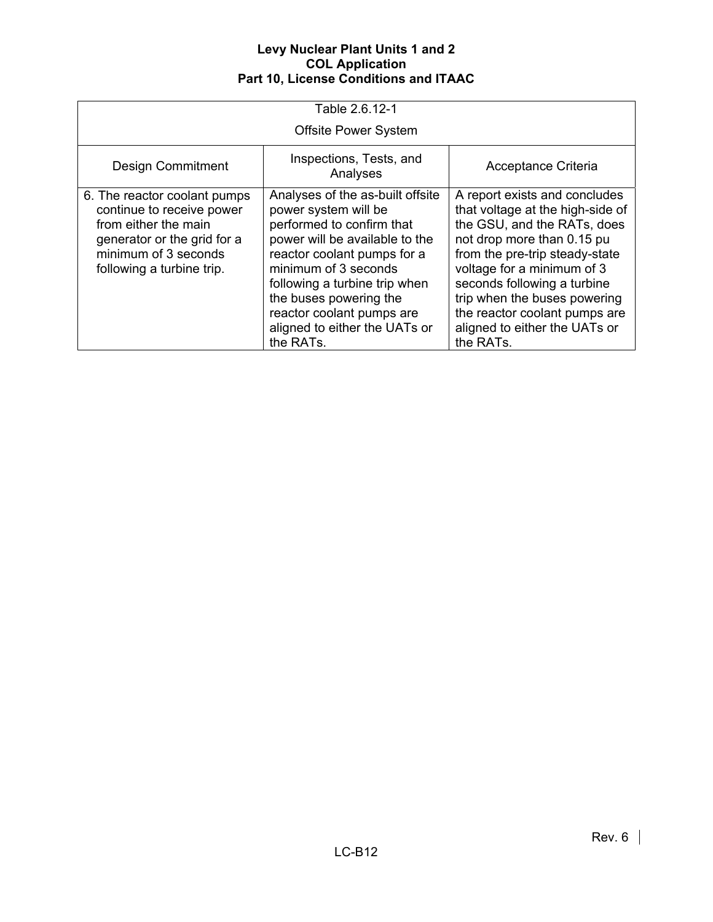| Table 2.6.12-1 Offsite Power System | | |
|---|---|---|
| Design Commitment | Inspections, Tests, and Analyses | Acceptance Criteria |
| 6. The reactor coolant pumps continue to receive power from either the main generator or the grid for a minimum of 3 seconds following a turbine trip. | Analyses of the as-built offsite power system will be performed to confirm that power will be available to the reactor coolant pumps for a minimum of 3 seconds following a turbine trip when the buses powering the reactor coolant pumps are aligned to either the UATs or the RATs. | A report exists and concludes that voltage at the high-side of the GSU, and the RATs, does not drop more than 0.15 pu from the pre-trip steady-state voltage for a minimum of 3 seconds following a turbine trip when the buses powering the reactor coolant pumps are aligned to either the UATs or the RATs. |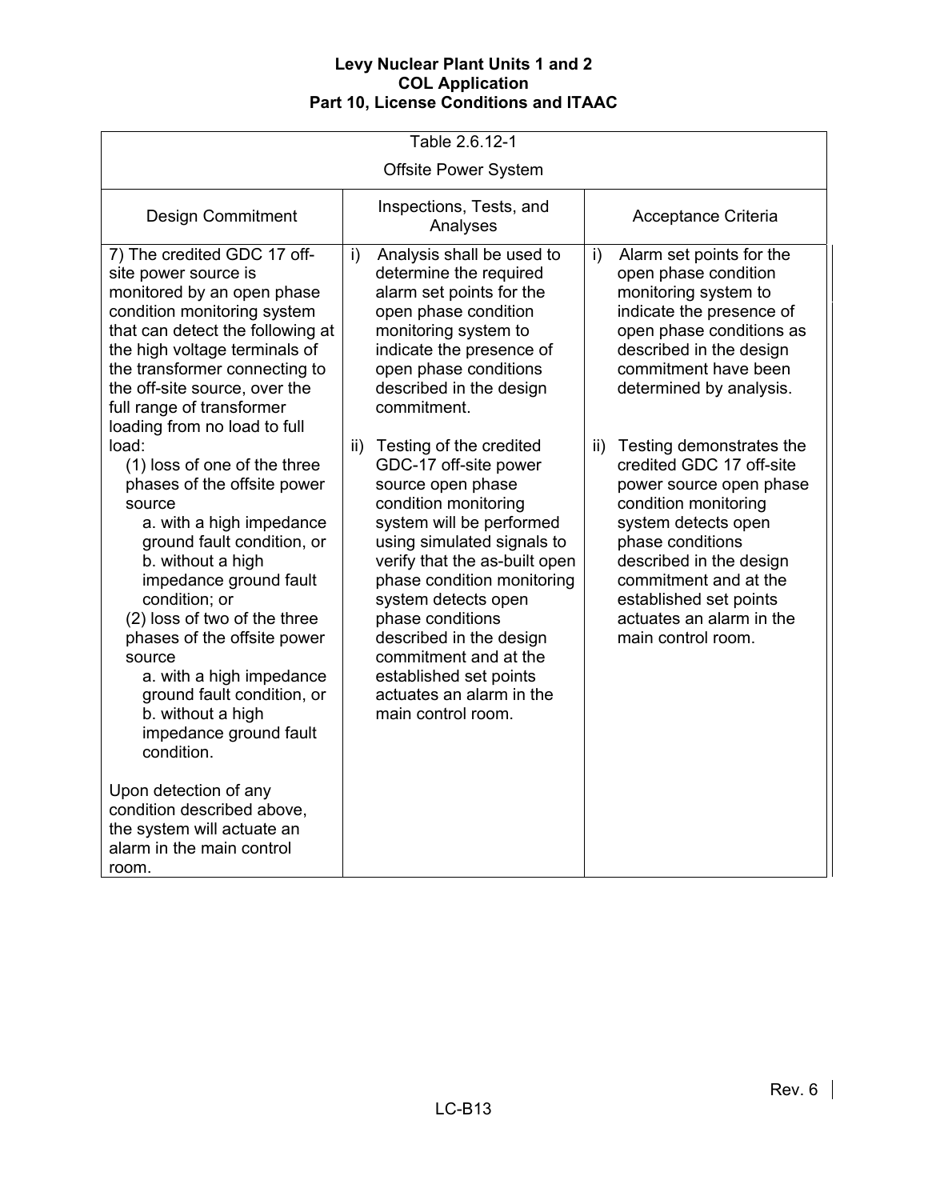Table 2.6.12-1

Offsite Power System

| Design Commitment | Inspections, Tests, and Analyses | Acceptance Criteria |
|---|---|---|
| 7) The credited GDC 17 off-site power source is monitored by an open phase condition monitoring system that can detect the following at the high voltage terminals of the transformer connecting to the off-site source, over the full range of transformer loading from no load to full load:<br>(1) loss of one of the three phases of the offsite power source<br>a. with a high impedance ground fault condition, or<br>b. without a high impedance ground fault condition; or<br>(2) loss of two of the three phases of the offsite power source<br>a. with a high impedance ground fault condition, or<br>b. without a high impedance ground fault condition.<br><br>Upon detection of any condition described above, the system will actuate an alarm in the main control room. | i) Analysis shall be used to determine the required alarm set points for the open phase condition monitoring system to indicate the presence of open phase conditions described in the design commitment.<br><br>ii) Testing of the credited GDC-17 off-site power source open phase condition monitoring system will be performed using simulated signals to verify that the as-built open phase condition monitoring system detects open phase conditions described in the design commitment and at the established set points actuates an alarm in the main control room. | i) Alarm set points for the open phase condition monitoring system to indicate the presence of open phase conditions as described in the design commitment have been determined by analysis.<br><br>ii) Testing demonstrates the credited GDC 17 off-site power source open phase condition monitoring system detects open phase conditions described in the design commitment and at the established set points actuates an alarm in the main control room. |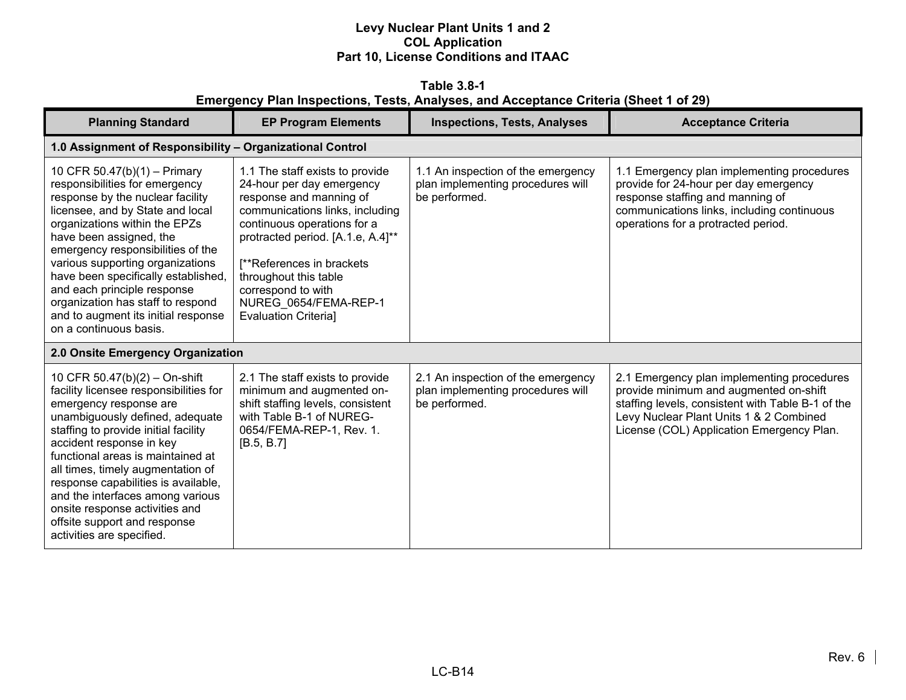**Levy Nuclear Plant Units 1 and 2**
**COL Application**
**Part 10, License Conditions and ITAAC**

**Table 3.8-1**
**Emergency Plan Inspections, Tests, Analyses, and Acceptance Criteria (Sheet 1 of 29)**

| Planning Standard | EP Program Elements | Inspections, Tests, Analyses | Acceptance Criteria |
|---|---|---|---|
| **1.0 Assignment of Responsibility – Organizational Control** | | | |
| 10 CFR 50.47(b)(1) – Primary responsibilities for emergency response by the nuclear facility licensee, and by State and local organizations within the EPZs have been assigned, the emergency responsibilities of the various supporting organizations have been specifically established, and each principle response organization has staff to respond and to augment its initial response on a continuous basis. | 1.1 The staff exists to provide 24-hour per day emergency response and manning of communications links, including continuous operations for a protracted period. [A.1.e, A.4]** <br><br> [**References in brackets throughout this table correspond to with NUREG_0654/FEMA-REP-1 Evaluation Criteria] | 1.1 An inspection of the emergency plan implementing procedures will be performed. | 1.1 Emergency plan implementing procedures provide for 24-hour per day emergency response staffing and manning of communications links, including continuous operations for a protracted period. |
| **2.0 Onsite Emergency Organization** | | | |
| 10 CFR 50.47(b)(2) – On-shift facility licensee responsibilities for emergency response are unambiguously defined, adequate staffing to provide initial facility accident response in key functional areas is maintained at all times, timely augmentation of response capabilities is available, and the interfaces among various onsite response activities and offsite support and response activities are specified. | 2.1 The staff exists to provide minimum and augmented on-shift staffing levels, consistent with Table B-1 of NUREG-0654/FEMA-REP-1, Rev. 1. [B.5, B.7] | 2.1 An inspection of the emergency plan implementing procedures will be performed. | 2.1 Emergency plan implementing procedures provide minimum and augmented on-shift staffing levels, consistent with Table B-1 of the Levy Nuclear Plant Units 1 & 2 Combined License (COL) Application Emergency Plan. |

Rev. 6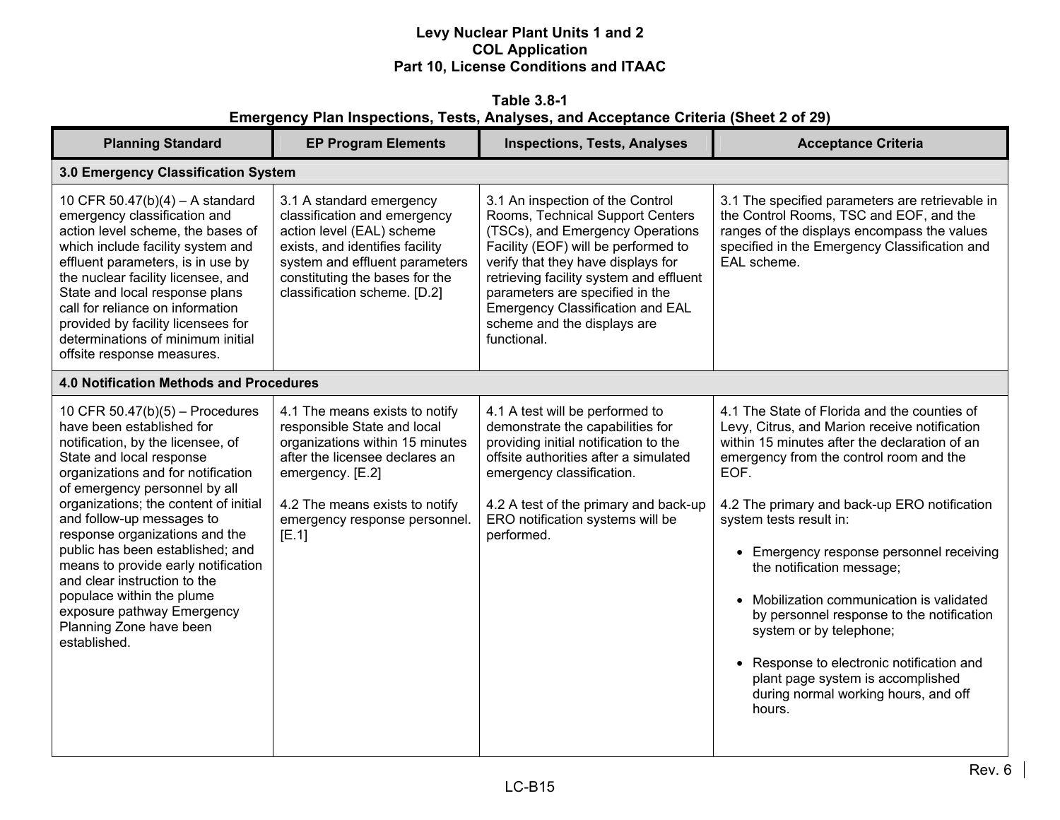**Table 3.8-1**
**Emergency Plan Inspections, Tests, Analyses, and Acceptance Criteria (Sheet 2 of 29)**

| Planning Standard | EP Program Elements | Inspections, Tests, Analyses | Acceptance Criteria |
|---|---|---|---|
| **3.0 Emergency Classification System** | | | |
| 10 CFR 50.47(b)(4) – A standard emergency classification and action level scheme, the bases of which include facility system and effluent parameters, is in use by the nuclear facility licensee, and State and local response plans call for reliance on information provided by facility licensees for determinations of minimum initial offsite response measures. | 3.1 A standard emergency classification and emergency action level (EAL) scheme exists, and identifies facility system and effluent parameters constituting the bases for the classification scheme. [D.2] | 3.1 An inspection of the Control Rooms, Technical Support Centers (TSCs), and Emergency Operations Facility (EOF) will be performed to verify that they have displays for retrieving facility system and effluent parameters are specified in the Emergency Classification and EAL scheme and the displays are functional. | 3.1 The specified parameters are retrievable in the Control Rooms, TSC and EOF, and the ranges of the displays encompass the values specified in the Emergency Classification and EAL scheme. |
| **4.0 Notification Methods and Procedures** | | | |
| 10 CFR 50.47(b)(5) – Procedures have been established for notification, by the licensee, of State and local response organizations and for notification of emergency personnel by all organizations; the content of initial and follow-up messages to response organizations and the public has been established; and means to provide early notification and clear instruction to the populace within the plume exposure pathway Emergency Planning Zone have been established. | 4.1 The means exists to notify responsible State and local organizations within 15 minutes after the licensee declares an emergency. [E.2]<br><br>4.2 The means exists to notify emergency response personnel. [E.1] | 4.1 A test will be performed to demonstrate the capabilities for providing initial notification to the offsite authorities after a simulated emergency classification.<br><br>4.2 A test of the primary and back-up ERO notification systems will be performed. | 4.1 The State of Florida and the counties of Levy, Citrus, and Marion receive notification within 15 minutes after the declaration of an emergency from the control room and the EOF.<br><br>4.2 The primary and back-up ERO notification system tests result in:<br>• Emergency response personnel receiving the notification message;<br>• Mobilization communication is validated by personnel response to the notification system or by telephone;<br>• Response to electronic notification and plant page system is accomplished during normal working hours, and off hours. |

Rev. 6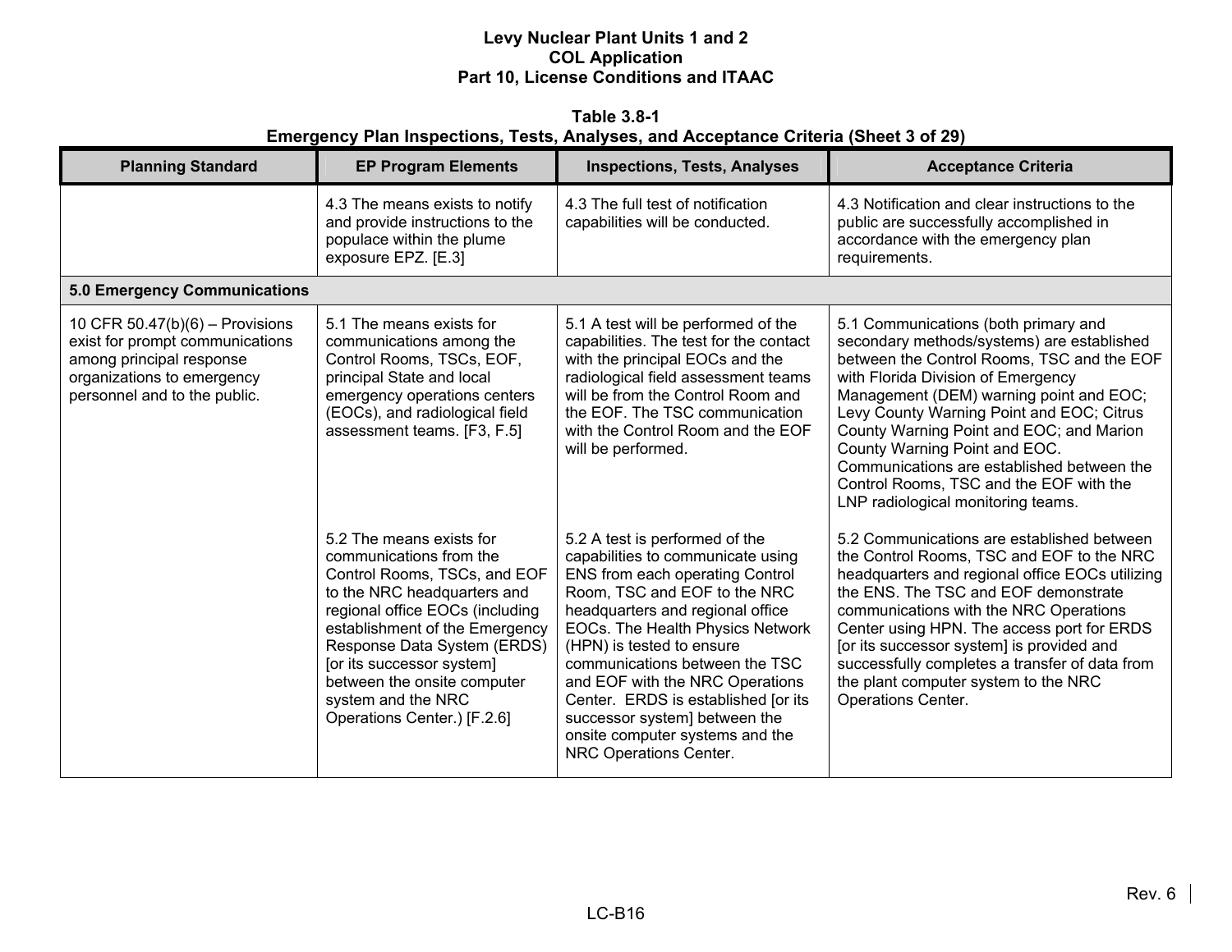**Table 3.8-1**
**Emergency Plan Inspections, Tests, Analyses, and Acceptance Criteria (Sheet 3 of 29)**

| Planning Standard | EP Program Elements | Inspections, Tests, Analyses | Acceptance Criteria |
|---|---|---|---|
| | 4.3 The means exists to notify and provide instructions to the populace within the plume exposure EPZ. [E.3] | 4.3 The full test of notification capabilities will be conducted. | 4.3 Notification and clear instructions to the public are successfully accomplished in accordance with the emergency plan requirements. |
| **5.0 Emergency Communications** | | | |
| 10 CFR 50.47(b)(6) – Provisions exist for prompt communications among principal response organizations to emergency personnel and to the public. | 5.1 The means exists for communications among the Control Rooms, TSCs, EOF, principal State and local emergency operations centers (EOCs), and radiological field assessment teams. [F3, F.5] | 5.1 A test will be performed of the capabilities. The test for the contact with the principal EOCs and the radiological field assessment teams will be from the Control Room and the EOF. The TSC communication with the Control Room and the EOF will be performed. | 5.1 Communications (both primary and secondary methods/systems) are established between the Control Rooms, TSC and the EOF with Florida Division of Emergency Management (DEM) warning point and EOC; Levy County Warning Point and EOC; Citrus County Warning Point and EOC; and Marion County Warning Point and EOC. Communications are established between the Control Rooms, TSC and the EOF with the LNP radiological monitoring teams. |
| | 5.2 The means exists for communications from the Control Rooms, TSCs, and EOF to the NRC headquarters and regional office EOCs (including establishment of the Emergency Response Data System (ERDS) [or its successor system] between the onsite computer system and the NRC Operations Center.) [F.2.6] | 5.2 A test is performed of the capabilities to communicate using ENS from each operating Control Room, TSC and EOF to the NRC headquarters and regional office EOCs. The Health Physics Network (HPN) is tested to ensure communications between the TSC and EOF with the NRC Operations Center. ERDS is established [or its successor system] between the onsite computer systems and the NRC Operations Center. | 5.2 Communications are established between the Control Rooms, TSC and EOF to the NRC headquarters and regional office EOCs utilizing the ENS. The TSC and EOF demonstrate communications with the NRC Operations Center using HPN. The access port for ERDS [or its successor system] is provided and successfully completes a transfer of data from the plant computer system to the NRC Operations Center. |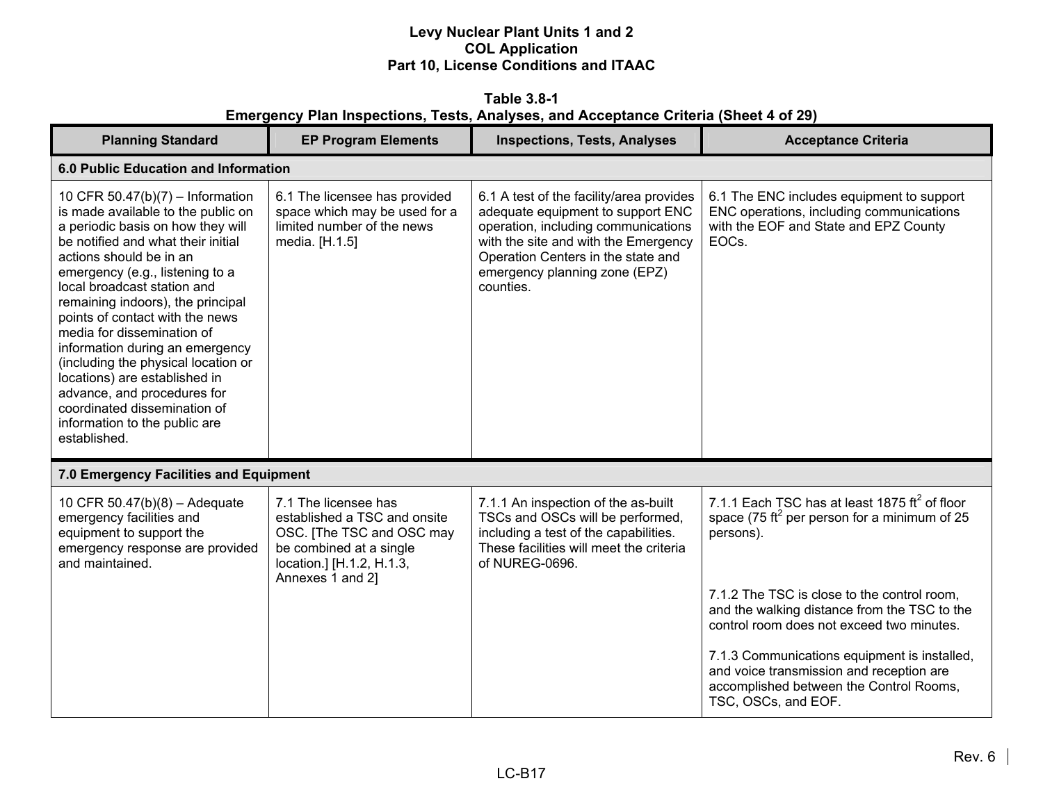**Table 3.8-1**
**Emergency Plan Inspections, Tests, Analyses, and Acceptance Criteria (Sheet 4 of 29)**

| Planning Standard | EP Program Elements | Inspections, Tests, Analyses | Acceptance Criteria |
|---|---|---|---|
| **6.0 Public Education and Information** | | | |
| 10 CFR 50.47(b)(7) – Information is made available to the public on a periodic basis on how they will be notified and what their initial actions should be in an emergency (e.g., listening to a local broadcast station and remaining indoors), the principal points of contact with the news media for dissemination of information during an emergency (including the physical location or locations) are established in advance, and procedures for coordinated dissemination of information to the public are established. | 6.1 The licensee has provided space which may be used for a limited number of the news media. [H.1.5] | 6.1 A test of the facility/area provides adequate equipment to support ENC operation, including communications with the site and with the Emergency Operation Centers in the state and emergency planning zone (EPZ) counties. | 6.1 The ENC includes equipment to support ENC operations, including communications with the EOF and State and EPZ County EOCs. |
| **7.0 Emergency Facilities and Equipment** | | | |
| 10 CFR 50.47(b)(8) – Adequate emergency facilities and equipment to support the emergency response are provided and maintained. | 7.1 The licensee has established a TSC and onsite OSC. [The TSC and OSC may be combined at a single location.] [H.1.2, H.1.3, Annexes 1 and 2] | 7.1.1 An inspection of the as-built TSCs and OSCs will be performed, including a test of the capabilities. These facilities will meet the criteria of NUREG-0696. | 7.1.1 Each TSC has at least 1875 $ft^2$ of floor space (75 $ft^2$ per person for a minimum of 25 persons).<br><br>7.1.2 The TSC is close to the control room, and the walking distance from the TSC to the control room does not exceed two minutes.<br><br>7.1.3 Communications equipment is installed, and voice transmission and reception are accomplished between the Control Rooms, TSC, OSCs, and EOF. |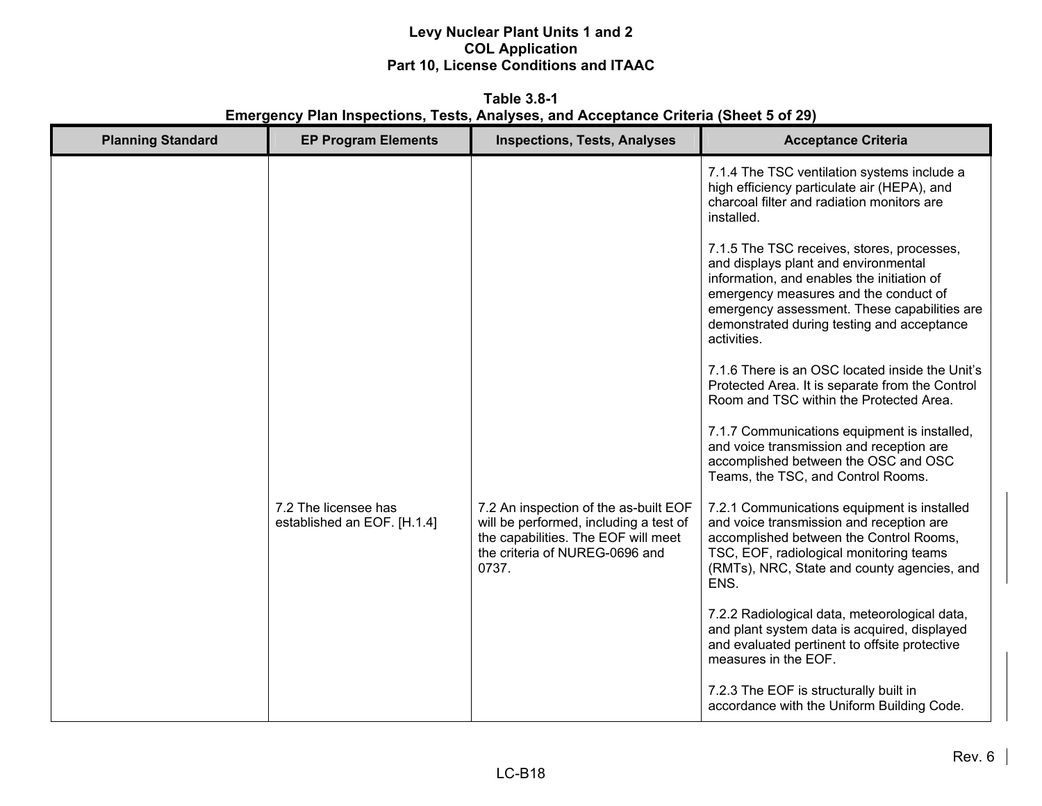**Table 3.8-1**
**Emergency Plan Inspections, Tests, Analyses, and Acceptance Criteria (Sheet 5 of 29)**

| Planning Standard | EP Program Elements | Inspections, Tests, Analyses | Acceptance Criteria |
|---|---|---|---|
| | | | 7.1.4 The TSC ventilation systems include a high efficiency particulate air (HEPA), and charcoal filter and radiation monitors are installed.<br><br>7.1.5 The TSC receives, stores, processes, and displays plant and environmental information, and enables the initiation of emergency measures and the conduct of emergency assessment. These capabilities are demonstrated during testing and acceptance activities.<br><br>7.1.6 There is an OSC located inside the Unit's Protected Area. It is separate from the Control Room and TSC within the Protected Area.<br><br>7.1.7 Communications equipment is installed, and voice transmission and reception are accomplished between the OSC and OSC Teams, the TSC, and Control Rooms. |
| | 7.2 The licensee has established an EOF. [H.1.4] | 7.2 An inspection of the as-built EOF will be performed, including a test of the capabilities. The EOF will meet the criteria of NUREG-0696 and 0737. | 7.2.1 Communications equipment is installed and voice transmission and reception are accomplished between the Control Rooms, TSC, EOF, radiological monitoring teams (RMTs), NRC, State and county agencies, and ENS.<br><br>7.2.2 Radiological data, meteorological data, and plant system data is acquired, displayed and evaluated pertinent to offsite protective measures in the EOF.<br><br>7.2.3 The EOF is structurally built in accordance with the Uniform Building Code. |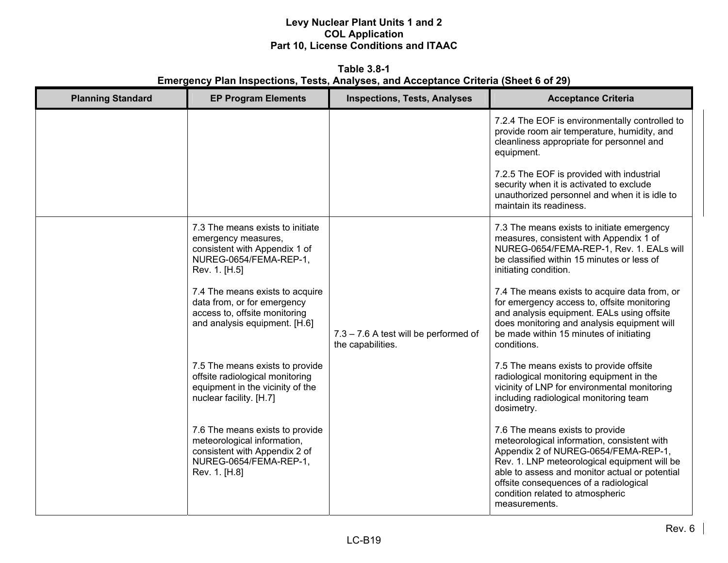**Table 3.8-1**
**Emergency Plan Inspections, Tests, Analyses, and Acceptance Criteria (Sheet 6 of 29)**

| Planning Standard | EP Program Elements | Inspections, Tests, Analyses | Acceptance Criteria |
|---|---|---|---|
| | | | 7.2.4 The EOF is environmentally controlled to provide room air temperature, humidity, and cleanliness appropriate for personnel and equipment.<br><br>7.2.5 The EOF is provided with industrial security when it is activated to exclude unauthorized personnel and when it is idle to maintain its readiness. |
| | 7.3 The means exists to initiate emergency measures, consistent with Appendix 1 of NUREG-0654/FEMA-REP-1, Rev. 1. [H.5]<br><br>7.4 The means exists to acquire data from, or for emergency access to, offsite monitoring and analysis equipment. [H.6]<br><br>7.5 The means exists to provide offsite radiological monitoring equipment in the vicinity of the nuclear facility. [H.7]<br><br>7.6 The means exists to provide meteorological information, consistent with Appendix 2 of NUREG-0654/FEMA-REP-1, Rev. 1. [H.8] | 7.3 – 7.6 A test will be performed of the capabilities. | 7.3 The means exists to initiate emergency measures, consistent with Appendix 1 of NUREG-0654/FEMA-REP-1, Rev. 1. EALs will be classified within 15 minutes or less of initiating condition.<br><br>7.4 The means exists to acquire data from, or for emergency access to, offsite monitoring and analysis equipment. EALs using offsite does monitoring and analysis equipment will be made within 15 minutes of initiating conditions.<br><br>7.5 The means exists to provide offsite radiological monitoring equipment in the vicinity of LNP for environmental monitoring including radiological monitoring team dosimetry.<br><br>7.6 The means exists to provide meteorological information, consistent with Appendix 2 of NUREG-0654/FEMA-REP-1, Rev. 1. LNP meteorological equipment will be able to assess and monitor actual or potential offsite consequences of a radiological condition related to atmospheric measurements. |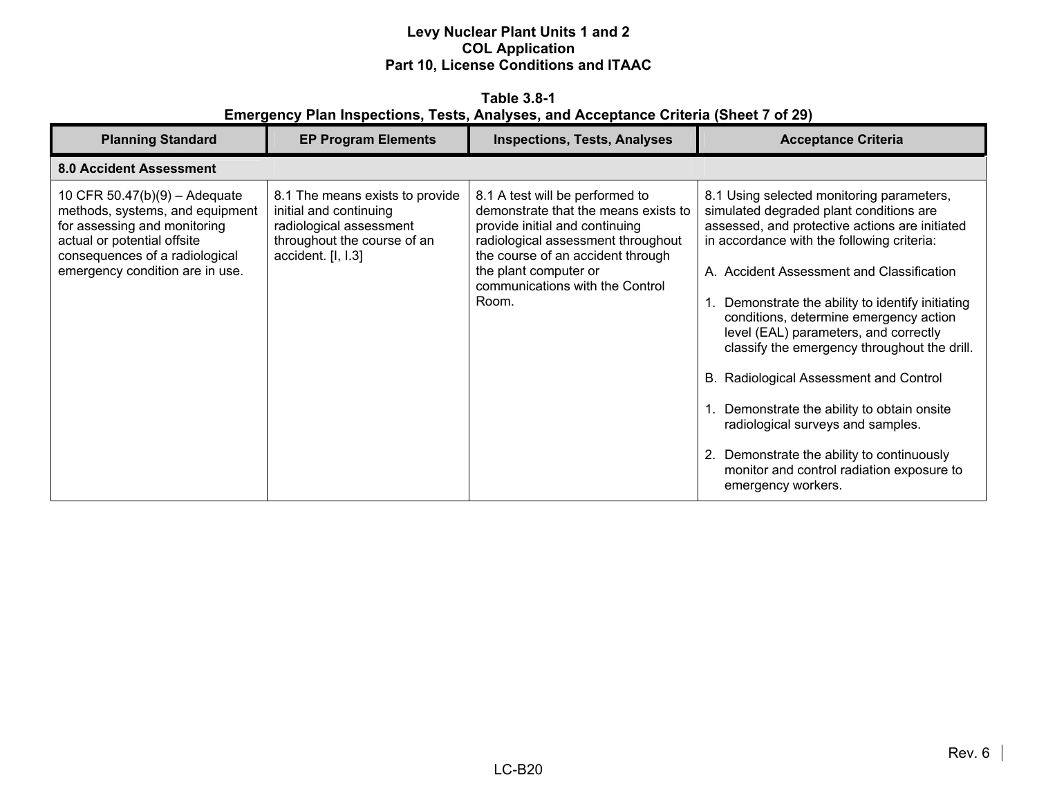**Table 3.8-1**
**Emergency Plan Inspections, Tests, Analyses, and Acceptance Criteria (Sheet 7 of 29)**

| Planning Standard | EP Program Elements | Inspections, Tests, Analyses | Acceptance Criteria |
|---|---|---|---|
| **8.0 Accident Assessment** | | | |
| 10 CFR 50.47(b)(9) – Adequate methods, systems, and equipment for assessing and monitoring actual or potential offsite consequences of a radiological emergency condition are in use. | 8.1 The means exists to provide initial and continuing radiological assessment throughout the course of an accident. [I, I.3] | 8.1 A test will be performed to demonstrate that the means exists to provide initial and continuing radiological assessment throughout the course of an accident through the plant computer or communications with the Control Room. | 8.1 Using selected monitoring parameters, simulated degraded plant conditions are assessed, and protective actions are initiated in accordance with the following criteria:<br><br>A. Accident Assessment and Classification<br><br>1. Demonstrate the ability to identify initiating conditions, determine emergency action level (EAL) parameters, and correctly classify the emergency throughout the drill.<br><br>B. Radiological Assessment and Control<br><br>1. Demonstrate the ability to obtain onsite radiological surveys and samples.<br><br>2. Demonstrate the ability to continuously monitor and control radiation exposure to emergency workers. |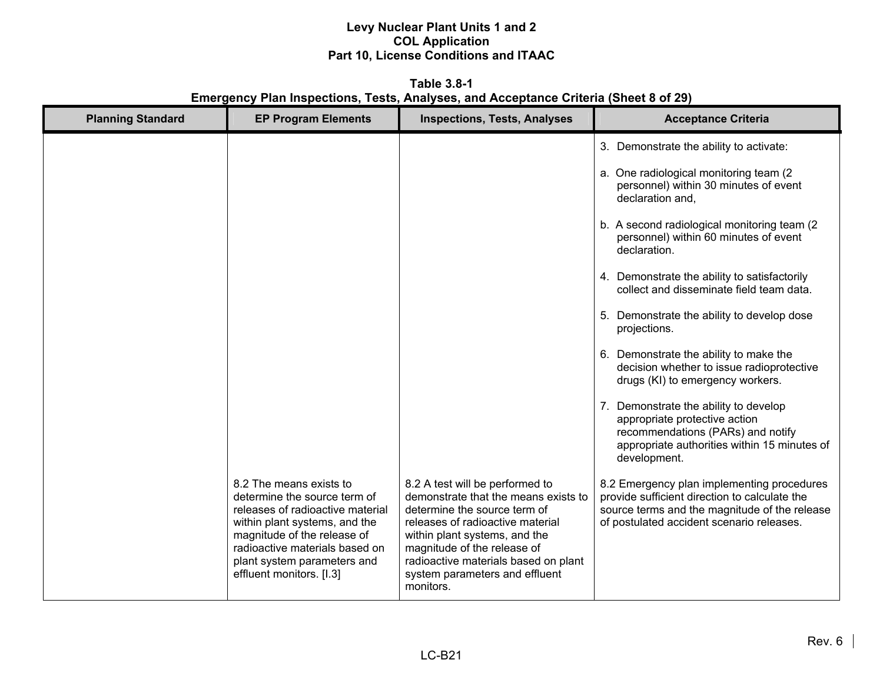**Table 3.8-1**
**Emergency Plan Inspections, Tests, Analyses, and Acceptance Criteria (Sheet 8 of 29)**

| Planning Standard | EP Program Elements | Inspections, Tests, Analyses | Acceptance Criteria |
|---|---|---|---|
| | | | 3. Demonstrate the ability to activate:<br><br>a. One radiological monitoring team (2 personnel) within 30 minutes of event declaration and,<br><br>b. A second radiological monitoring team (2 personnel) within 60 minutes of event declaration.<br><br>4. Demonstrate the ability to satisfactorily collect and disseminate field team data.<br><br>5. Demonstrate the ability to develop dose projections.<br><br>6. Demonstrate the ability to make the decision whether to issue radioprotective drugs (KI) to emergency workers.<br><br>7. Demonstrate the ability to develop appropriate protective action recommendations (PARs) and notify appropriate authorities within 15 minutes of development. |
| | 8.2 The means exists to determine the source term of releases of radioactive material within plant systems, and the magnitude of the release of radioactive materials based on plant system parameters and effluent monitors. [I.3] | 8.2 A test will be performed to demonstrate that the means exists to determine the source term of releases of radioactive material within plant systems, and the magnitude of the release of radioactive materials based on plant system parameters and effluent monitors. | 8.2 Emergency plan implementing procedures provide sufficient direction to calculate the source terms and the magnitude of the release of postulated accident scenario releases. |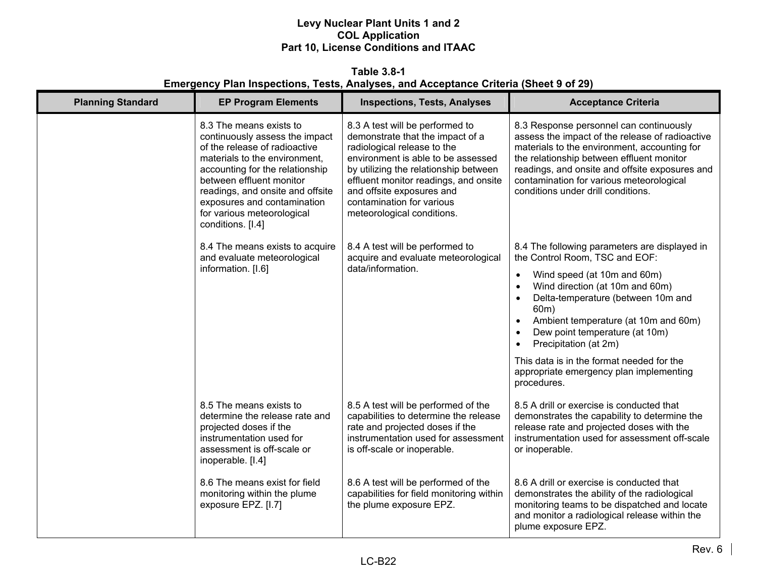**Table 3.8-1**
**Emergency Plan Inspections, Tests, Analyses, and Acceptance Criteria (Sheet 9 of 29)**

| Planning Standard | EP Program Elements | Inspections, Tests, Analyses | Acceptance Criteria |
|---|---|---|---|
| | 8.3 The means exists to continuously assess the impact of the release of radioactive materials to the environment, accounting for the relationship between effluent monitor readings, and onsite and offsite exposures and contamination for various meteorological conditions. [I.4] | 8.3 A test will be performed to demonstrate that the impact of a radiological release to the environment is able to be assessed by utilizing the relationship between effluent monitor readings, and onsite and offsite exposures and contamination for various meteorological conditions. | 8.3 Response personnel can continuously assess the impact of the release of radioactive materials to the environment, accounting for the relationship between effluent monitor readings, and onsite and offsite exposures and contamination for various meteorological conditions under drill conditions. |
| | 8.4 The means exists to acquire and evaluate meteorological information. [I.6] | 8.4 A test will be performed to acquire and evaluate meteorological data/information. | 8.4 The following parameters are displayed in the Control Room, TSC and EOF:<br>• Wind speed (at 10m and 60m)<br>• Wind direction (at 10m and 60m)<br>• Delta-temperature (between 10m and 60m)<br>• Ambient temperature (at 10m and 60m)<br>• Dew point temperature (at 10m)<br>• Precipitation (at 2m)<br><br>This data is in the format needed for the appropriate emergency plan implementing procedures. |
| | 8.5 The means exists to determine the release rate and projected doses if the instrumentation used for assessment is off-scale or inoperable. [I.4] | 8.5 A test will be performed of the capabilities to determine the release rate and projected doses if the instrumentation used for assessment is off-scale or inoperable. | 8.5 A drill or exercise is conducted that demonstrates the capability to determine the release rate and projected doses with the instrumentation used for assessment off-scale or inoperable. |
| | 8.6 The means exist for field monitoring within the plume exposure EPZ. [I.7] | 8.6 A test will be performed of the capabilities for field monitoring within the plume exposure EPZ. | 8.6 A drill or exercise is conducted that demonstrates the ability of the radiological monitoring teams to be dispatched and locate and monitor a radiological release within the plume exposure EPZ. |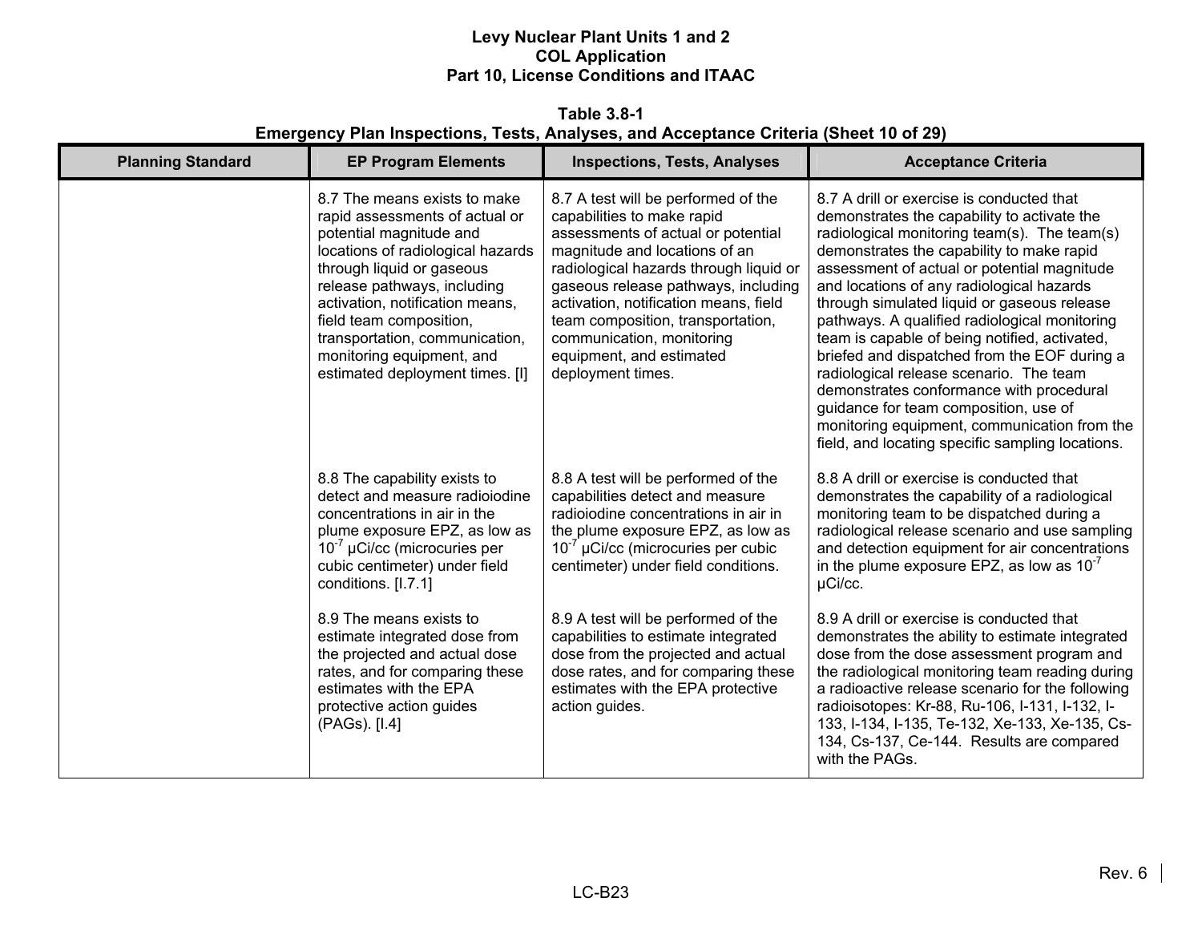**Table 3.8-1**
**Emergency Plan Inspections, Tests, Analyses, and Acceptance Criteria (Sheet 10 of 29)**

| Planning Standard | EP Program Elements | Inspections, Tests, Analyses | Acceptance Criteria |
|---|---|---|---|
| | 8.7 The means exists to make rapid assessments of actual or potential magnitude and locations of radiological hazards through liquid or gaseous release pathways, including activation, notification means, field team composition, transportation, communication, monitoring equipment, and estimated deployment times. [I] | 8.7 A test will be performed of the capabilities to make rapid assessments of actual or potential magnitude and locations of an radiological hazards through liquid or gaseous release pathways, including activation, notification means, field team composition, transportation, communication, monitoring equipment, and estimated deployment times. | 8.7 A drill or exercise is conducted that demonstrates the capability to activate the radiological monitoring team(s). The team(s) demonstrates the capability to make rapid assessment of actual or potential magnitude and locations of any radiological hazards through simulated liquid or gaseous release pathways. A qualified radiological monitoring team is capable of being notified, activated, briefed and dispatched from the EOF during a radiological release scenario. The team demonstrates conformance with procedural guidance for team composition, use of monitoring equipment, communication from the field, and locating specific sampling locations. |
| | 8.8 The capability exists to detect and measure radioiodine concentrations in air in the plume exposure EPZ, as low as $10^{-7}$ µCi/cc (microcuries per cubic centimeter) under field conditions. [I.7.1] | 8.8 A test will be performed of the capabilities detect and measure radioiodine concentrations in air in the plume exposure EPZ, as low as $10^{-7}$ µCi/cc (microcuries per cubic centimeter) under field conditions. | 8.8 A drill or exercise is conducted that demonstrates the capability of a radiological monitoring team to be dispatched during a radiological release scenario and use sampling and detection equipment for air concentrations in the plume exposure EPZ, as low as $10^{-7}$ µCi/cc. |
| | 8.9 The means exists to estimate integrated dose from the projected and actual dose rates, and for comparing these estimates with the EPA protective action guides (PAGs). [I.4] | 8.9 A test will be performed of the capabilities to estimate integrated dose from the projected and actual dose rates, and for comparing these estimates with the EPA protective action guides. | 8.9 A drill or exercise is conducted that demonstrates the ability to estimate integrated dose from the dose assessment program and the radiological monitoring team reading during a radioactive release scenario for the following radioisotopes: Kr-88, Ru-106, I-131, I-132, I-133, I-134, I-135, Te-132, Xe-133, Xe-135, Cs-134, Cs-137, Ce-144. Results are compared with the PAGs. |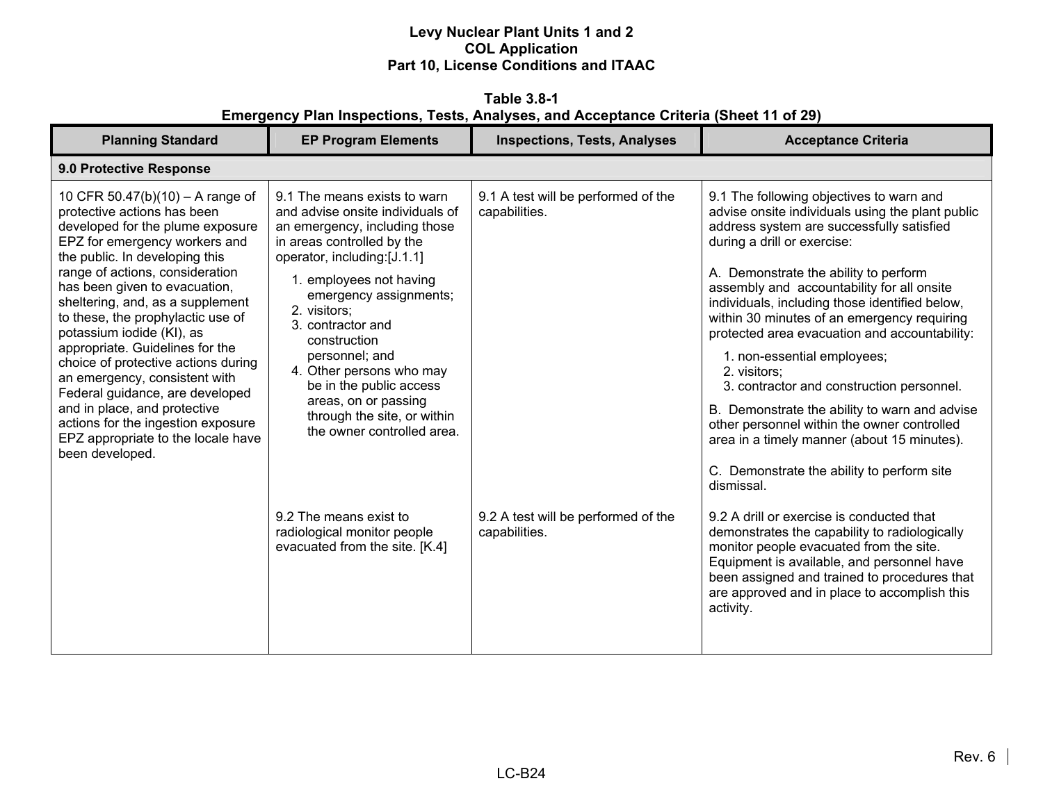**Table 3.8-1**
**Emergency Plan Inspections, Tests, Analyses, and Acceptance Criteria (Sheet 11 of 29)**

| Planning Standard | EP Program Elements | Inspections, Tests, Analyses | Acceptance Criteria |
|---|---|---|---|
| **9.0 Protective Response** | | | |
| 10 CFR 50.47(b)(10) – A range of protective actions has been developed for the plume exposure EPZ for emergency workers and the public. In developing this range of actions, consideration has been given to evacuation, sheltering, and, as a supplement to these, the prophylactic use of potassium iodide (KI), as appropriate. Guidelines for the choice of protective actions during an emergency, consistent with Federal guidance, are developed and in place, and protective actions for the ingestion exposure EPZ appropriate to the locale have been developed. | 9.1 The means exists to warn and advise onsite individuals of an emergency, including those in areas controlled by the operator, including:[J.1.1]<br>1. employees not having emergency assignments;<br>2. visitors;<br>3. contractor and construction personnel; and<br>4. Other persons who may be in the public access areas, on or passing through the site, or within the owner controlled area. | 9.1 A test will be performed of the capabilities. | 9.1 The following objectives to warn and advise onsite individuals using the plant public address system are successfully satisfied during a drill or exercise:<br><br>A. Demonstrate the ability to perform assembly and accountability for all onsite individuals, including those identified below, within 30 minutes of an emergency requiring protected area evacuation and accountability:<br>1. non-essential employees;<br>2. visitors;<br>3. contractor and construction personnel.<br><br>B. Demonstrate the ability to warn and advise other personnel within the owner controlled area in a timely manner (about 15 minutes).<br><br>C. Demonstrate the ability to perform site dismissal. |
| | 9.2 The means exist to radiological monitor people evacuated from the site. [K.4] | 9.2 A test will be performed of the capabilities. | 9.2 A drill or exercise is conducted that demonstrates the capability to radiologically monitor people evacuated from the site. Equipment is available, and personnel have been assigned and trained to procedures that are approved and in place to accomplish this activity. |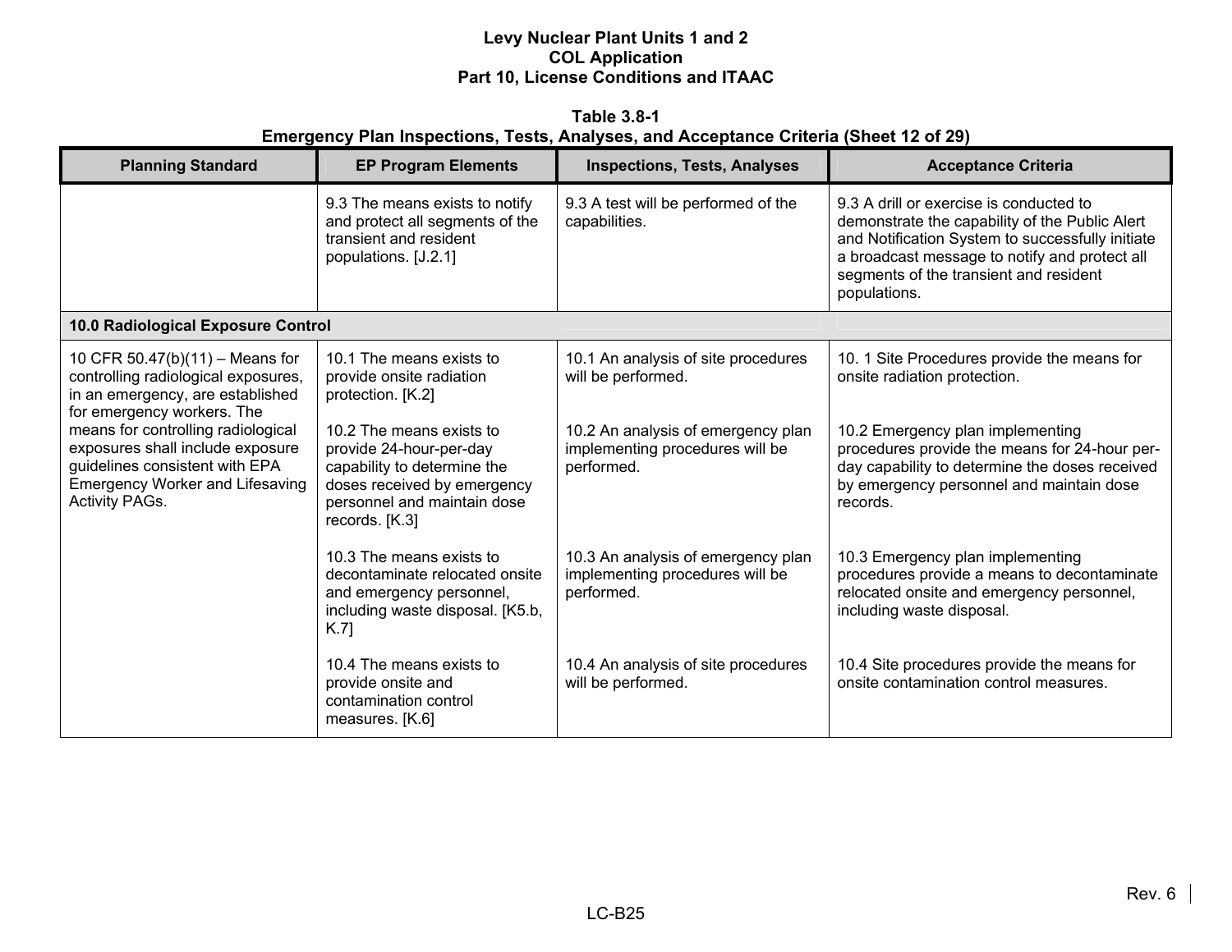**Table 3.8-1**
**Emergency Plan Inspections, Tests, Analyses, and Acceptance Criteria (Sheet 12 of 29)**

| Planning Standard | EP Program Elements | Inspections, Tests, Analyses | Acceptance Criteria |
|---|---|---|---|
| | 9.3 The means exists to notify and protect all segments of the transient and resident populations. [J.2.1] | 9.3 A test will be performed of the capabilities. | 9.3 A drill or exercise is conducted to demonstrate the capability of the Public Alert and Notification System to successfully initiate a broadcast message to notify and protect all segments of the transient and resident populations. |
| **10.0 Radiological Exposure Control** | | | |
| 10 CFR 50.47(b)(11) – Means for controlling radiological exposures, in an emergency, are established for emergency workers. The means for controlling radiological exposures shall include exposure guidelines consistent with EPA Emergency Worker and Lifesaving Activity PAGs. | 10.1 The means exists to provide onsite radiation protection. [K.2] | 10.1 An analysis of site procedures will be performed. | 10. 1 Site Procedures provide the means for onsite radiation protection. |
| | 10.2 The means exists to provide 24-hour-per-day capability to determine the doses received by emergency personnel and maintain dose records. [K.3] | 10.2 An analysis of emergency plan implementing procedures will be performed. | 10.2 Emergency plan implementing procedures provide the means for 24-hour per-day capability to determine the doses received by emergency personnel and maintain dose records. |
| | 10.3 The means exists to decontaminate relocated onsite and emergency personnel, including waste disposal. [K5.b, K.7] | 10.3 An analysis of emergency plan implementing procedures will be performed. | 10.3 Emergency plan implementing procedures provide a means to decontaminate relocated onsite and emergency personnel, including waste disposal. |
| | 10.4 The means exists to provide onsite and contamination control measures. [K.6] | 10.4 An analysis of site procedures will be performed. | 10.4 Site procedures provide the means for onsite contamination control measures. |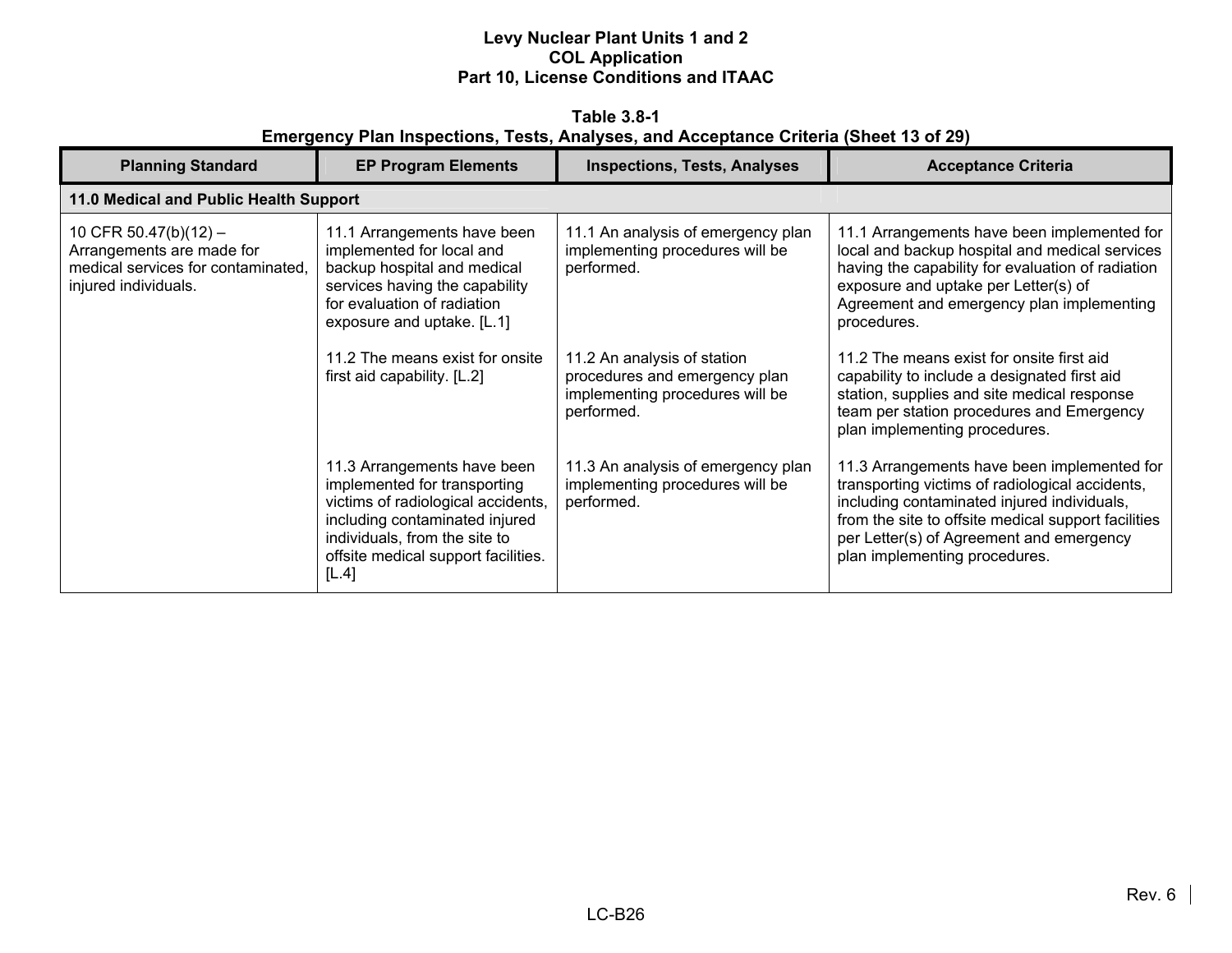**Table 3.8-1**
**Emergency Plan Inspections, Tests, Analyses, and Acceptance Criteria (Sheet 13 of 29)**

| Planning Standard | EP Program Elements | Inspections, Tests, Analyses | Acceptance Criteria |
|---|---|---|---|
| **11.0 Medical and Public Health Support** | | | |
| 10 CFR 50.47(b)(12) – Arrangements are made for medical services for contaminated, injured individuals. | 11.1 Arrangements have been implemented for local and backup hospital and medical services having the capability for evaluation of radiation exposure and uptake. [L.1] | 11.1 An analysis of emergency plan implementing procedures will be performed. | 11.1 Arrangements have been implemented for local and backup hospital and medical services having the capability for evaluation of radiation exposure and uptake per Letter(s) of Agreement and emergency plan implementing procedures. |
| | 11.2 The means exist for onsite first aid capability. [L.2] | 11.2 An analysis of station procedures and emergency plan implementing procedures will be performed. | 11.2 The means exist for onsite first aid capability to include a designated first aid station, supplies and site medical response team per station procedures and Emergency plan implementing procedures. |
| | 11.3 Arrangements have been implemented for transporting victims of radiological accidents, including contaminated injured individuals, from the site to offsite medical support facilities. [L.4] | 11.3 An analysis of emergency plan implementing procedures will be performed. | 11.3 Arrangements have been implemented for transporting victims of radiological accidents, including contaminated injured individuals, from the site to offsite medical support facilities per Letter(s) of Agreement and emergency plan implementing procedures. |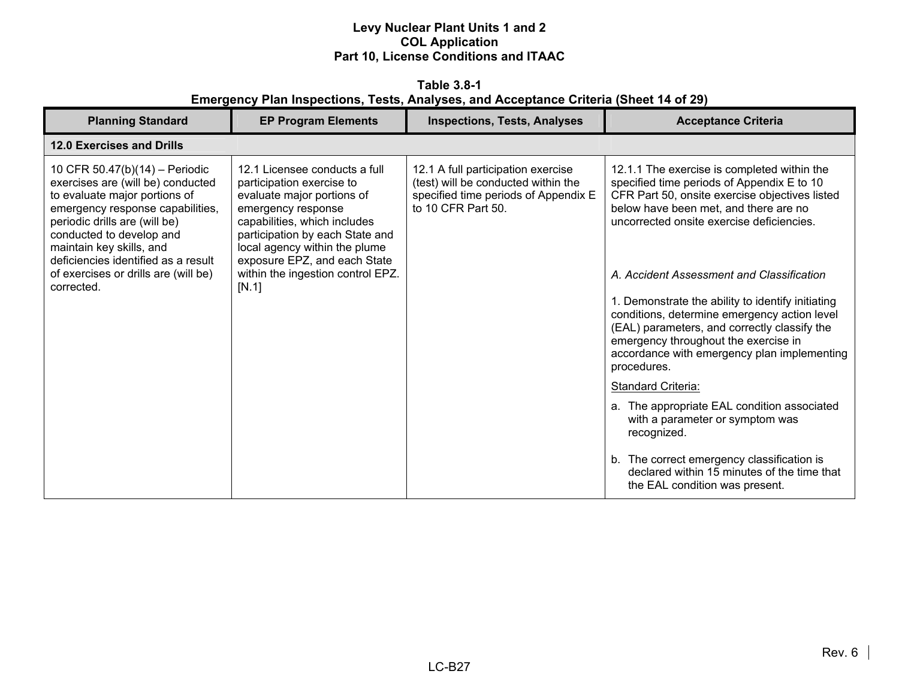**Table 3.8-1**
**Emergency Plan Inspections, Tests, Analyses, and Acceptance Criteria (Sheet 14 of 29)**

| Planning Standard | EP Program Elements | Inspections, Tests, Analyses | Acceptance Criteria |
|---|---|---|---|
| **12.0 Exercises and Drills** | | | |
| 10 CFR 50.47(b)(14) – Periodic exercises are (will be) conducted to evaluate major portions of emergency response capabilities, periodic drills are (will be) conducted to develop and maintain key skills, and deficiencies identified as a result of exercises or drills are (will be) corrected. | 12.1 Licensee conducts a full participation exercise to evaluate major portions of emergency response capabilities, which includes participation by each State and local agency within the plume exposure EPZ, and each State within the ingestion control EPZ. [N.1] | 12.1 A full participation exercise (test) will be conducted within the specified time periods of Appendix E to 10 CFR Part 50. | 12.1.1 The exercise is completed within the specified time periods of Appendix E to 10 CFR Part 50, onsite exercise objectives listed below have been met, and there are no uncorrected onsite exercise deficiencies.<br><br>*A. Accident Assessment and Classification*<br><br>1. Demonstrate the ability to identify initiating conditions, determine emergency action level (EAL) parameters, and correctly classify the emergency throughout the exercise in accordance with emergency plan implementing procedures.<br><br>Standard Criteria:<br><br>a. The appropriate EAL condition associated with a parameter or symptom was recognized.<br><br>b. The correct emergency classification is declared within 15 minutes of the time that the EAL condition was present. |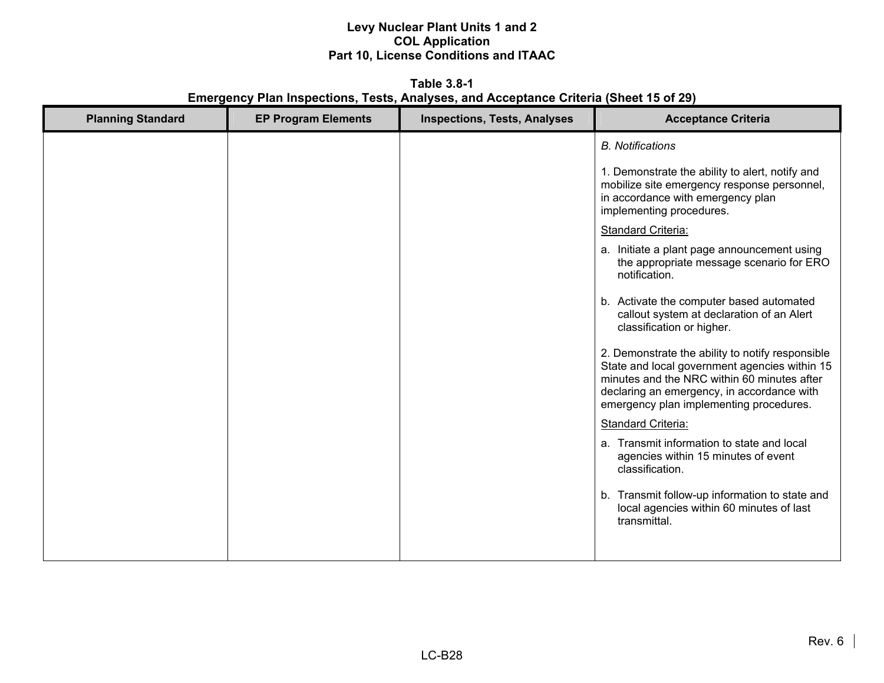Levy Nuclear Plant Units 1 and 2
COL Application
Part 10, License Conditions and ITAAC

**Table 3.8-1**
**Emergency Plan Inspections, Tests, Analyses, and Acceptance Criteria (Sheet 15 of 29)**

| Planning Standard | EP Program Elements | Inspections, Tests, Analyses | Acceptance Criteria |
|---|---|---|---|
| | | | *B. Notifications*<br><br>1. Demonstrate the ability to alert, notify and mobilize site emergency response personnel, in accordance with emergency plan implementing procedures.<br><br><u>Standard Criteria:</u><br><br>a. Initiate a plant page announcement using the appropriate message scenario for ERO notification.<br><br>b. Activate the computer based automated callout system at declaration of an Alert classification or higher.<br><br>2. Demonstrate the ability to notify responsible State and local government agencies within 15 minutes and the NRC within 60 minutes after declaring an emergency, in accordance with emergency plan implementing procedures.<br><br><u>Standard Criteria:</u><br><br>a. Transmit information to state and local agencies within 15 minutes of event classification.<br><br>b. Transmit follow-up information to state and local agencies within 60 minutes of last transmittal. |

Rev. 6

LC-B28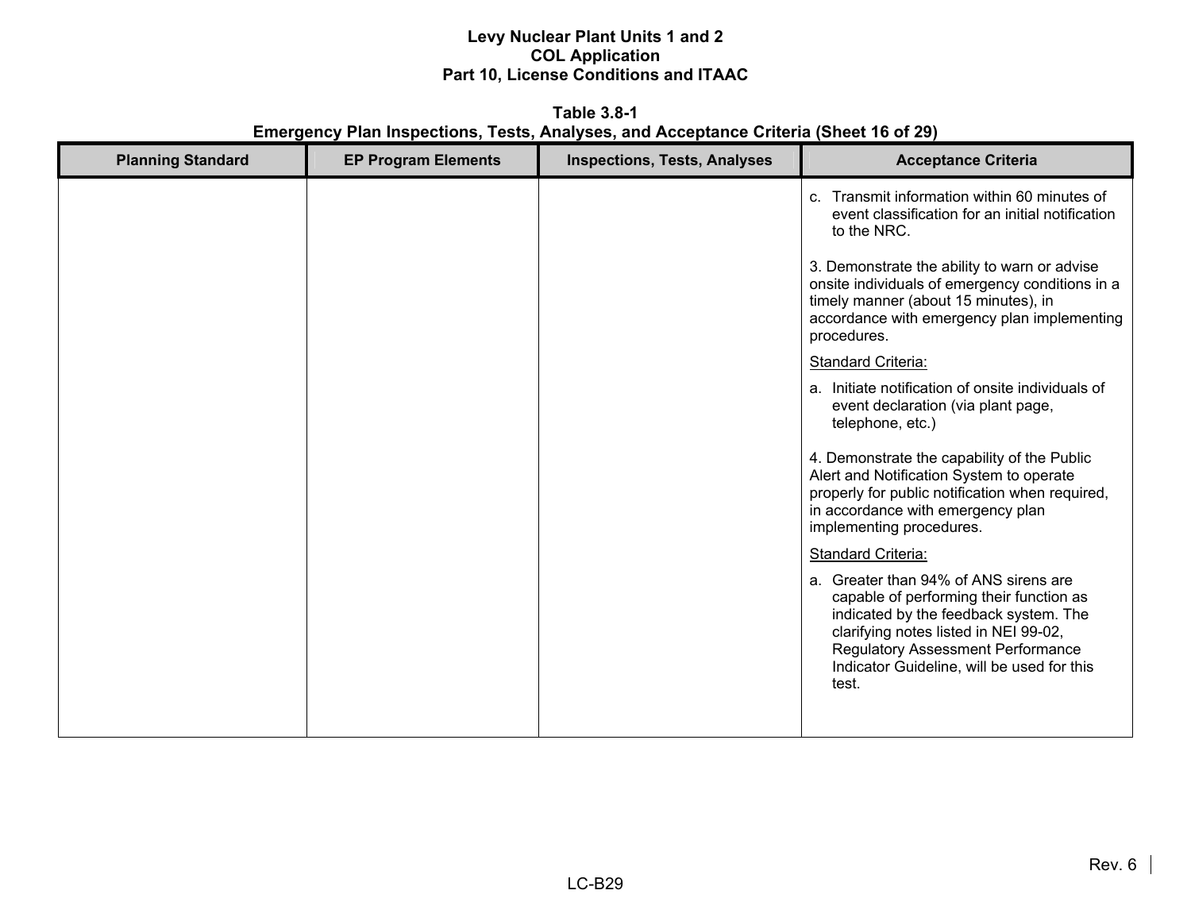**Table 3.8-1**
**Emergency Plan Inspections, Tests, Analyses, and Acceptance Criteria (Sheet 16 of 29)**

| Planning Standard | EP Program Elements | Inspections, Tests, Analyses | Acceptance Criteria |
|---|---|---|---|
| | | | c. Transmit information within 60 minutes of event classification for an initial notification to the NRC.<br><br>3. Demonstrate the ability to warn or advise onsite individuals of emergency conditions in a timely manner (about 15 minutes), in accordance with emergency plan implementing procedures.<br><br><u>Standard Criteria:</u><br><br>a. Initiate notification of onsite individuals of event declaration (via plant page, telephone, etc.)<br><br>4. Demonstrate the capability of the Public Alert and Notification System to operate properly for public notification when required, in accordance with emergency plan implementing procedures.<br><br><u>Standard Criteria:</u><br><br>a. Greater than 94% of ANS sirens are capable of performing their function as indicated by the feedback system. The clarifying notes listed in NEI 99-02, Regulatory Assessment Performance Indicator Guideline, will be used for this test. |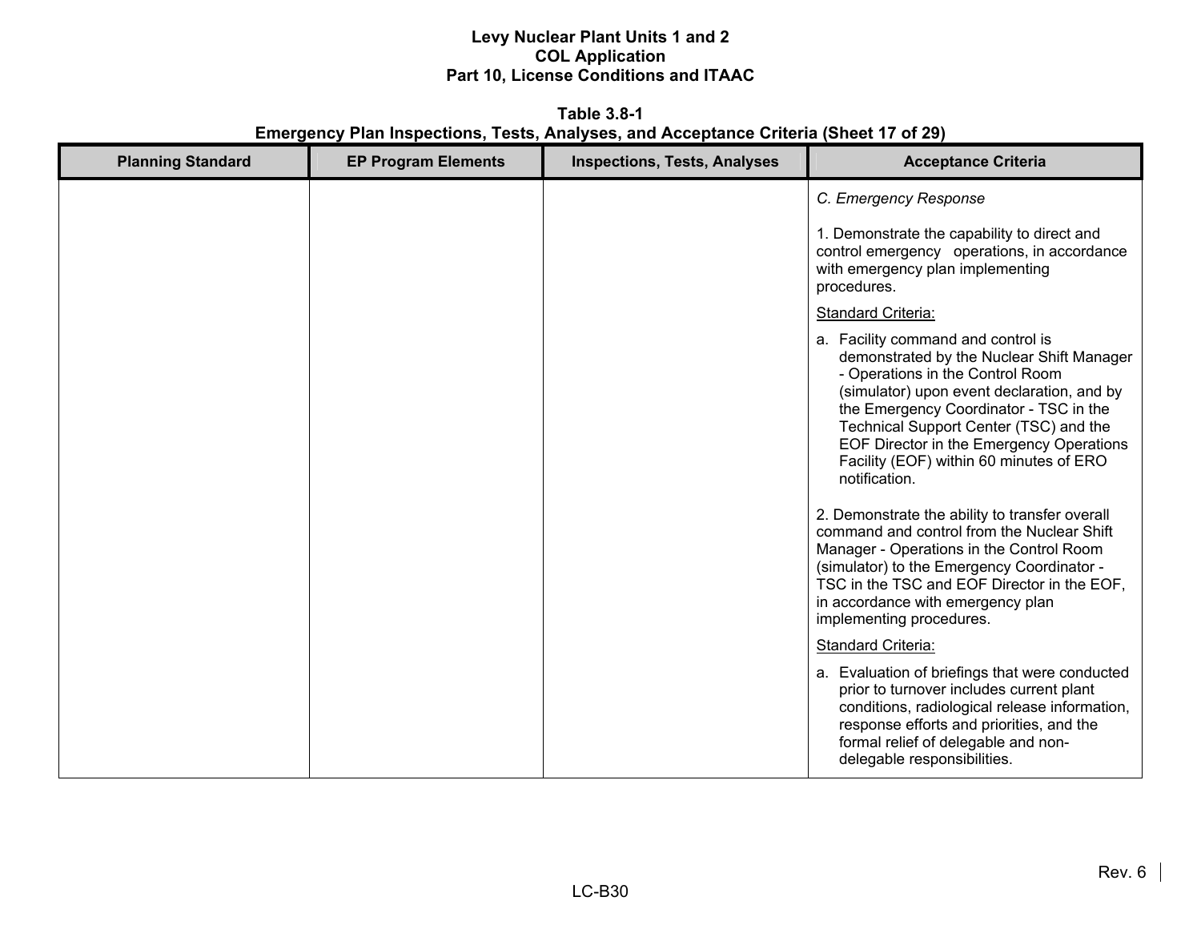**Table 3.8-1**
**Emergency Plan Inspections, Tests, Analyses, and Acceptance Criteria (Sheet 17 of 29)**

| Planning Standard | EP Program Elements | Inspections, Tests, Analyses | Acceptance Criteria |
|---|---|---|---|
| | | | *C. Emergency Response*<br><br>1. Demonstrate the capability to direct and control emergency operations, in accordance with emergency plan implementing procedures.<br><br>Standard Criteria:<br><br>a. Facility command and control is demonstrated by the Nuclear Shift Manager - Operations in the Control Room (simulator) upon event declaration, and by the Emergency Coordinator - TSC in the Technical Support Center (TSC) and the EOF Director in the Emergency Operations Facility (EOF) within 60 minutes of ERO notification.<br><br>2. Demonstrate the ability to transfer overall command and control from the Nuclear Shift Manager - Operations in the Control Room (simulator) to the Emergency Coordinator - TSC in the TSC and EOF Director in the EOF, in accordance with emergency plan implementing procedures.<br><br>Standard Criteria:<br><br>a. Evaluation of briefings that were conducted prior to turnover includes current plant conditions, radiological release information, response efforts and priorities, and the formal relief of delegable and non-delegable responsibilities. |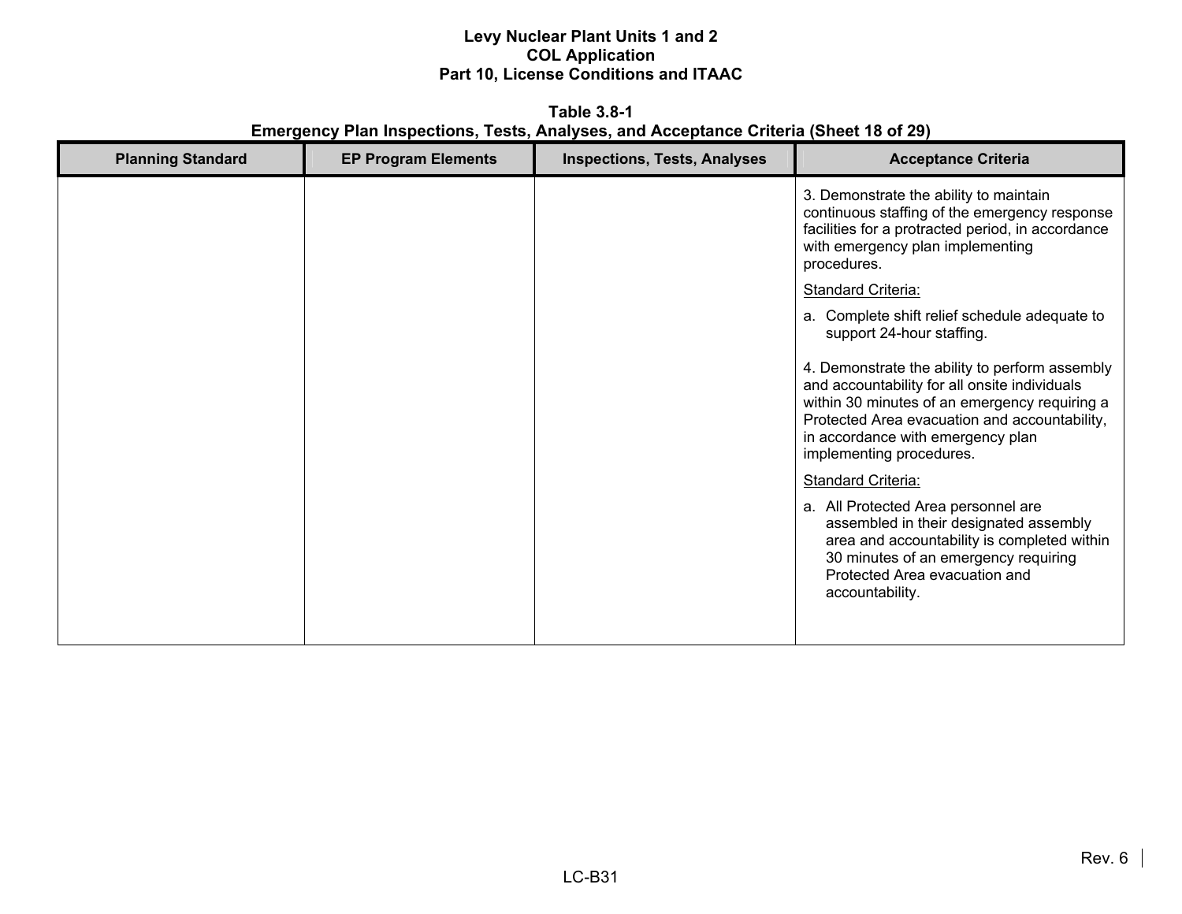**Table 3.8-1**
**Emergency Plan Inspections, Tests, Analyses, and Acceptance Criteria (Sheet 18 of 29)**

| Planning Standard | EP Program Elements | Inspections, Tests, Analyses | Acceptance Criteria |
|---|---|---|---|
| | | | 3. Demonstrate the ability to maintain continuous staffing of the emergency response facilities for a protracted period, in accordance with emergency plan implementing procedures.<br><br><u>Standard Criteria:</u><br><br>a. Complete shift relief schedule adequate to support 24-hour staffing.<br><br>4. Demonstrate the ability to perform assembly and accountability for all onsite individuals within 30 minutes of an emergency requiring a Protected Area evacuation and accountability, in accordance with emergency plan implementing procedures.<br><br><u>Standard Criteria:</u><br><br>a. All Protected Area personnel are assembled in their designated assembly area and accountability is completed within 30 minutes of an emergency requiring Protected Area evacuation and accountability. |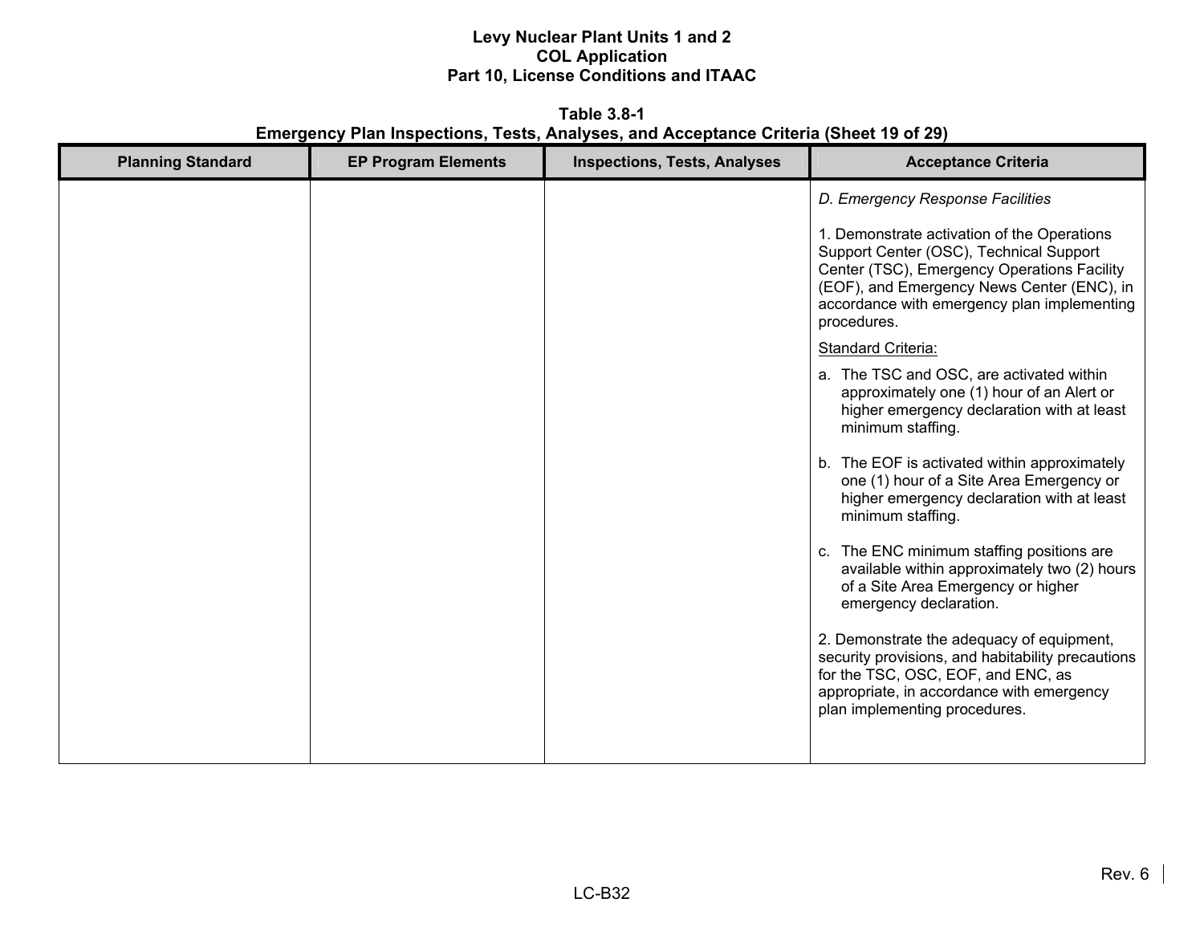**Table 3.8-1**
**Emergency Plan Inspections, Tests, Analyses, and Acceptance Criteria (Sheet 19 of 29)**

| Planning Standard | EP Program Elements | Inspections, Tests, Analyses | Acceptance Criteria |
|---|---|---|---|
| | | | *D. Emergency Response Facilities*<br><br>1. Demonstrate activation of the Operations Support Center (OSC), Technical Support Center (TSC), Emergency Operations Facility (EOF), and Emergency News Center (ENC), in accordance with emergency plan implementing procedures.<br><br><u>Standard Criteria:</u><br><br>a. The TSC and OSC, are activated within approximately one (1) hour of an Alert or higher emergency declaration with at least minimum staffing.<br><br>b. The EOF is activated within approximately one (1) hour of a Site Area Emergency or higher emergency declaration with at least minimum staffing.<br><br>c. The ENC minimum staffing positions are available within approximately two (2) hours of a Site Area Emergency or higher emergency declaration.<br><br>2. Demonstrate the adequacy of equipment, security provisions, and habitability precautions for the TSC, OSC, EOF, and ENC, as appropriate, in accordance with emergency plan implementing procedures. |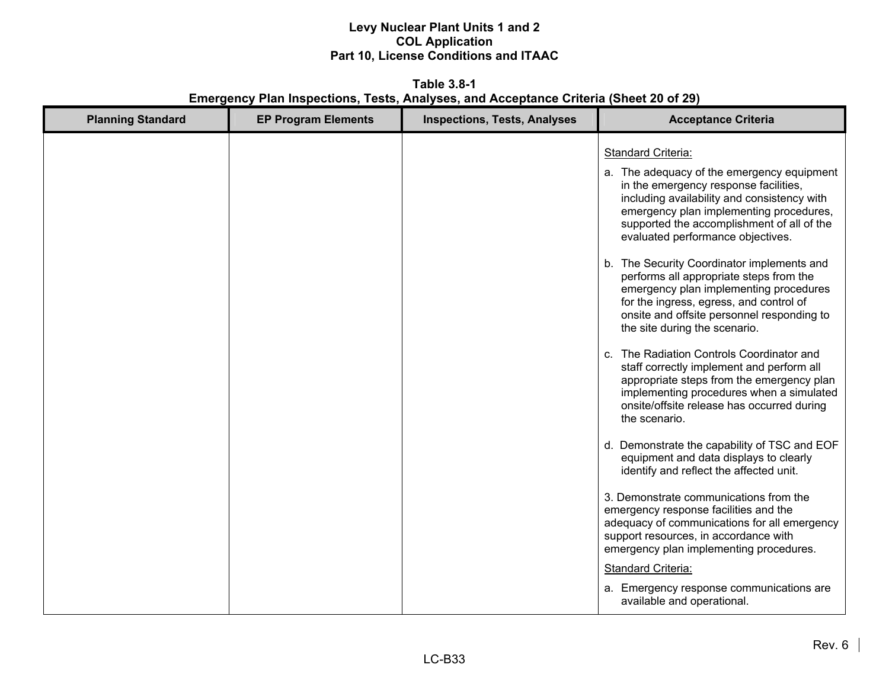**Table 3.8-1**
**Emergency Plan Inspections, Tests, Analyses, and Acceptance Criteria (Sheet 20 of 29)**

| Planning Standard | EP Program Elements | Inspections, Tests, Analyses | Acceptance Criteria |
|---|---|---|---|
| | | | Standard Criteria:<br><br>a. The adequacy of the emergency equipment in the emergency response facilities, including availability and consistency with emergency plan implementing procedures, supported the accomplishment of all of the evaluated performance objectives.<br><br>b. The Security Coordinator implements and performs all appropriate steps from the emergency plan implementing procedures for the ingress, egress, and control of onsite and offsite personnel responding to the site during the scenario.<br><br>c. The Radiation Controls Coordinator and staff correctly implement and perform all appropriate steps from the emergency plan implementing procedures when a simulated onsite/offsite release has occurred during the scenario.<br><br>d. Demonstrate the capability of TSC and EOF equipment and data displays to clearly identify and reflect the affected unit.<br><br>3. Demonstrate communications from the emergency response facilities and the adequacy of communications for all emergency support resources, in accordance with emergency plan implementing procedures.<br><br>Standard Criteria:<br><br>a. Emergency response communications are available and operational. |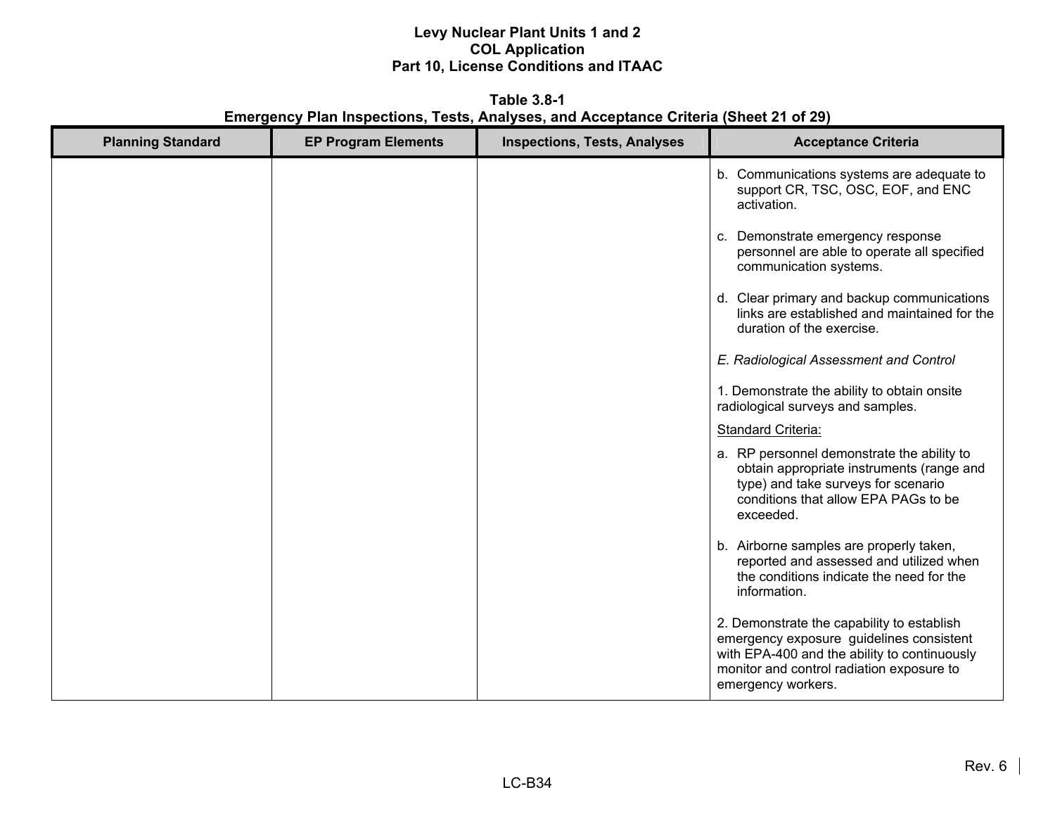**Table 3.8-1**
**Emergency Plan Inspections, Tests, Analyses, and Acceptance Criteria (Sheet 21 of 29)**

| Planning Standard | EP Program Elements | Inspections, Tests, Analyses | Acceptance Criteria |
|---|---|---|---|
| | | | b. Communications systems are adequate to support CR, TSC, OSC, EOF, and ENC activation.<br><br>c. Demonstrate emergency response personnel are able to operate all specified communication systems.<br><br>d. Clear primary and backup communications links are established and maintained for the duration of the exercise.<br><br>*E. Radiological Assessment and Control*<br><br>1. Demonstrate the ability to obtain onsite radiological surveys and samples.<br><br><u>Standard Criteria:</u><br><br>a. RP personnel demonstrate the ability to obtain appropriate instruments (range and type) and take surveys for scenario conditions that allow EPA PAGs to be exceeded.<br><br>b. Airborne samples are properly taken, reported and assessed and utilized when the conditions indicate the need for the information.<br><br>2. Demonstrate the capability to establish emergency exposure guidelines consistent with EPA-400 and the ability to continuously monitor and control radiation exposure to emergency workers. |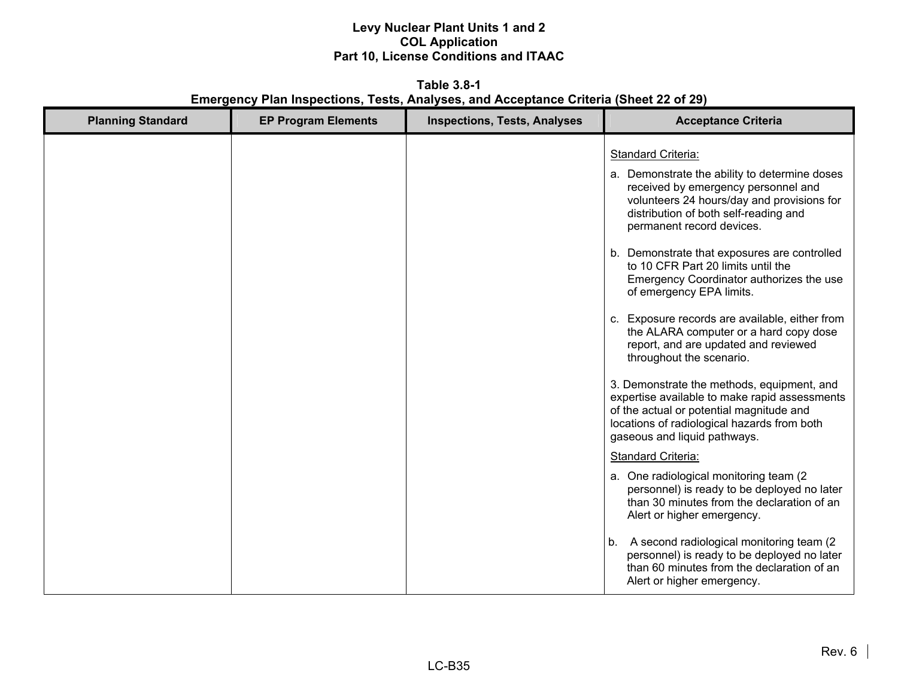Levy Nuclear Plant Units 1 and 2
COL Application
Part 10, License Conditions and ITAAC

**Table 3.8-1**
**Emergency Plan Inspections, Tests, Analyses, and Acceptance Criteria (Sheet 22 of 29)**

| Planning Standard | EP Program Elements | Inspections, Tests, Analyses | Acceptance Criteria |
|---|---|---|---|
| | | | Standard Criteria:<br>a. Demonstrate the ability to determine doses received by emergency personnel and volunteers 24 hours/day and provisions for distribution of both self-reading and permanent record devices.<br><br>b. Demonstrate that exposures are controlled to 10 CFR Part 20 limits until the Emergency Coordinator authorizes the use of emergency EPA limits.<br><br>c. Exposure records are available, either from the ALARA computer or a hard copy dose report, and are updated and reviewed throughout the scenario.<br><br>3. Demonstrate the methods, equipment, and expertise available to make rapid assessments of the actual or potential magnitude and locations of radiological hazards from both gaseous and liquid pathways.<br>Standard Criteria:<br>a. One radiological monitoring team (2 personnel) is ready to be deployed no later than 30 minutes from the declaration of an Alert or higher emergency.<br><br>b. A second radiological monitoring team (2 personnel) is ready to be deployed no later than 60 minutes from the declaration of an Alert or higher emergency. |

Rev. 6

LC-B35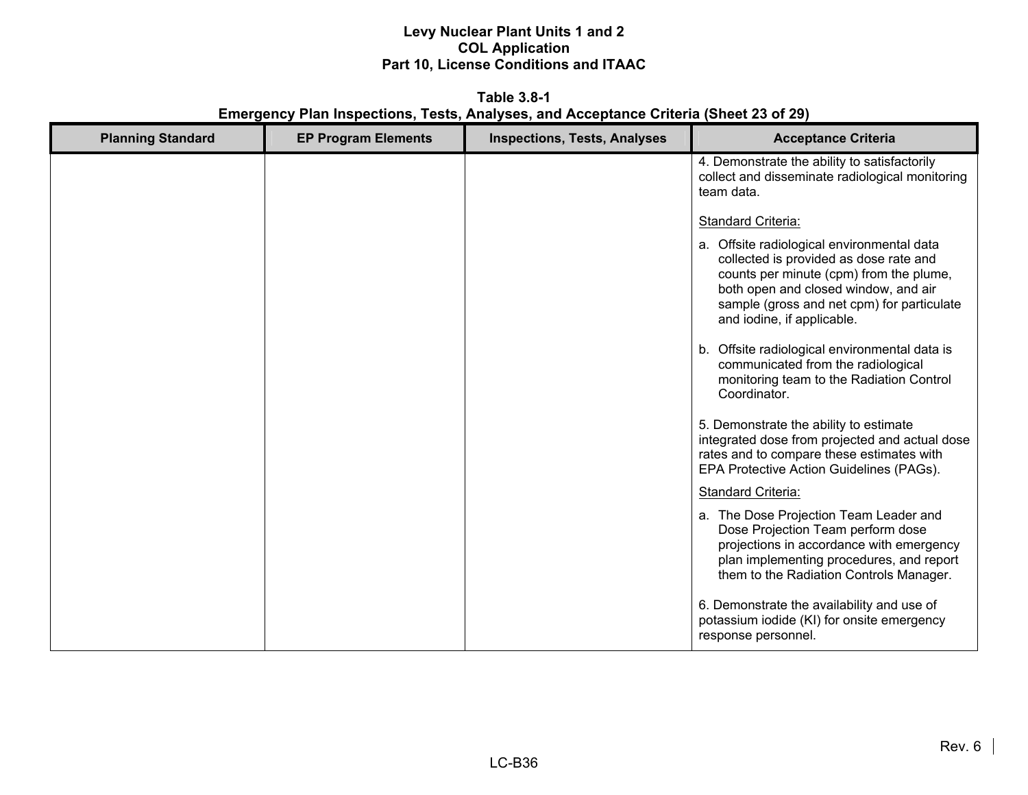**Table 3.8-1**
**Emergency Plan Inspections, Tests, Analyses, and Acceptance Criteria (Sheet 23 of 29)**

| Planning Standard | EP Program Elements | Inspections, Tests, Analyses | Acceptance Criteria |
|---|---|---|---|
| | | | 4. Demonstrate the ability to satisfactorily collect and disseminate radiological monitoring team data.<br><br><u>Standard Criteria:</u><br><br>a. Offsite radiological environmental data collected is provided as dose rate and counts per minute (cpm) from the plume, both open and closed window, and air sample (gross and net cpm) for particulate and iodine, if applicable.<br><br>b. Offsite radiological environmental data is communicated from the radiological monitoring team to the Radiation Control Coordinator.<br><br>5. Demonstrate the ability to estimate integrated dose from projected and actual dose rates and to compare these estimates with EPA Protective Action Guidelines (PAGs).<br><br><u>Standard Criteria:</u><br><br>a. The Dose Projection Team Leader and Dose Projection Team perform dose projections in accordance with emergency plan implementing procedures, and report them to the Radiation Controls Manager.<br><br>6. Demonstrate the availability and use of potassium iodide (KI) for onsite emergency response personnel. |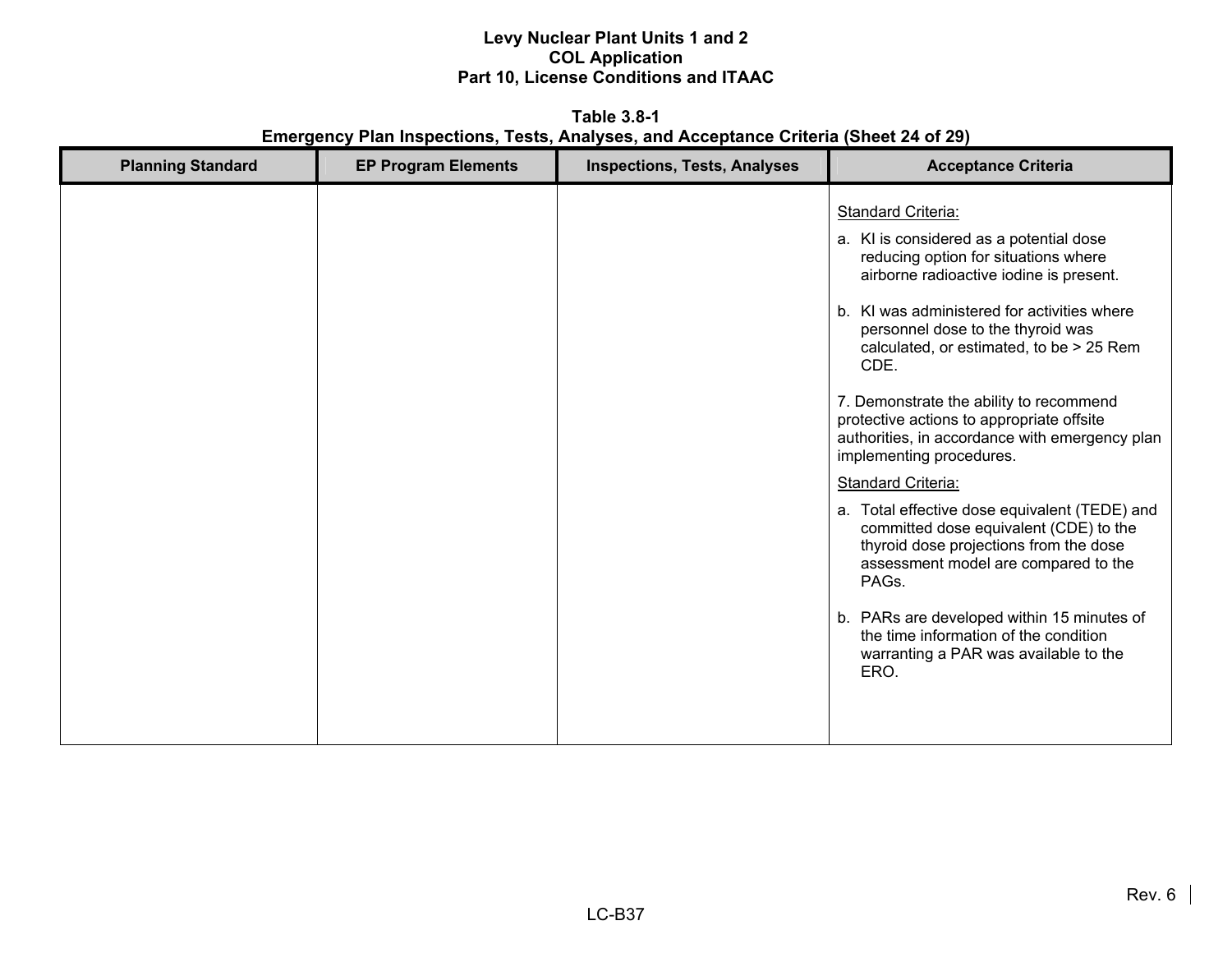**Table 3.8-1**
**Emergency Plan Inspections, Tests, Analyses, and Acceptance Criteria (Sheet 24 of 29)**

| Planning Standard | EP Program Elements | Inspections, Tests, Analyses | Acceptance Criteria |
|---|---|---|---|
| | | | Standard Criteria:<br>a. KI is considered as a potential dose reducing option for situations where airborne radioactive iodine is present.<br>b. KI was administered for activities where personnel dose to the thyroid was calculated, or estimated, to be > 25 Rem CDE.<br>7. Demonstrate the ability to recommend protective actions to appropriate offsite authorities, in accordance with emergency plan implementing procedures.<br>Standard Criteria:<br>a. Total effective dose equivalent (TEDE) and committed dose equivalent (CDE) to the thyroid dose projections from the dose assessment model are compared to the PAGs.<br>b. PARs are developed within 15 minutes of the time information of the condition warranting a PAR was available to the ERO. |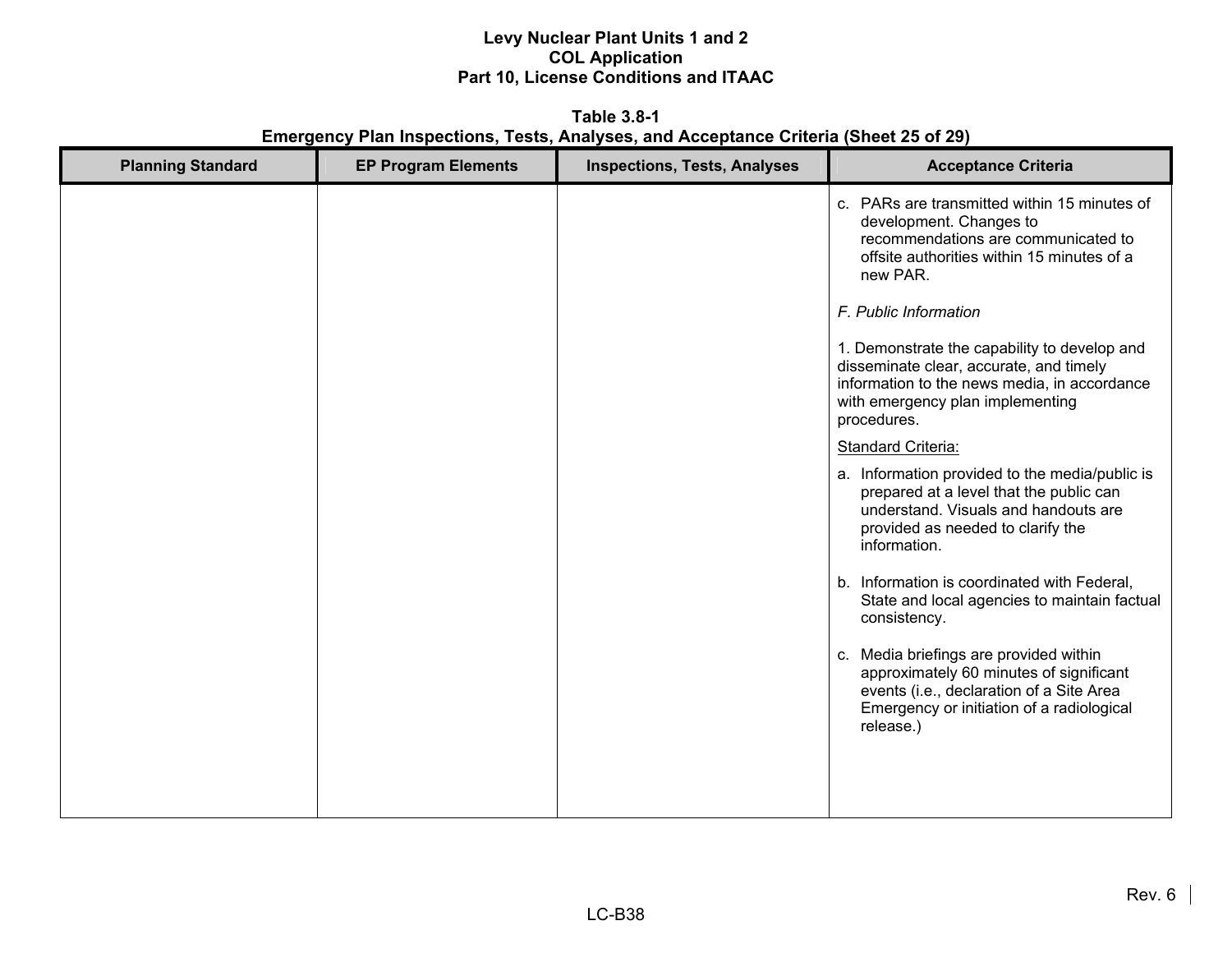**Table 3.8-1**
**Emergency Plan Inspections, Tests, Analyses, and Acceptance Criteria (Sheet 25 of 29)**

| Planning Standard | EP Program Elements | Inspections, Tests, Analyses | Acceptance Criteria |
|---|---|---|---|
| | | | c. PARs are transmitted within 15 minutes of development. Changes to recommendations are communicated to offsite authorities within 15 minutes of a new PAR.<br><br>*F. Public Information*<br><br>1. Demonstrate the capability to develop and disseminate clear, accurate, and timely information to the news media, in accordance with emergency plan implementing procedures.<br><br><u>Standard Criteria:</u><br><br>a. Information provided to the media/public is prepared at a level that the public can understand. Visuals and handouts are provided as needed to clarify the information.<br><br>b. Information is coordinated with Federal, State and local agencies to maintain factual consistency.<br><br>c. Media briefings are provided within approximately 60 minutes of significant events (i.e., declaration of a Site Area Emergency or initiation of a radiological release.) |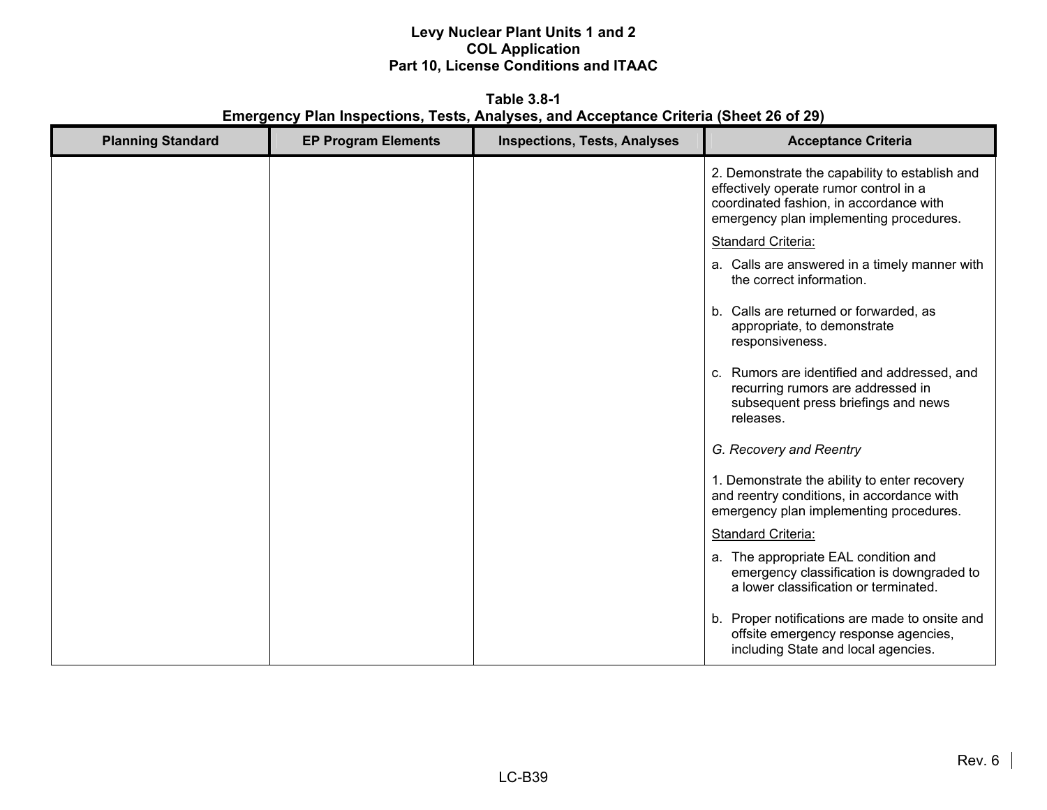**Table 3.8-1**
**Emergency Plan Inspections, Tests, Analyses, and Acceptance Criteria (Sheet 26 of 29)**

| Planning Standard | EP Program Elements | Inspections, Tests, Analyses | Acceptance Criteria |
|---|---|---|---|
| | | | 2. Demonstrate the capability to establish and effectively operate rumor control in a coordinated fashion, in accordance with emergency plan implementing procedures.<br><br><u>Standard Criteria:</u><br><br>a. Calls are answered in a timely manner with the correct information.<br><br>b. Calls are returned or forwarded, as appropriate, to demonstrate responsiveness.<br><br>c. Rumors are identified and addressed, and recurring rumors are addressed in subsequent press briefings and news releases.<br><br>*G. Recovery and Reentry*<br><br>1. Demonstrate the ability to enter recovery and reentry conditions, in accordance with emergency plan implementing procedures.<br><br><u>Standard Criteria:</u><br><br>a. The appropriate EAL condition and emergency classification is downgraded to a lower classification or terminated.<br><br>b. Proper notifications are made to onsite and offsite emergency response agencies, including State and local agencies. |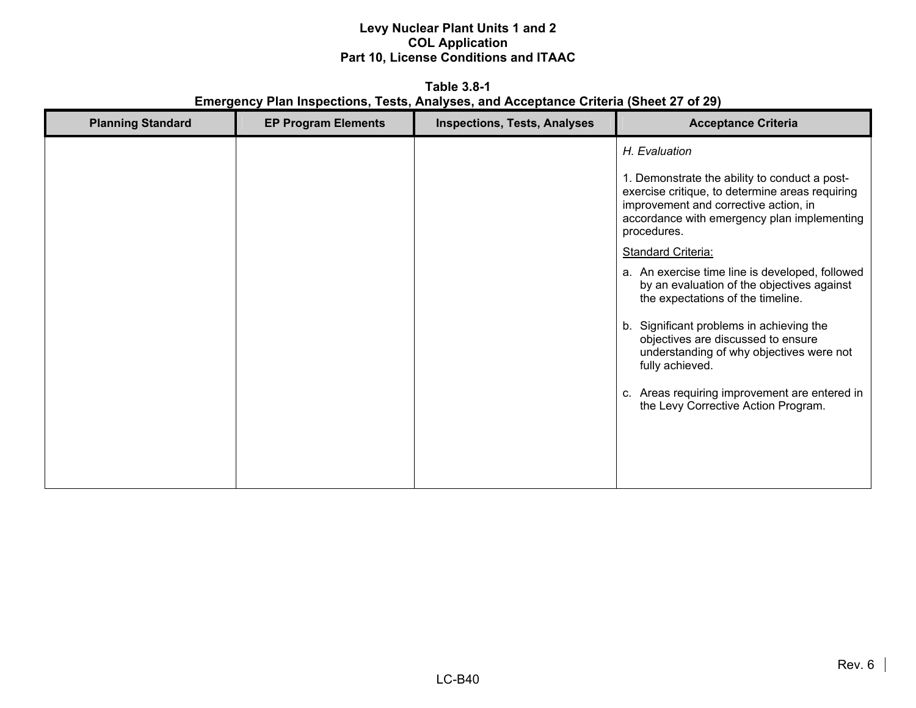**Table 3.8-1**
**Emergency Plan Inspections, Tests, Analyses, and Acceptance Criteria (Sheet 27 of 29)**

| Planning Standard | EP Program Elements | Inspections, Tests, Analyses | Acceptance Criteria |
|---|---|---|---|
| | | | *H. Evaluation*<br><br>1. Demonstrate the ability to conduct a post-exercise critique, to determine areas requiring improvement and corrective action, in accordance with emergency plan implementing procedures.<br><br>Standard Criteria:<br><br>a. An exercise time line is developed, followed by an evaluation of the objectives against the expectations of the timeline.<br><br>b. Significant problems in achieving the objectives are discussed to ensure understanding of why objectives were not fully achieved.<br><br>c. Areas requiring improvement are entered in the Levy Corrective Action Program. |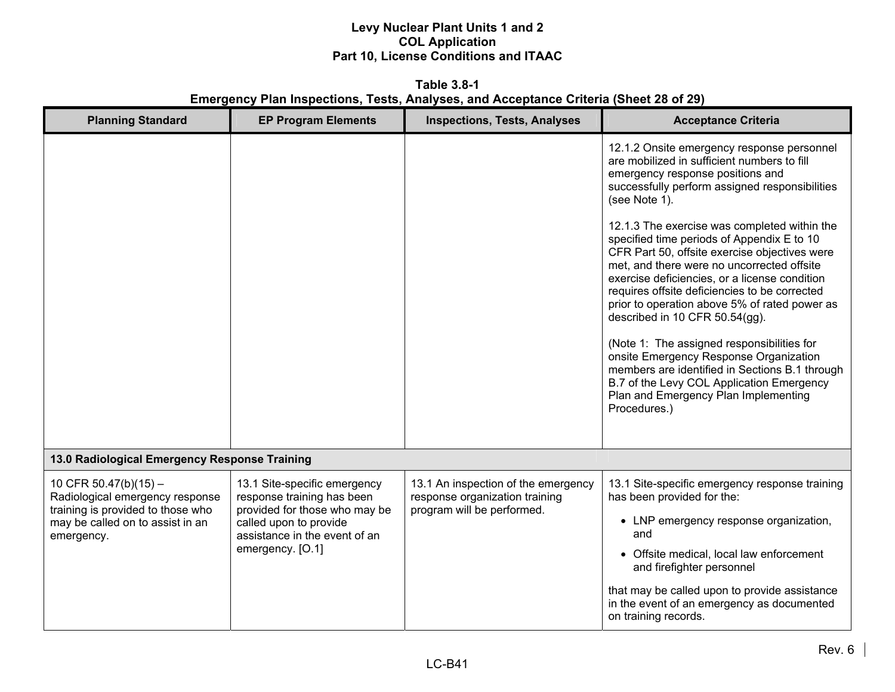**Table 3.8-1**
**Emergency Plan Inspections, Tests, Analyses, and Acceptance Criteria (Sheet 28 of 29)**

| Planning Standard | EP Program Elements | Inspections, Tests, Analyses | Acceptance Criteria |
|---|---|---|---|
| | | | 12.1.2 Onsite emergency response personnel are mobilized in sufficient numbers to fill emergency response positions and successfully perform assigned responsibilities (see Note 1).<br><br>12.1.3 The exercise was completed within the specified time periods of Appendix E to 10 CFR Part 50, offsite exercise objectives were met, and there were no uncorrected offsite exercise deficiencies, or a license condition requires offsite deficiencies to be corrected prior to operation above 5% of rated power as described in 10 CFR 50.54(gg).<br><br>(Note 1: The assigned responsibilities for onsite Emergency Response Organization members are identified in Sections B.1 through B.7 of the Levy COL Application Emergency Plan and Emergency Plan Implementing Procedures.) |
| **13.0 Radiological Emergency Response Training** | | | |
| 10 CFR 50.47(b)(15) – Radiological emergency response training is provided to those who may be called on to assist in an emergency. | 13.1 Site-specific emergency response training has been provided for those who may be called upon to provide assistance in the event of an emergency. [O.1] | 13.1 An inspection of the emergency response organization training program will be performed. | 13.1 Site-specific emergency response training has been provided for the:<br>• LNP emergency response organization, and<br>• Offsite medical, local law enforcement and firefighter personnel<br><br>that may be called upon to provide assistance in the event of an emergency as documented on training records. |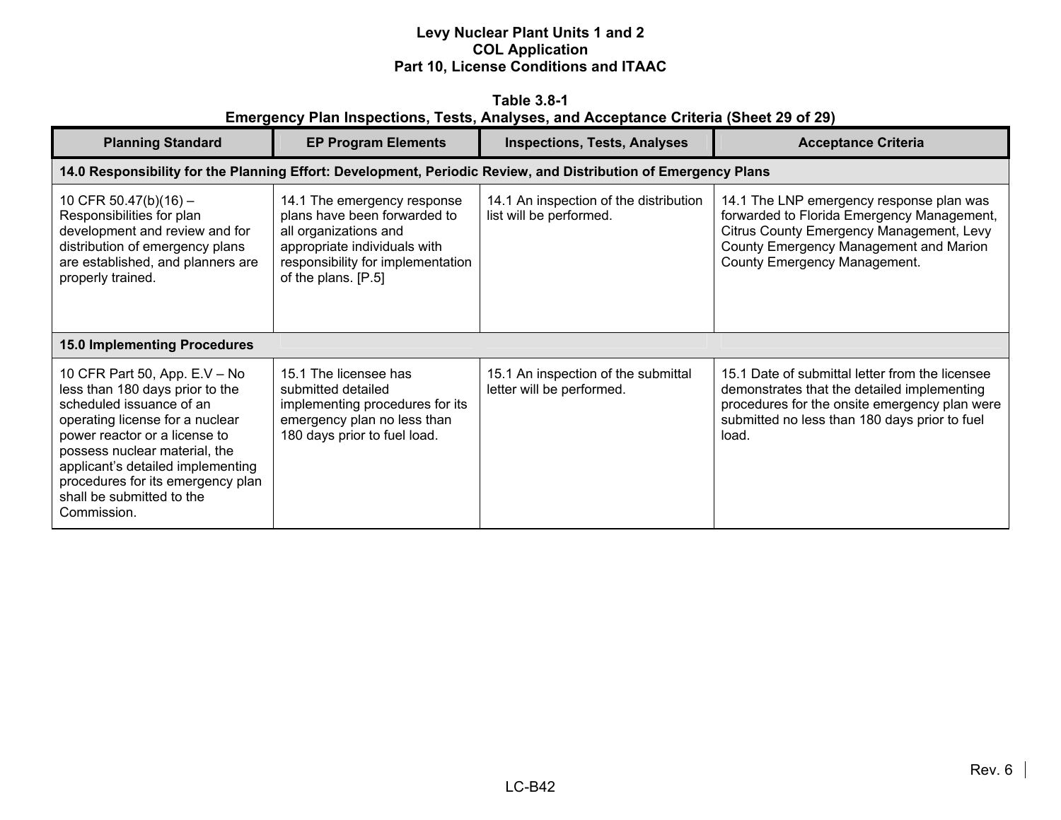**Table 3.8-1**
**Emergency Plan Inspections, Tests, Analyses, and Acceptance Criteria (Sheet 29 of 29)**

| Planning Standard | EP Program Elements | Inspections, Tests, Analyses | Acceptance Criteria |
|---|---|---|---|
| **14.0 Responsibility for the Planning Effort: Development, Periodic Review, and Distribution of Emergency Plans** | | | |
| 10 CFR 50.47(b)(16) – Responsibilities for plan development and review and for distribution of emergency plans are established, and planners are properly trained. | 14.1 The emergency response plans have been forwarded to all organizations and appropriate individuals with responsibility for implementation of the plans. [P.5] | 14.1 An inspection of the distribution list will be performed. | 14.1 The LNP emergency response plan was forwarded to Florida Emergency Management, Citrus County Emergency Management, Levy County Emergency Management and Marion County Emergency Management. |
| **15.0 Implementing Procedures** | | | |
| 10 CFR Part 50, App. E.V – No less than 180 days prior to the scheduled issuance of an operating license for a nuclear power reactor or a license to possess nuclear material, the applicant's detailed implementing procedures for its emergency plan shall be submitted to the Commission. | 15.1 The licensee has submitted detailed implementing procedures for its emergency plan no less than 180 days prior to fuel load. | 15.1 An inspection of the submittal letter will be performed. | 15.1 Date of submittal letter from the licensee demonstrates that the detailed implementing procedures for the onsite emergency plan were submitted no less than 180 days prior to fuel load. |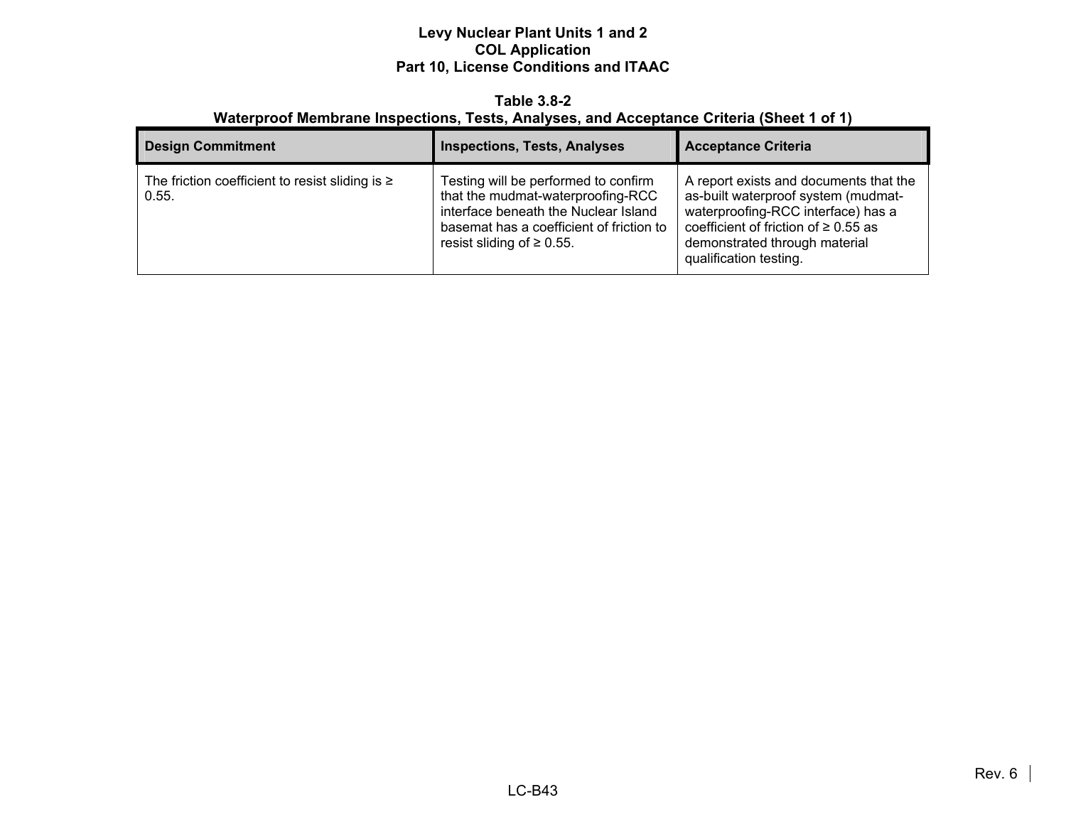**Table 3.8-2**
**Waterproof Membrane Inspections, Tests, Analyses, and Acceptance Criteria (Sheet 1 of 1)**

| Design Commitment | Inspections, Tests, Analyses | Acceptance Criteria |
|---|---|---|
| The friction coefficient to resist sliding is ≥ 0.55. | Testing will be performed to confirm that the mudmat-waterproofing-RCC interface beneath the Nuclear Island basemat has a coefficient of friction to resist sliding of ≥ 0.55. | A report exists and documents that the as-built waterproof system (mudmat-waterproofing-RCC interface) has a coefficient of friction of ≥ 0.55 as demonstrated through material qualification testing. |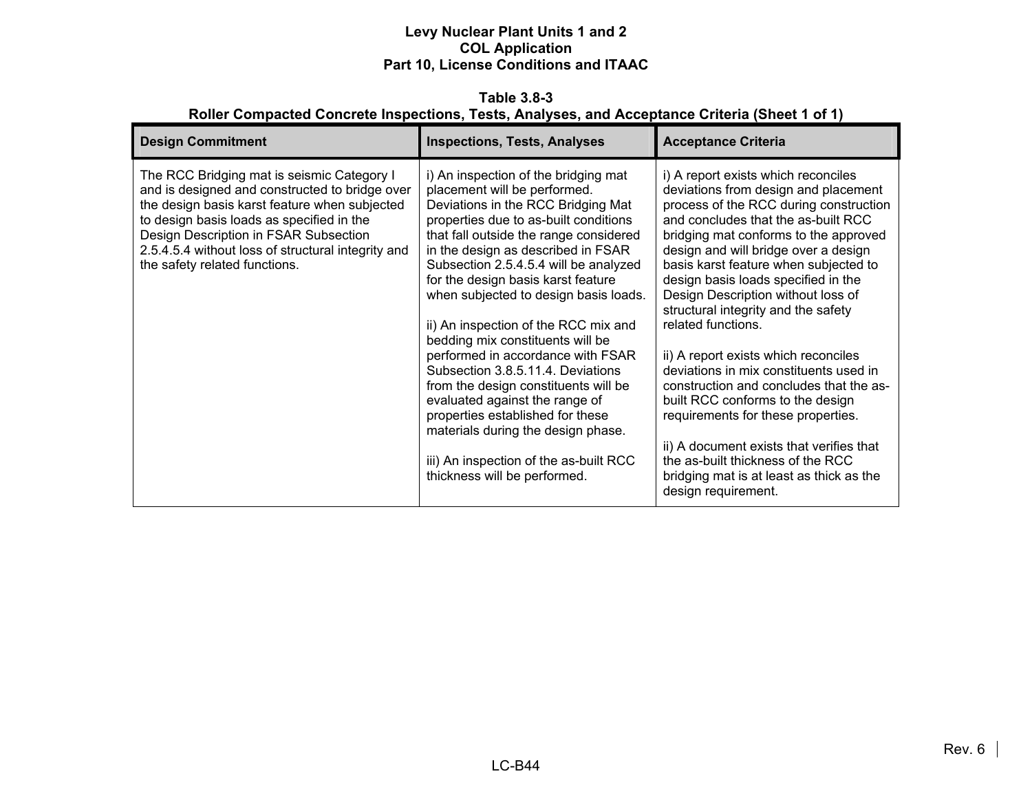**Table 3.8-3**
**Roller Compacted Concrete Inspections, Tests, Analyses, and Acceptance Criteria (Sheet 1 of 1)**

| Design Commitment | Inspections, Tests, Analyses | Acceptance Criteria |
|---|---|---|
| The RCC Bridging mat is seismic Category I and is designed and constructed to bridge over the design basis karst feature when subjected to design basis loads as specified in the Design Description in FSAR Subsection 2.5.4.5.4 without loss of structural integrity and the safety related functions. | i) An inspection of the bridging mat placement will be performed. Deviations in the RCC Bridging Mat properties due to as-built conditions that fall outside the range considered in the design as described in FSAR Subsection 2.5.4.5.4 will be analyzed for the design basis karst feature when subjected to design basis loads.<br><br>ii) An inspection of the RCC mix and bedding mix constituents will be performed in accordance with FSAR Subsection 3.8.5.11.4. Deviations from the design constituents will be evaluated against the range of properties established for these materials during the design phase.<br><br>iii) An inspection of the as-built RCC thickness will be performed. | i) A report exists which reconciles deviations from design and placement process of the RCC during construction and concludes that the as-built RCC bridging mat conforms to the approved design and will bridge over a design basis karst feature when subjected to design basis loads specified in the Design Description without loss of structural integrity and the safety related functions.<br><br>ii) A report exists which reconciles deviations in mix constituents used in construction and concludes that the as-built RCC conforms to the design requirements for these properties.<br><br>ii) A document exists that verifies that the as-built thickness of the RCC bridging mat is at least as thick as the design requirement. |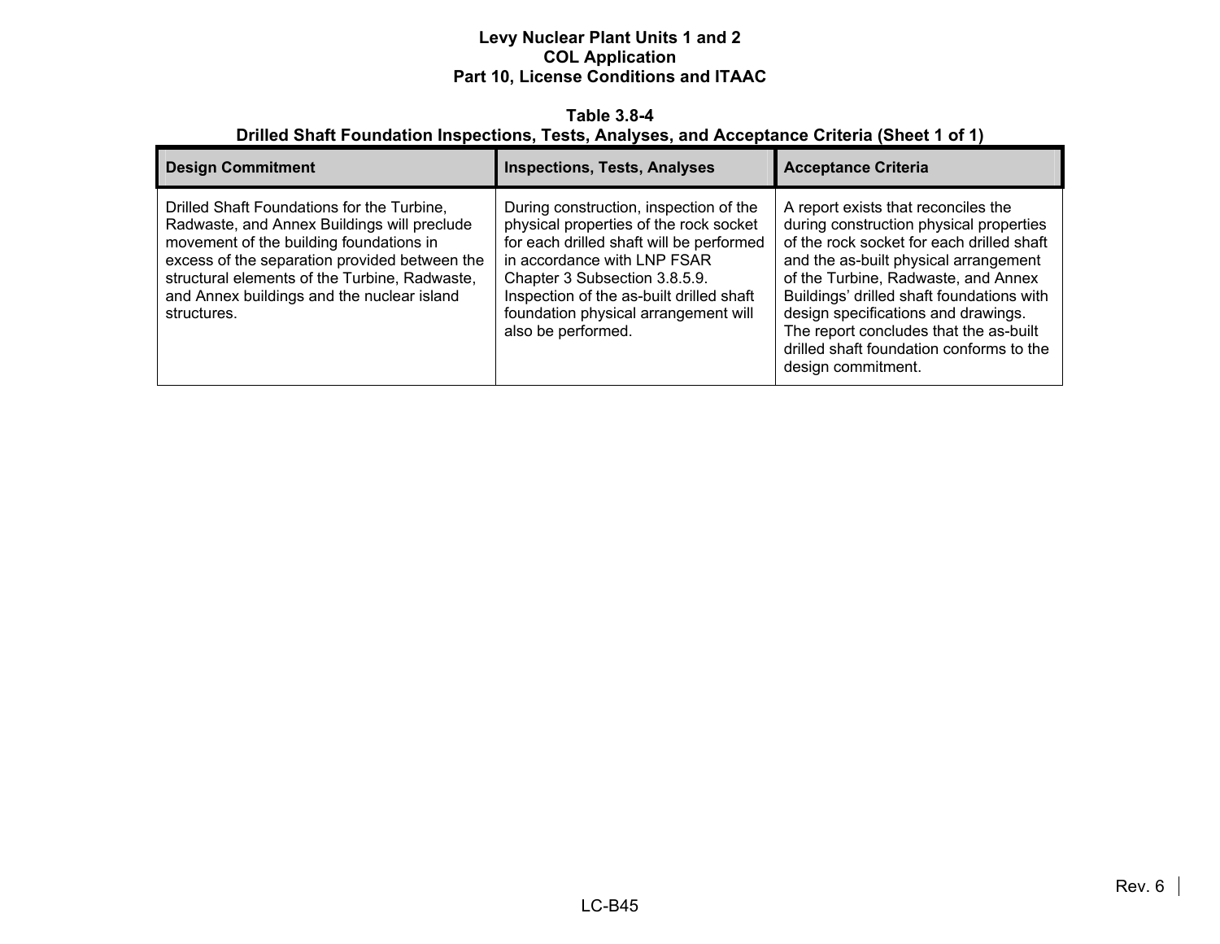**Table 3.8-4**
**Drilled Shaft Foundation Inspections, Tests, Analyses, and Acceptance Criteria (Sheet 1 of 1)**

| Design Commitment | Inspections, Tests, Analyses | Acceptance Criteria |
|---|---|---|
| Drilled Shaft Foundations for the Turbine, Radwaste, and Annex Buildings will preclude movement of the building foundations in excess of the separation provided between the structural elements of the Turbine, Radwaste, and Annex buildings and the nuclear island structures. | During construction, inspection of the physical properties of the rock socket for each drilled shaft will be performed in accordance with LNP FSAR Chapter 3 Subsection 3.8.5.9. Inspection of the as-built drilled shaft foundation physical arrangement will also be performed. | A report exists that reconciles the during construction physical properties of the rock socket for each drilled shaft and the as-built physical arrangement of the Turbine, Radwaste, and Annex Buildings' drilled shaft foundations with design specifications and drawings. The report concludes that the as-built drilled shaft foundation conforms to the design commitment. |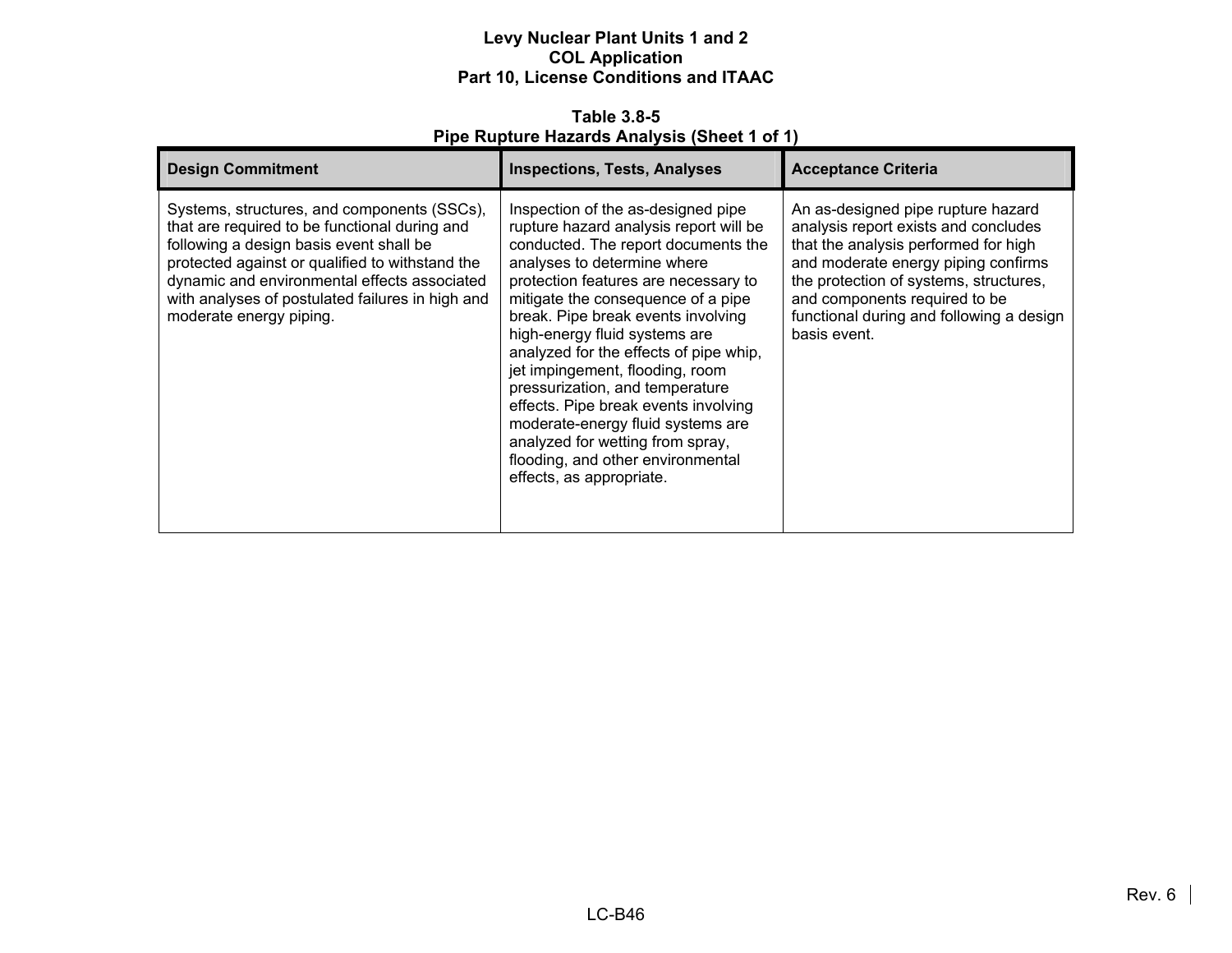**Table 3.8-5**
**Pipe Rupture Hazards Analysis (Sheet 1 of 1)**

| Design Commitment | Inspections, Tests, Analyses | Acceptance Criteria |
|---|---|---|
| Systems, structures, and components (SSCs), that are required to be functional during and following a design basis event shall be protected against or qualified to withstand the dynamic and environmental effects associated with analyses of postulated failures in high and moderate energy piping. | Inspection of the as-designed pipe rupture hazard analysis report will be conducted. The report documents the analyses to determine where protection features are necessary to mitigate the consequence of a pipe break. Pipe break events involving high-energy fluid systems are analyzed for the effects of pipe whip, jet impingement, flooding, room pressurization, and temperature effects. Pipe break events involving moderate-energy fluid systems are analyzed for wetting from spray, flooding, and other environmental effects, as appropriate. | An as-designed pipe rupture hazard analysis report exists and concludes that the analysis performed for high and moderate energy piping confirms the protection of systems, structures, and components required to be functional during and following a design basis event. |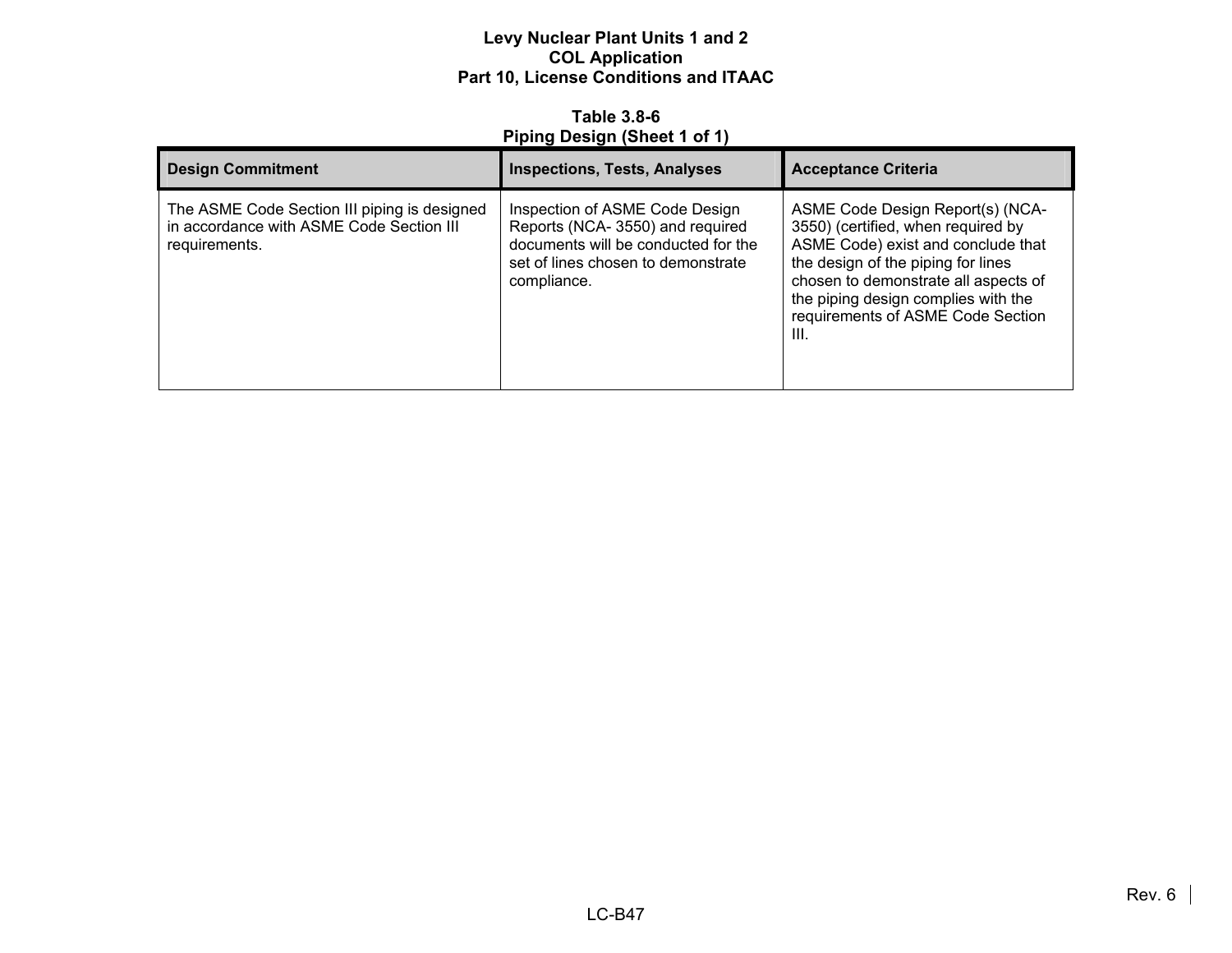**Table 3.8-6**
**Piping Design (Sheet 1 of 1)**

| Design Commitment | Inspections, Tests, Analyses | Acceptance Criteria |
|---|---|---|
| The ASME Code Section III piping is designed in accordance with ASME Code Section III requirements. | Inspection of ASME Code Design Reports (NCA- 3550) and required documents will be conducted for the set of lines chosen to demonstrate compliance. | ASME Code Design Report(s) (NCA-3550) (certified, when required by ASME Code) exist and conclude that the design of the piping for lines chosen to demonstrate all aspects of the piping design complies with the requirements of ASME Code Section III. |